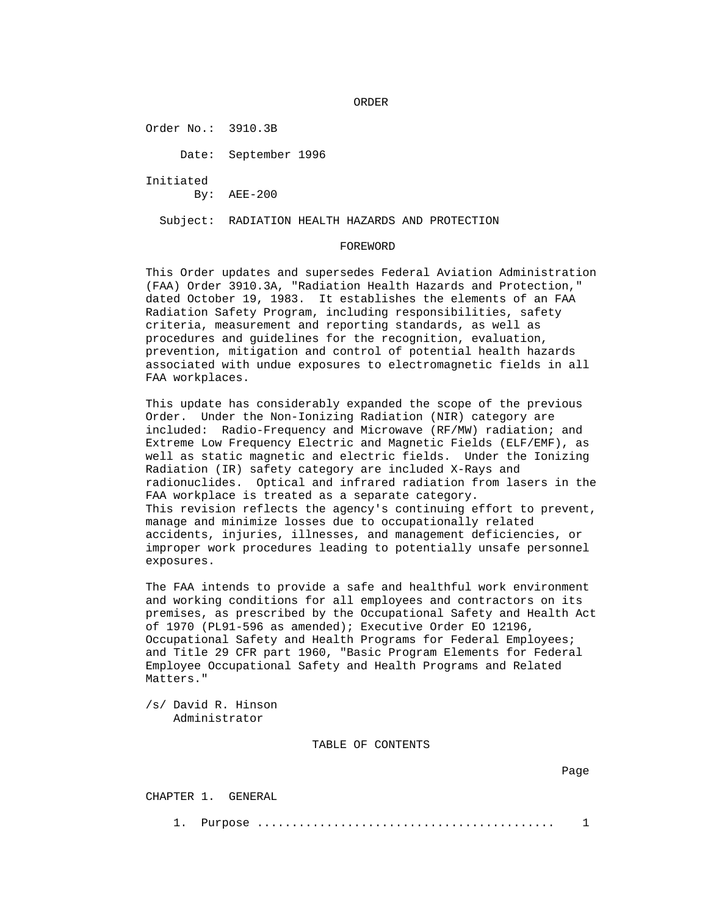# ORDER

Order No.: 3910.3B

Date: September 1996

Initiated By: AEE-200

Subject: RADIATION HEALTH HAZARDS AND PROTECTION

## FOREWORD

This Order updates and supersedes Federal Aviation Administration (FAA) Order 3910.3A, "Radiation Health Hazards and Protection," dated October 19, 1983. It establishes the elements of an FAA Radiation Safety Program, including responsibilities, safety criteria, measurement and reporting standards, as well as procedures and guidelines for the recognition, evaluation, prevention, mitigation and control of potential health hazards associated with undue exposures to electromagnetic fields in all FAA workplaces.

This update has considerably expanded the scope of the previous Order. Under the Non-Ionizing Radiation (NIR) category are included: Radio-Frequency and Microwave (RF/MW) radiation; and Extreme Low Frequency Electric and Magnetic Fields (ELF/EMF), as well as static magnetic and electric fields. Under the Ionizing Radiation (IR) safety category are included X-Rays and radionuclides. Optical and infrared radiation from lasers in the FAA workplace is treated as a separate category.
This revision reflects the agency's continuing effort to prevent, manage and minimize losses due to occupationally related accidents, injuries, illnesses, and management deficiencies, or improper work procedures leading to potentially unsafe personnel exposures.

The FAA intends to provide a safe and healthful work environment and working conditions for all employees and contractors on its premises, as prescribed by the Occupational Safety and Health Act of 1970 (PL91-596 as amended); Executive Order EO 12196, Occupational Safety and Health Programs for Federal Employees; and Title 29 CFR part 1960, "Basic Program Elements for Federal Employee Occupational Safety and Health Programs and Related Matters."

/s/ David R. Hinson
Administrator

## TABLE OF CONTENTS

| | Page |
|---|---|
| CHAPTER 1. GENERAL | |
| 1. Purpose .......................................... | 1 |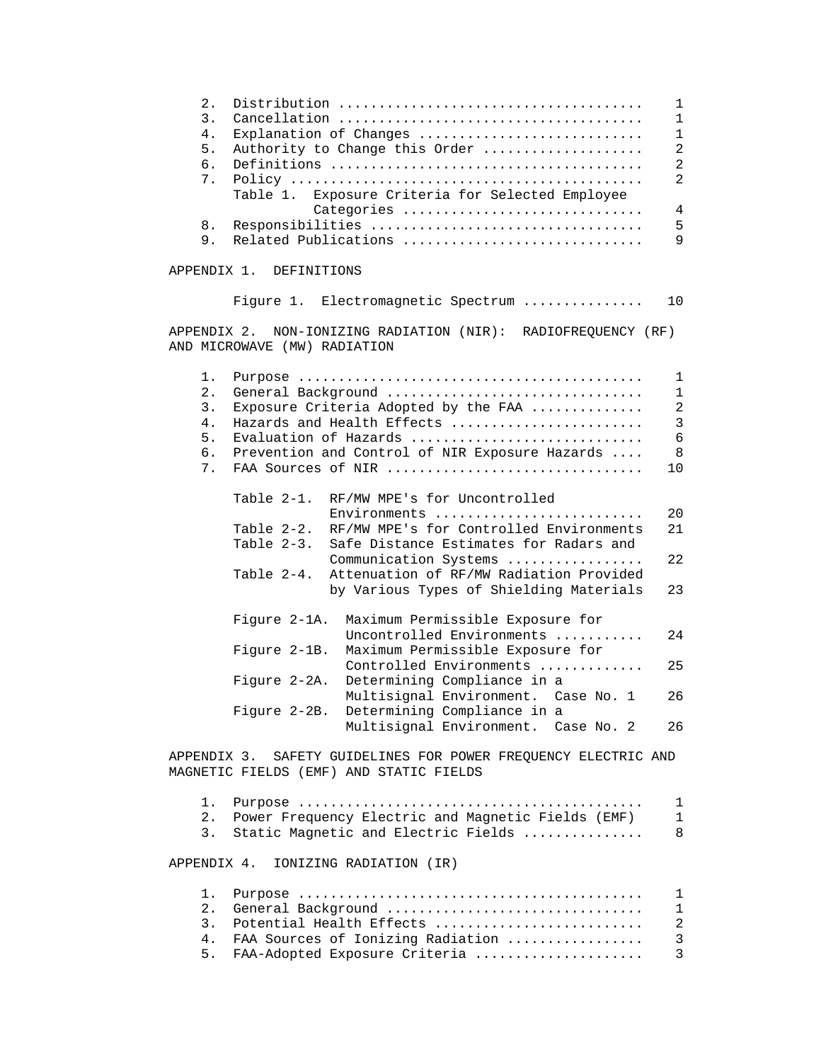| | | |
|---|---|---|
| 2. | Distribution | 1 |
| 3. | Cancellation | 1 |
| 4. | Explanation of Changes | 1 |
| 5. | Authority to Change this Order | 2 |
| 6. | Definitions | 2 |
| 7. | Policy | 2 |
| | Table 1. Exposure Criteria for Selected Employee Categories | 4 |
| 8. | Responsibilities | 5 |
| 9. | Related Publications | 9 |

APPENDIX 1. DEFINITIONS

| | |
|---|---|
| Figure 1. Electromagnetic Spectrum | 10 |

APPENDIX 2. NON-IONIZING RADIATION (NIR): RADIOFREQUENCY (RF) AND MICROWAVE (MW) RADIATION

| | | |
|---|---|---|
| 1. | Purpose | 1 |
| 2. | General Background | 1 |
| 3. | Exposure Criteria Adopted by the FAA | 2 |
| 4. | Hazards and Health Effects | 3 |
| 5. | Evaluation of Hazards | 6 |
| 6. | Prevention and Control of NIR Exposure Hazards | 8 |
| 7. | FAA Sources of NIR | 10 |

| | |
|---|---|
| Table 2-1. RF/MW MPE's for Uncontrolled Environments | 20 |
| Table 2-2. RF/MW MPE's for Controlled Environments | 21 |
| Table 2-3. Safe Distance Estimates for Radars and Communication Systems | 22 |
| Table 2-4. Attenuation of RF/MW Radiation Provided by Various Types of Shielding Materials | 23 |
| Figure 2-1A. Maximum Permissible Exposure for Uncontrolled Environments | 24 |
| Figure 2-1B. Maximum Permissible Exposure for Controlled Environments | 25 |
| Figure 2-2A. Determining Compliance in a Multisignal Environment. Case No. 1 | 26 |
| Figure 2-2B. Determining Compliance in a Multisignal Environment. Case No. 2 | 26 |

APPENDIX 3. SAFETY GUIDELINES FOR POWER FREQUENCY ELECTRIC AND MAGNETIC FIELDS (EMF) AND STATIC FIELDS

| | | |
|---|---|---|
| 1. | Purpose | 1 |
| 2. | Power Frequency Electric and Magnetic Fields (EMF) | 1 |
| 3. | Static Magnetic and Electric Fields | 8 |

APPENDIX 4. IONIZING RADIATION (IR)

| | | |
|---|---|---|
| 1. | Purpose | 1 |
| 2. | General Background | 1 |
| 3. | Potential Health Effects | 2 |
| 4. | FAA Sources of Ionizing Radiation | 3 |
| 5. | FAA-Adopted Exposure Criteria | 3 |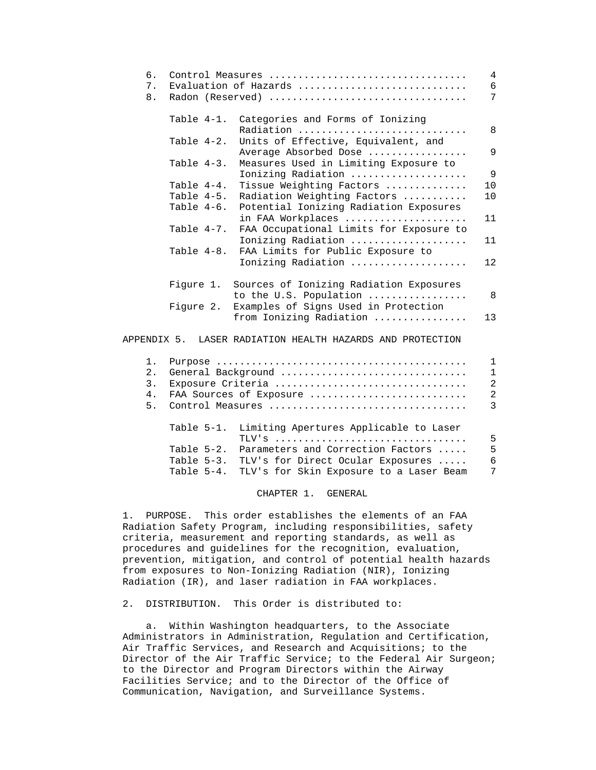| | | |
|---|---|---|
| 6. | Control Measures | 4 |
| 7. | Evaluation of Hazards | 6 |
| 8. | Radon (Reserved) | 7 |

| | | |
|---|---|---|
| Table 4-1. | Categories and Forms of Ionizing Radiation | 8 |
| Table 4-2. | Units of Effective, Equivalent, and Average Absorbed Dose | 9 |
| Table 4-3. | Measures Used in Limiting Exposure to Ionizing Radiation | 9 |
| Table 4-4. | Tissue Weighting Factors | 10 |
| Table 4-5. | Radiation Weighting Factors | 10 |
| Table 4-6. | Potential Ionizing Radiation Exposures in FAA Workplaces | 11 |
| Table 4-7. | FAA Occupational Limits for Exposure to Ionizing Radiation | 11 |
| Table 4-8. | FAA Limits for Public Exposure to Ionizing Radiation | 12 |

| | | |
|---|---|---|
| Figure 1. | Sources of Ionizing Radiation Exposures to the U.S. Population | 8 |
| Figure 2. | Examples of Signs Used in Protection from Ionizing Radiation | 13 |

APPENDIX 5. LASER RADIATION HEALTH HAZARDS AND PROTECTION

| | | |
|---|---|---|
| 1. | Purpose | 1 |
| 2. | General Background | 1 |
| 3. | Exposure Criteria | 2 |
| 4. | FAA Sources of Exposure | 2 |
| 5. | Control Measures | 3 |

| | | |
|---|---|---|
| Table 5-1. | Limiting Apertures Applicable to Laser TLV's | 5 |
| Table 5-2. | Parameters and Correction Factors | 5 |
| Table 5-3. | TLV's for Direct Ocular Exposures | 6 |
| Table 5-4. | TLV's for Skin Exposure to a Laser Beam | 7 |

# CHAPTER 1. GENERAL

1. PURPOSE. This order establishes the elements of an FAA Radiation Safety Program, including responsibilities, safety criteria, measurement and reporting standards, as well as procedures and guidelines for the recognition, evaluation, prevention, mitigation, and control of potential health hazards from exposures to Non-Ionizing Radiation (NIR), Ionizing Radiation (IR), and laser radiation in FAA workplaces.

2. DISTRIBUTION. This Order is distributed to:

a. Within Washington headquarters, to the Associate Administrators in Administration, Regulation and Certification, Air Traffic Services, and Research and Acquisitions; to the Director of the Air Traffic Service; to the Federal Air Surgeon; to the Director and Program Directors within the Airway Facilities Service; and to the Director of the Office of Communication, Navigation, and Surveillance Systems.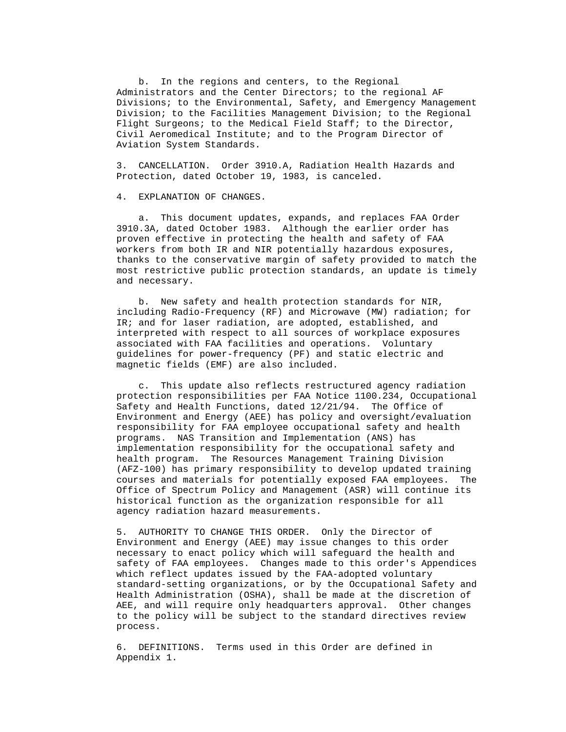b. In the regions and centers, to the Regional Administrators and the Center Directors; to the regional AF Divisions; to the Environmental, Safety, and Emergency Management Division; to the Facilities Management Division; to the Regional Flight Surgeons; to the Medical Field Staff; to the Director, Civil Aeromedical Institute; and to the Program Director of Aviation System Standards.

3. CANCELLATION. Order 3910.A, Radiation Health Hazards and Protection, dated October 19, 1983, is canceled.

4. EXPLANATION OF CHANGES.

a. This document updates, expands, and replaces FAA Order 3910.3A, dated October 1983. Although the earlier order has proven effective in protecting the health and safety of FAA workers from both IR and NIR potentially hazardous exposures, thanks to the conservative margin of safety provided to match the most restrictive public protection standards, an update is timely and necessary.

b. New safety and health protection standards for NIR, including Radio-Frequency (RF) and Microwave (MW) radiation; for IR; and for laser radiation, are adopted, established, and interpreted with respect to all sources of workplace exposures associated with FAA facilities and operations. Voluntary guidelines for power-frequency (PF) and static electric and magnetic fields (EMF) are also included.

c. This update also reflects restructured agency radiation protection responsibilities per FAA Notice 1100.234, Occupational Safety and Health Functions, dated 12/21/94. The Office of Environment and Energy (AEE) has policy and oversight/evaluation responsibility for FAA employee occupational safety and health programs. NAS Transition and Implementation (ANS) has implementation responsibility for the occupational safety and health program. The Resources Management Training Division (AFZ-100) has primary responsibility to develop updated training courses and materials for potentially exposed FAA employees. The Office of Spectrum Policy and Management (ASR) will continue its historical function as the organization responsible for all agency radiation hazard measurements.

5. AUTHORITY TO CHANGE THIS ORDER. Only the Director of Environment and Energy (AEE) may issue changes to this order necessary to enact policy which will safeguard the health and safety of FAA employees. Changes made to this order's Appendices which reflect updates issued by the FAA-adopted voluntary standard-setting organizations, or by the Occupational Safety and Health Administration (OSHA), shall be made at the discretion of AEE, and will require only headquarters approval. Other changes to the policy will be subject to the standard directives review process.

6. DEFINITIONS. Terms used in this Order are defined in Appendix 1.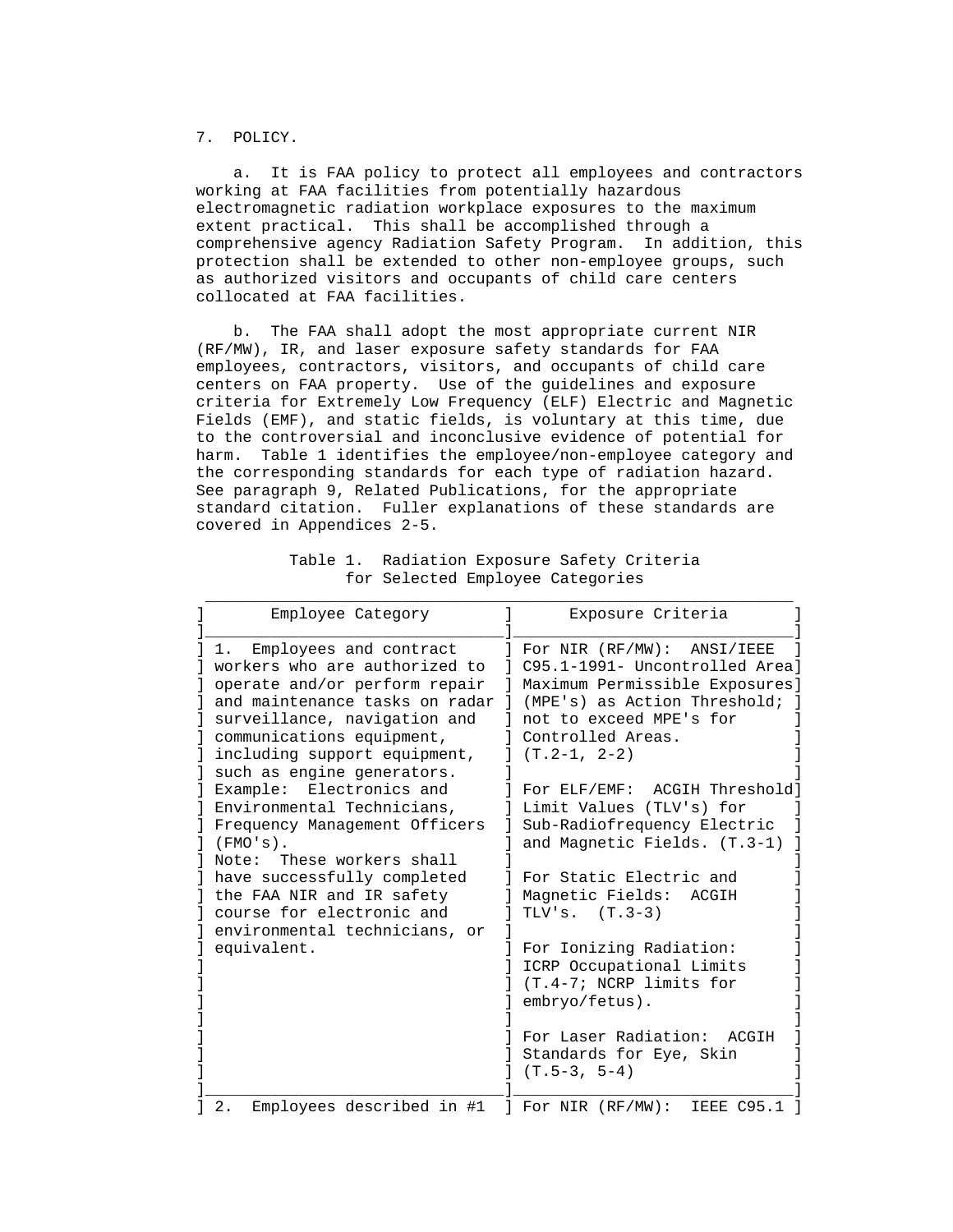## 7. POLICY.

a. It is FAA policy to protect all employees and contractors working at FAA facilities from potentially hazardous electromagnetic radiation workplace exposures to the maximum extent practical. This shall be accomplished through a comprehensive agency Radiation Safety Program. In addition, this protection shall be extended to other non-employee groups, such as authorized visitors and occupants of child care centers collocated at FAA facilities.

b. The FAA shall adopt the most appropriate current NIR (RF/MW), IR, and laser exposure safety standards for FAA employees, contractors, visitors, and occupants of child care centers on FAA property. Use of the guidelines and exposure criteria for Extremely Low Frequency (ELF) Electric and Magnetic Fields (EMF), and static fields, is voluntary at this time, due to the controversial and inconclusive evidence of potential for harm. Table 1 identifies the employee/non-employee category and the corresponding standards for each type of radiation hazard. See paragraph 9, Related Publications, for the appropriate standard citation. Fuller explanations of these standards are covered in Appendices 2-5.

Table 1. Radiation Exposure Safety Criteria for Selected Employee Categories

| Employee Category | Exposure Criteria |
|---|---|
| 1. Employees and contract workers who are authorized to operate and/or perform repair and maintenance tasks on radar surveillance, navigation and communications equipment, including support equipment, such as engine generators. Example: Electronics and Environmental Technicians, Frequency Management Officers (FMO's). Note: These workers shall have successfully completed the FAA NIR and IR safety course for electronic and environmental technicians, or equivalent. | For NIR (RF/MW): ANSI/IEEE C95.1-1991- Uncontrolled Area Maximum Permissible Exposures (MPE's) as Action Threshold; not to exceed MPE's for Controlled Areas. (T.2-1, 2-2)<br><br>For ELF/EMF: ACGIH Threshold Limit Values (TLV's) for Sub-Radiofrequency Electric and Magnetic Fields. (T.3-1)<br><br>For Static Electric and Magnetic Fields: ACGIH TLV's. (T.3-3)<br><br>For Ionizing Radiation: ICRP Occupational Limits (T.4-7; NCRP limits for embryo/fetus).<br><br>For Laser Radiation: ACGIH Standards for Eye, Skin (T.5-3, 5-4) |
| 2. Employees described in #1 | For NIR (RF/MW): IEEE C95.1 |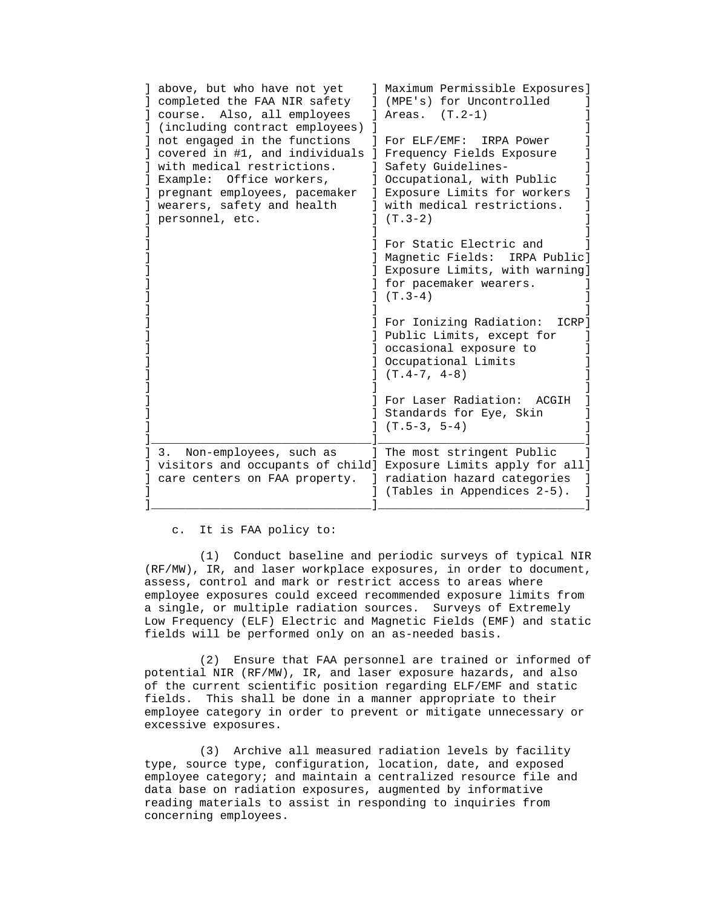| | |
|---|---|
| above, but who have not yet completed the FAA NIR safety course. Also, all employees (including contract employees) not engaged in the functions covered in #1, and individuals with medical restrictions. Example: Office workers, pregnant employees, pacemaker wearers, safety and health personnel, etc. | Maximum Permissible Exposures (MPE's) for Uncontrolled Areas. (T.2-1)<br><br>For ELF/EMF: IRPA Power Frequency Fields Exposure Safety Guidelines-Occupational, with Public Exposure Limits for workers with medical restrictions. (T.3-2)<br><br>For Static Electric and Magnetic Fields: IRPA Public Exposure Limits, with warning for pacemaker wearers. (T.3-4)<br><br>For Ionizing Radiation: ICRP Public Limits, except for occasional exposure to Occupational Limits (T.4-7, 4-8)<br><br>For Laser Radiation: ACGIH Standards for Eye, Skin (T.5-3, 5-4) |
| 3. Non-employees, such as visitors and occupants of child care centers on FAA property. | The most stringent Public Exposure Limits apply for all radiation hazard categories (Tables in Appendices 2-5). |

c. It is FAA policy to:

(1) Conduct baseline and periodic surveys of typical NIR (RF/MW), IR, and laser workplace exposures, in order to document, assess, control and mark or restrict access to areas where employee exposures could exceed recommended exposure limits from a single, or multiple radiation sources. Surveys of Extremely Low Frequency (ELF) Electric and Magnetic Fields (EMF) and static fields will be performed only on an as-needed basis.

(2) Ensure that FAA personnel are trained or informed of potential NIR (RF/MW), IR, and laser exposure hazards, and also of the current scientific position regarding ELF/EMF and static fields. This shall be done in a manner appropriate to their employee category in order to prevent or mitigate unnecessary or excessive exposures.

(3) Archive all measured radiation levels by facility type, source type, configuration, location, date, and exposed employee category; and maintain a centralized resource file and data base on radiation exposures, augmented by informative reading materials to assist in responding to inquiries from concerning employees.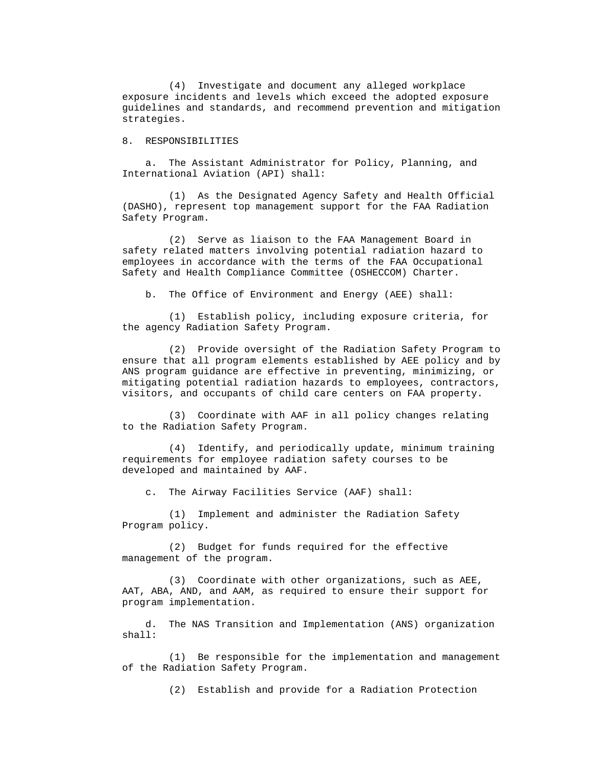(4) Investigate and document any alleged workplace exposure incidents and levels which exceed the adopted exposure guidelines and standards, and recommend prevention and mitigation strategies.

## 8. RESPONSIBILITIES

a. The Assistant Administrator for Policy, Planning, and International Aviation (API) shall:

(1) As the Designated Agency Safety and Health Official (DASHO), represent top management support for the FAA Radiation Safety Program.

(2) Serve as liaison to the FAA Management Board in safety related matters involving potential radiation hazard to employees in accordance with the terms of the FAA Occupational Safety and Health Compliance Committee (OSHECCOM) Charter.

b. The Office of Environment and Energy (AEE) shall:

(1) Establish policy, including exposure criteria, for the agency Radiation Safety Program.

(2) Provide oversight of the Radiation Safety Program to ensure that all program elements established by AEE policy and by ANS program guidance are effective in preventing, minimizing, or mitigating potential radiation hazards to employees, contractors, visitors, and occupants of child care centers on FAA property.

(3) Coordinate with AAF in all policy changes relating to the Radiation Safety Program.

(4) Identify, and periodically update, minimum training requirements for employee radiation safety courses to be developed and maintained by AAF.

c. The Airway Facilities Service (AAF) shall:

(1) Implement and administer the Radiation Safety Program policy.

(2) Budget for funds required for the effective management of the program.

(3) Coordinate with other organizations, such as AEE, AAT, ABA, AND, and AAM, as required to ensure their support for program implementation.

d. The NAS Transition and Implementation (ANS) organization shall:

(1) Be responsible for the implementation and management of the Radiation Safety Program.

(2) Establish and provide for a Radiation Protection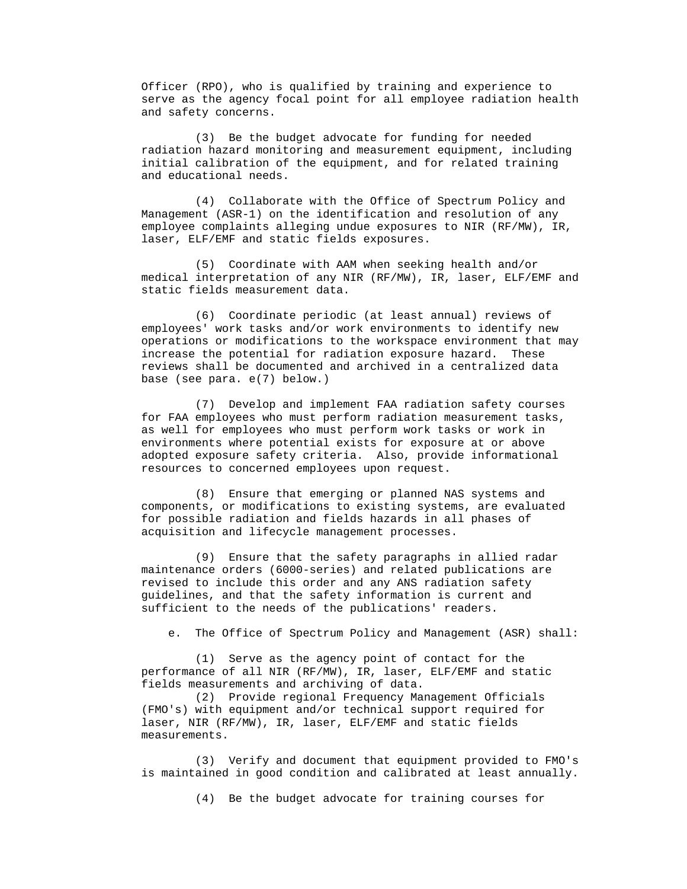Officer (RPO), who is qualified by training and experience to serve as the agency focal point for all employee radiation health and safety concerns.

(3) Be the budget advocate for funding for needed radiation hazard monitoring and measurement equipment, including initial calibration of the equipment, and for related training and educational needs.

(4) Collaborate with the Office of Spectrum Policy and Management (ASR-1) on the identification and resolution of any employee complaints alleging undue exposures to NIR (RF/MW), IR, laser, ELF/EMF and static fields exposures.

(5) Coordinate with AAM when seeking health and/or medical interpretation of any NIR (RF/MW), IR, laser, ELF/EMF and static fields measurement data.

(6) Coordinate periodic (at least annual) reviews of employees' work tasks and/or work environments to identify new operations or modifications to the workspace environment that may increase the potential for radiation exposure hazard. These reviews shall be documented and archived in a centralized data base (see para. e(7) below.)

(7) Develop and implement FAA radiation safety courses for FAA employees who must perform radiation measurement tasks, as well for employees who must perform work tasks or work in environments where potential exists for exposure at or above adopted exposure safety criteria. Also, provide informational resources to concerned employees upon request.

(8) Ensure that emerging or planned NAS systems and components, or modifications to existing systems, are evaluated for possible radiation and fields hazards in all phases of acquisition and lifecycle management processes.

(9) Ensure that the safety paragraphs in allied radar maintenance orders (6000-series) and related publications are revised to include this order and any ANS radiation safety guidelines, and that the safety information is current and sufficient to the needs of the publications' readers.

e. The Office of Spectrum Policy and Management (ASR) shall:

(1) Serve as the agency point of contact for the performance of all NIR (RF/MW), IR, laser, ELF/EMF and static fields measurements and archiving of data.

(2) Provide regional Frequency Management Officials (FMO's) with equipment and/or technical support required for laser, NIR (RF/MW), IR, laser, ELF/EMF and static fields measurements.

(3) Verify and document that equipment provided to FMO's is maintained in good condition and calibrated at least annually.

(4) Be the budget advocate for training courses for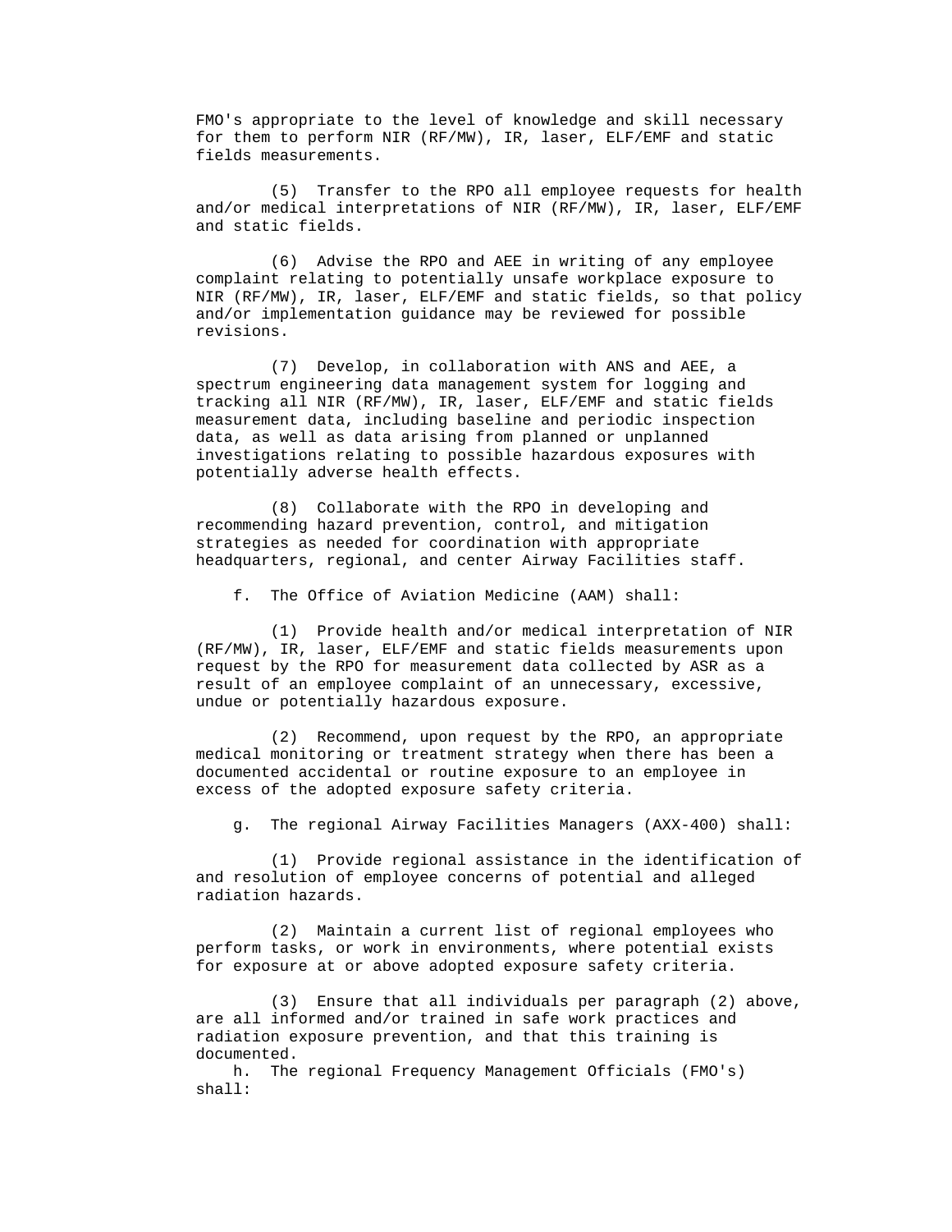FMO's appropriate to the level of knowledge and skill necessary for them to perform NIR (RF/MW), IR, laser, ELF/EMF and static fields measurements.

(5) Transfer to the RPO all employee requests for health and/or medical interpretations of NIR (RF/MW), IR, laser, ELF/EMF and static fields.

(6) Advise the RPO and AEE in writing of any employee complaint relating to potentially unsafe workplace exposure to NIR (RF/MW), IR, laser, ELF/EMF and static fields, so that policy and/or implementation guidance may be reviewed for possible revisions.

(7) Develop, in collaboration with ANS and AEE, a spectrum engineering data management system for logging and tracking all NIR (RF/MW), IR, laser, ELF/EMF and static fields measurement data, including baseline and periodic inspection data, as well as data arising from planned or unplanned investigations relating to possible hazardous exposures with potentially adverse health effects.

(8) Collaborate with the RPO in developing and recommending hazard prevention, control, and mitigation strategies as needed for coordination with appropriate headquarters, regional, and center Airway Facilities staff.

f. The Office of Aviation Medicine (AAM) shall:

(1) Provide health and/or medical interpretation of NIR (RF/MW), IR, laser, ELF/EMF and static fields measurements upon request by the RPO for measurement data collected by ASR as a result of an employee complaint of an unnecessary, excessive, undue or potentially hazardous exposure.

(2) Recommend, upon request by the RPO, an appropriate medical monitoring or treatment strategy when there has been a documented accidental or routine exposure to an employee in excess of the adopted exposure safety criteria.

g. The regional Airway Facilities Managers (AXX-400) shall:

(1) Provide regional assistance in the identification of and resolution of employee concerns of potential and alleged radiation hazards.

(2) Maintain a current list of regional employees who perform tasks, or work in environments, where potential exists for exposure at or above adopted exposure safety criteria.

(3) Ensure that all individuals per paragraph (2) above, are all informed and/or trained in safe work practices and radiation exposure prevention, and that this training is documented.

h. The regional Frequency Management Officials (FMO's) shall: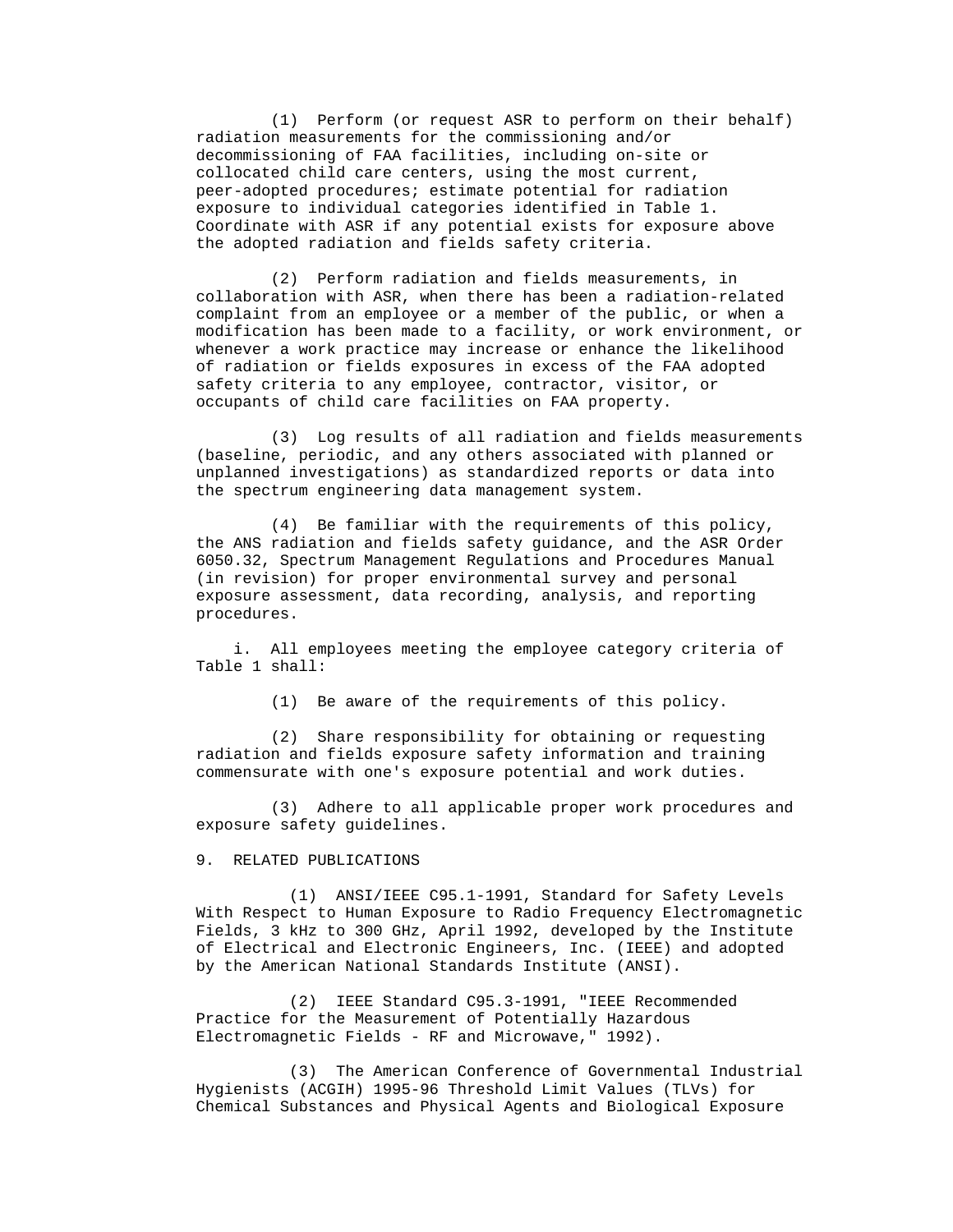(1) Perform (or request ASR to perform on their behalf) radiation measurements for the commissioning and/or decommissioning of FAA facilities, including on-site or collocated child care centers, using the most current, peer-adopted procedures; estimate potential for radiation exposure to individual categories identified in Table 1. Coordinate with ASR if any potential exists for exposure above the adopted radiation and fields safety criteria.

(2) Perform radiation and fields measurements, in collaboration with ASR, when there has been a radiation-related complaint from an employee or a member of the public, or when a modification has been made to a facility, or work environment, or whenever a work practice may increase or enhance the likelihood of radiation or fields exposures in excess of the FAA adopted safety criteria to any employee, contractor, visitor, or occupants of child care facilities on FAA property.

(3) Log results of all radiation and fields measurements (baseline, periodic, and any others associated with planned or unplanned investigations) as standardized reports or data into the spectrum engineering data management system.

(4) Be familiar with the requirements of this policy, the ANS radiation and fields safety guidance, and the ASR Order 6050.32, Spectrum Management Regulations and Procedures Manual (in revision) for proper environmental survey and personal exposure assessment, data recording, analysis, and reporting procedures.

i. All employees meeting the employee category criteria of Table 1 shall:

(1) Be aware of the requirements of this policy.

(2) Share responsibility for obtaining or requesting radiation and fields exposure safety information and training commensurate with one's exposure potential and work duties.

(3) Adhere to all applicable proper work procedures and exposure safety guidelines.

9. RELATED PUBLICATIONS

(1) ANSI/IEEE C95.1-1991, Standard for Safety Levels With Respect to Human Exposure to Radio Frequency Electromagnetic Fields, 3 kHz to 300 GHz, April 1992, developed by the Institute of Electrical and Electronic Engineers, Inc. (IEEE) and adopted by the American National Standards Institute (ANSI).

(2) IEEE Standard C95.3-1991, "IEEE Recommended Practice for the Measurement of Potentially Hazardous Electromagnetic Fields - RF and Microwave," 1992).

(3) The American Conference of Governmental Industrial Hygienists (ACGIH) 1995-96 Threshold Limit Values (TLVs) for Chemical Substances and Physical Agents and Biological Exposure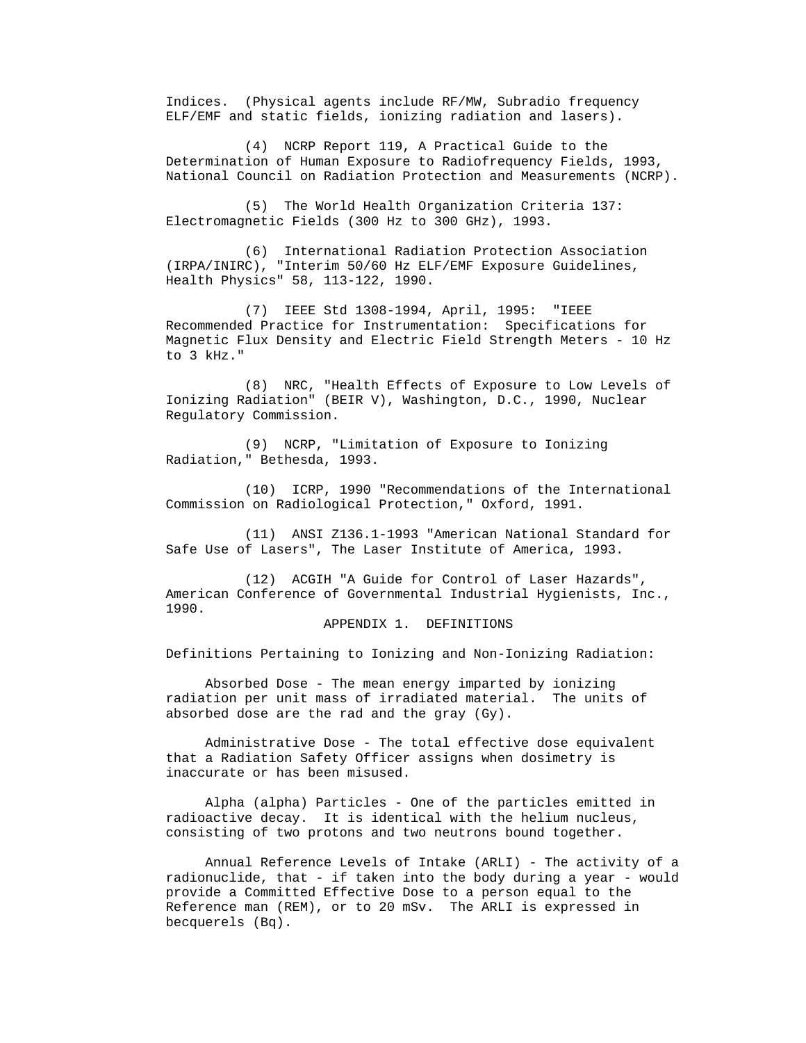Indices. (Physical agents include RF/MW, Subradio frequency ELF/EMF and static fields, ionizing radiation and lasers).

(4) NCRP Report 119, A Practical Guide to the Determination of Human Exposure to Radiofrequency Fields, 1993, National Council on Radiation Protection and Measurements (NCRP).

(5) The World Health Organization Criteria 137: Electromagnetic Fields (300 Hz to 300 GHz), 1993.

(6) International Radiation Protection Association (IRPA/INIRC), "Interim 50/60 Hz ELF/EMF Exposure Guidelines, Health Physics" 58, 113-122, 1990.

(7) IEEE Std 1308-1994, April, 1995: "IEEE Recommended Practice for Instrumentation: Specifications for Magnetic Flux Density and Electric Field Strength Meters - 10 Hz to 3 kHz."

(8) NRC, "Health Effects of Exposure to Low Levels of Ionizing Radiation" (BEIR V), Washington, D.C., 1990, Nuclear Regulatory Commission.

(9) NCRP, "Limitation of Exposure to Ionizing Radiation," Bethesda, 1993.

(10) ICRP, 1990 "Recommendations of the International Commission on Radiological Protection," Oxford, 1991.

(11) ANSI Z136.1-1993 "American National Standard for Safe Use of Lasers", The Laser Institute of America, 1993.

(12) ACGIH "A Guide for Control of Laser Hazards", American Conference of Governmental Industrial Hygienists, Inc., 1990.

## APPENDIX 1. DEFINITIONS

Definitions Pertaining to Ionizing and Non-Ionizing Radiation:

Absorbed Dose - The mean energy imparted by ionizing radiation per unit mass of irradiated material. The units of absorbed dose are the rad and the gray (Gy).

Administrative Dose - The total effective dose equivalent that a Radiation Safety Officer assigns when dosimetry is inaccurate or has been misused.

Alpha (alpha) Particles - One of the particles emitted in radioactive decay. It is identical with the helium nucleus, consisting of two protons and two neutrons bound together.

Annual Reference Levels of Intake (ARLI) - The activity of a radionuclide, that - if taken into the body during a year - would provide a Committed Effective Dose to a person equal to the Reference man (REM), or to 20 mSv. The ARLI is expressed in becquerels (Bq).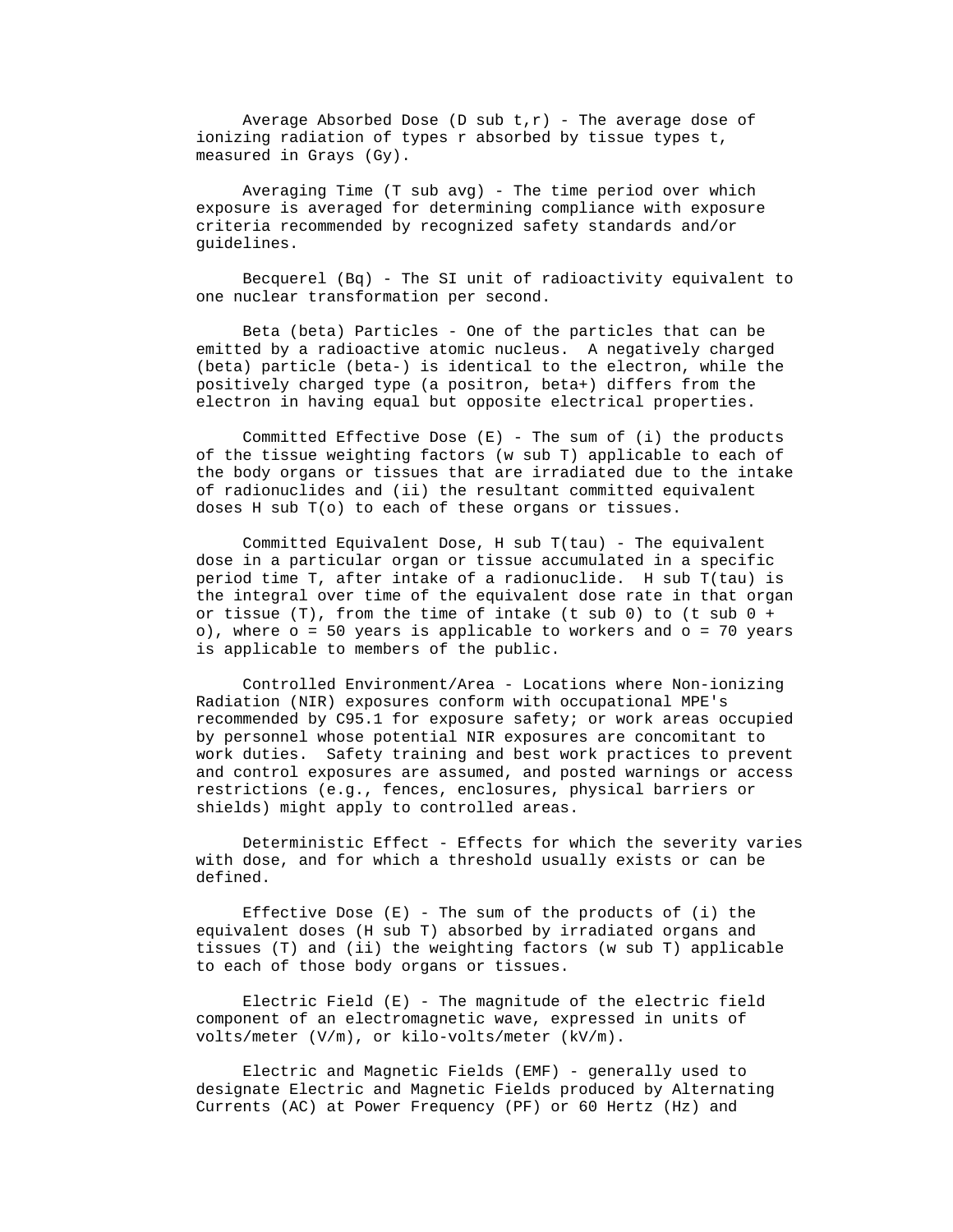Average Absorbed Dose ($D_{t,r}$) - The average dose of ionizing radiation of types r absorbed by tissue types t, measured in Grays (Gy).

Averaging Time ($T_{avg}$) - The time period over which exposure is averaged for determining compliance with exposure criteria recommended by recognized safety standards and/or guidelines.

Becquerel (Bq) - The SI unit of radioactivity equivalent to one nuclear transformation per second.

Beta (beta) Particles - One of the particles that can be emitted by a radioactive atomic nucleus. A negatively charged (beta) particle (beta-) is identical to the electron, while the positively charged type (a positron, beta+) differs from the electron in having equal but opposite electrical properties.

Committed Effective Dose (E) - The sum of (i) the products of the tissue weighting factors ($w_T$) applicable to each of the body organs or tissues that are irradiated due to the intake of radionuclides and (ii) the resultant committed equivalent doses $H_T(o)$ to each of these organs or tissues.

Committed Equivalent Dose, $H_T(\tau)$ - The equivalent dose in a particular organ or tissue accumulated in a specific period time T, after intake of a radionuclide. $H_T(\tau)$ is the integral over time of the equivalent dose rate in that organ or tissue (T), from the time of intake ($t_0$) to ($t_0$ + o), where o = 50 years is applicable to workers and o = 70 years is applicable to members of the public.

Controlled Environment/Area - Locations where Non-ionizing Radiation (NIR) exposures conform with occupational MPE's recommended by C95.1 for exposure safety; or work areas occupied by personnel whose potential NIR exposures are concomitant to work duties. Safety training and best work practices to prevent and control exposures are assumed, and posted warnings or access restrictions (e.g., fences, enclosures, physical barriers or shields) might apply to controlled areas.

Deterministic Effect - Effects for which the severity varies with dose, and for which a threshold usually exists or can be defined.

Effective Dose (E) - The sum of the products of (i) the equivalent doses ($H_T$) absorbed by irradiated organs and tissues (T) and (ii) the weighting factors ($w_T$) applicable to each of those body organs or tissues.

Electric Field (E) - The magnitude of the electric field component of an electromagnetic wave, expressed in units of volts/meter (V/m), or kilo-volts/meter (kV/m).

Electric and Magnetic Fields (EMF) - generally used to designate Electric and Magnetic Fields produced by Alternating Currents (AC) at Power Frequency (PF) or 60 Hertz (Hz) and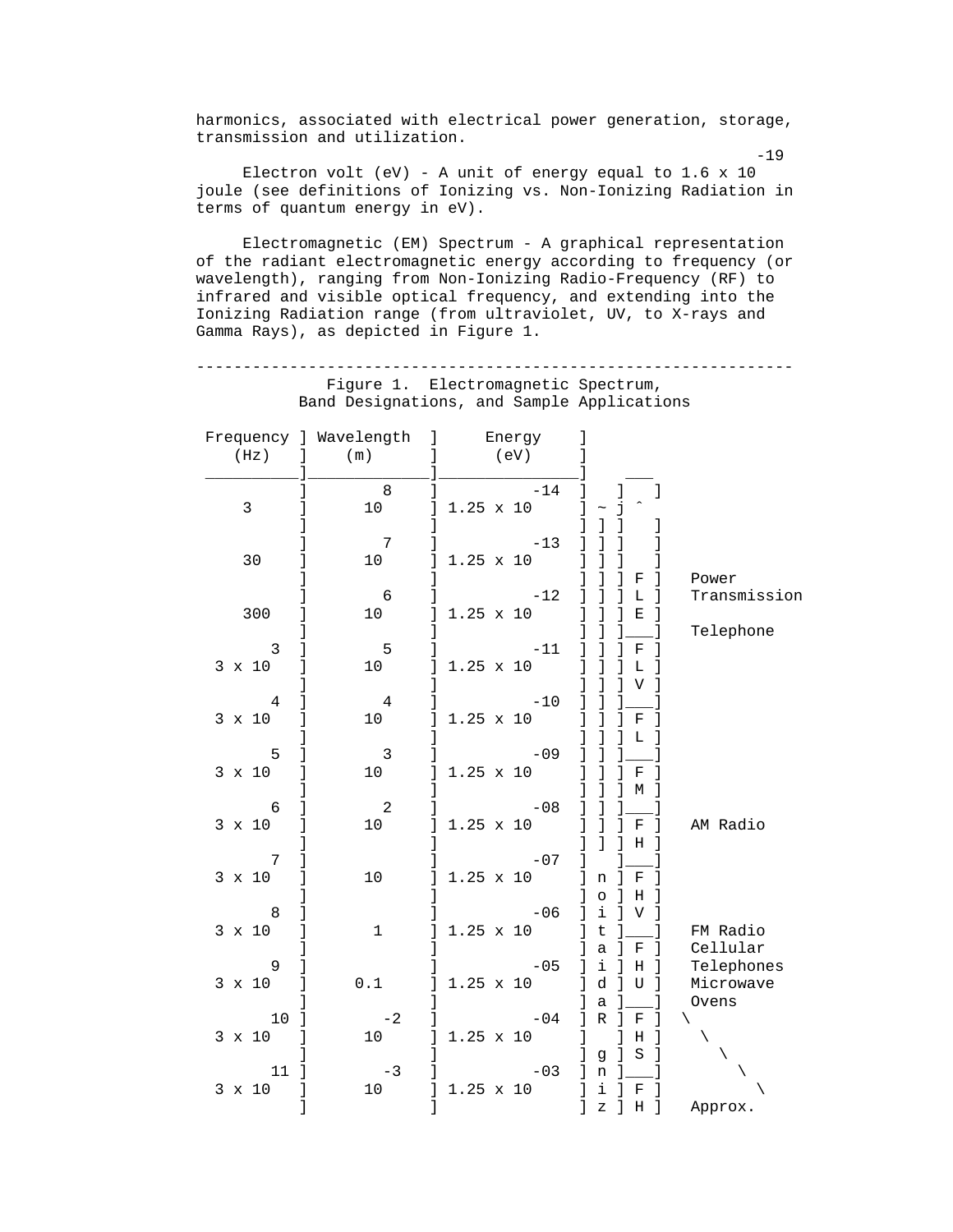harmonics, associated with electrical power generation, storage, transmission and utilization.

Electron volt (eV) - A unit of energy equal to $1.6 \times 10^{-19}$ joule (see definitions of Ionizing vs. Non-Ionizing Radiation in terms of quantum energy in eV).

Electromagnetic (EM) Spectrum - A graphical representation of the radiant electromagnetic energy according to frequency (or wavelength), ranging from Non-Ionizing Radio-Frequency (RF) to infrared and visible optical frequency, and extending into the Ionizing Radiation range (from ultraviolet, UV, to X-rays and Gamma Rays), as depicted in Figure 1.

---

Figure 1. Electromagnetic Spectrum, Band Designations, and Sample Applications

| Frequency (Hz) | Wavelength (m) | Energy (eV) | | Band | Sample Applications |
|---|---|---|---|---|---|
| 3 | $10^{8}$ | $1.25 \times 10^{-14}$ | | ELF | |
| 30 | $10^{7}$ | $1.25 \times 10^{-13}$ | | ELF | Power Transmission |
| 300 | $10^{6}$ | $1.25 \times 10^{-12}$ | | ELF | Telephone |
| $3 \times 10^{3}$ | $10^{5}$ | $1.25 \times 10^{-11}$ | | VLF | |
| $3 \times 10^{4}$ | $10^{4}$ | $1.25 \times 10^{-10}$ | | LF | |
| $3 \times 10^{5}$ | $10^{3}$ | $1.25 \times 10^{-09}$ | | MF | |
| $3 \times 10^{6}$ | $10^{2}$ | $1.25 \times 10^{-08}$ | | HF | AM Radio |
| $3 \times 10^{7}$ | $10$ | $1.25 \times 10^{-07}$ | Non- | VHF | |
| $3 \times 10^{8}$ | $1$ | $1.25 \times 10^{-06}$ | Ionizing | UHF | FM Radio Cellular |
| $3 \times 10^{9}$ | $0.1$ | $1.25 \times 10^{-05}$ | Radiation | UHF | Telephones Microwave Ovens |
| $3 \times 10^{10}$ | $10^{-2}$ | $1.25 \times 10^{-04}$ | | SHF | |
| $3 \times 10^{11}$ | $10^{-3}$ | $1.25 \times 10^{-03}$ | | EHF | Approx. |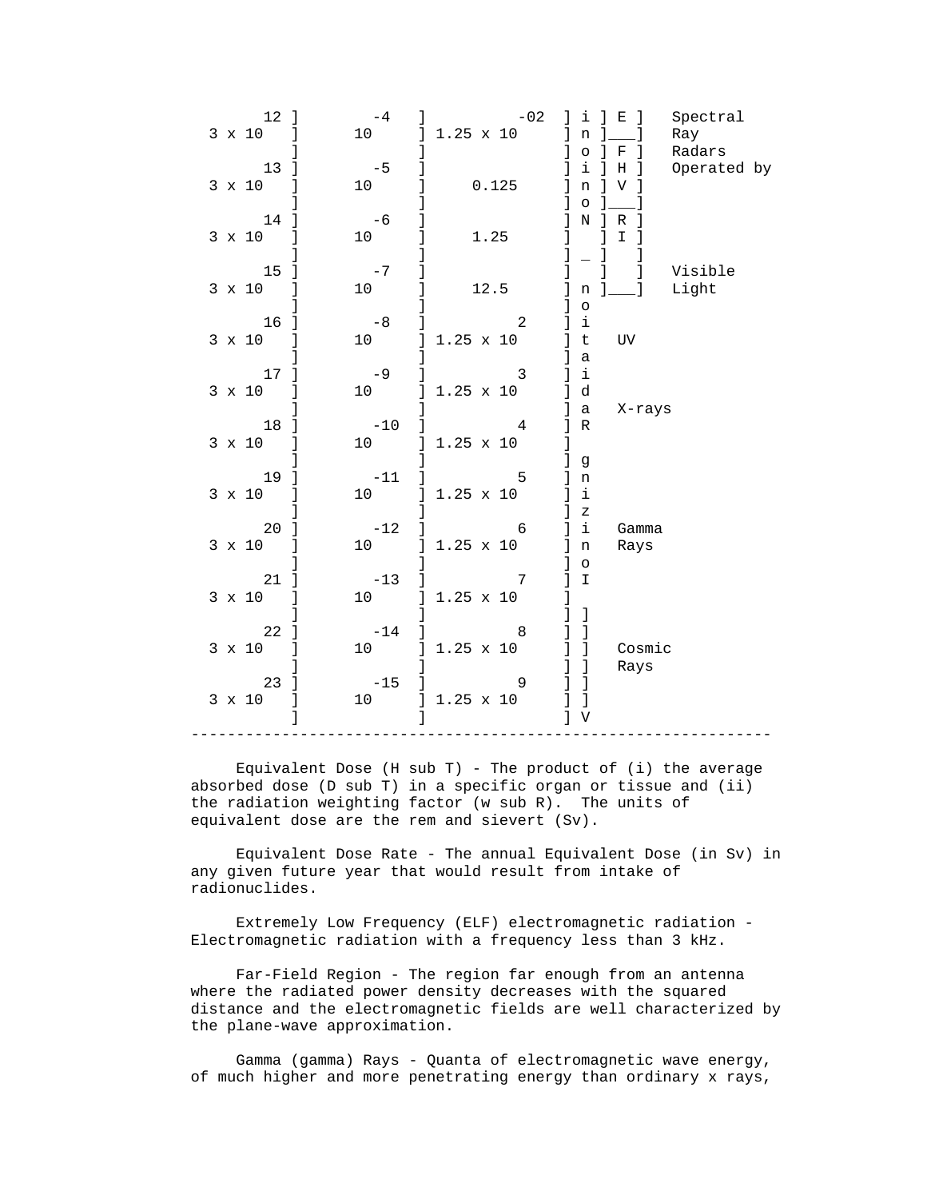| Frequency (Hz) | Wavelength (m) | Photon Energy (eV) | | | |
|---|---|---|---|---|---|
| $3 \times 10^{12}$ | $10^{-4}$ | $1.25 \times 10^{-02}$ | Non-Ionizing | EHF | Spectral Ray Radars |
| $3 \times 10^{13}$ | $10^{-5}$ | 0.125 | | FHV | Operated by |
| $3 \times 10^{14}$ | $10^{-6}$ | 1.25 | | RI | |
| $3 \times 10^{15}$ | $10^{-7}$ | 12.5 | Ionizing Radiation | | Visible Light |
| $3 \times 10^{16}$ | $10^{-8}$ | $1.25 \times 10^{2}$ | | | UV |
| $3 \times 10^{17}$ | $10^{-9}$ | $1.25 \times 10^{3}$ | | | X-rays |
| $3 \times 10^{18}$ | $10^{-10}$ | $1.25 \times 10^{4}$ | | | |
| $3 \times 10^{19}$ | $10^{-11}$ | $1.25 \times 10^{5}$ | | | |
| $3 \times 10^{20}$ | $10^{-12}$ | $1.25 \times 10^{6}$ | | | Gamma Rays |
| $3 \times 10^{21}$ | $10^{-13}$ | $1.25 \times 10^{7}$ | | | |
| $3 \times 10^{22}$ | $10^{-14}$ | $1.25 \times 10^{8}$ | | | Cosmic Rays |
| $3 \times 10^{23}$ | $10^{-15}$ | $1.25 \times 10^{9}$ | | | |

Equivalent Dose (H sub T) - The product of (i) the average absorbed dose (D sub T) in a specific organ or tissue and (ii) the radiation weighting factor (w sub R). The units of equivalent dose are the rem and sievert (Sv).

Equivalent Dose Rate - The annual Equivalent Dose (in Sv) in any given future year that would result from intake of radionuclides.

Extremely Low Frequency (ELF) electromagnetic radiation - Electromagnetic radiation with a frequency less than 3 kHz.

Far-Field Region - The region far enough from an antenna where the radiated power density decreases with the squared distance and the electromagnetic fields are well characterized by the plane-wave approximation.

Gamma (gamma) Rays - Quanta of electromagnetic wave energy, of much higher and more penetrating energy than ordinary x rays,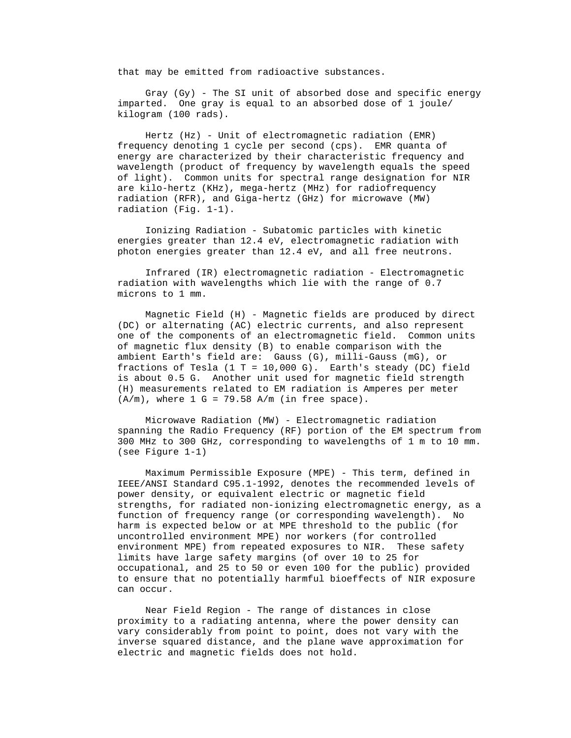that may be emitted from radioactive substances.

Gray (Gy) - The SI unit of absorbed dose and specific energy imparted. One gray is equal to an absorbed dose of 1 joule/kilogram (100 rads).

Hertz (Hz) - Unit of electromagnetic radiation (EMR) frequency denoting 1 cycle per second (cps). EMR quanta of energy are characterized by their characteristic frequency and wavelength (product of frequency by wavelength equals the speed of light). Common units for spectral range designation for NIR are kilo-hertz (KHz), mega-hertz (MHz) for radiofrequency radiation (RFR), and Giga-hertz (GHz) for microwave (MW) radiation (Fig. 1-1).

Ionizing Radiation - Subatomic particles with kinetic energies greater than 12.4 eV, electromagnetic radiation with photon energies greater than 12.4 eV, and all free neutrons.

Infrared (IR) electromagnetic radiation - Electromagnetic radiation with wavelengths which lie with the range of 0.7 microns to 1 mm.

Magnetic Field (H) - Magnetic fields are produced by direct (DC) or alternating (AC) electric currents, and also represent one of the components of an electromagnetic field. Common units of magnetic flux density (B) to enable comparison with the ambient Earth's field are: Gauss (G), milli-Gauss (mG), or fractions of Tesla (1 T = 10,000 G). Earth's steady (DC) field is about 0.5 G. Another unit used for magnetic field strength (H) measurements related to EM radiation is Amperes per meter (A/m), where 1 G = 79.58 A/m (in free space).

Microwave Radiation (MW) - Electromagnetic radiation spanning the Radio Frequency (RF) portion of the EM spectrum from 300 MHz to 300 GHz, corresponding to wavelengths of 1 m to 10 mm. (see Figure 1-1)

Maximum Permissible Exposure (MPE) - This term, defined in IEEE/ANSI Standard C95.1-1992, denotes the recommended levels of power density, or equivalent electric or magnetic field strengths, for radiated non-ionizing electromagnetic energy, as a function of frequency range (or corresponding wavelength). No harm is expected below or at MPE threshold to the public (for uncontrolled environment MPE) nor workers (for controlled environment MPE) from repeated exposures to NIR. These safety limits have large safety margins (of over 10 to 25 for occupational, and 25 to 50 or even 100 for the public) provided to ensure that no potentially harmful bioeffects of NIR exposure can occur.

Near Field Region - The range of distances in close proximity to a radiating antenna, where the power density can vary considerably from point to point, does not vary with the inverse squared distance, and the plane wave approximation for electric and magnetic fields does not hold.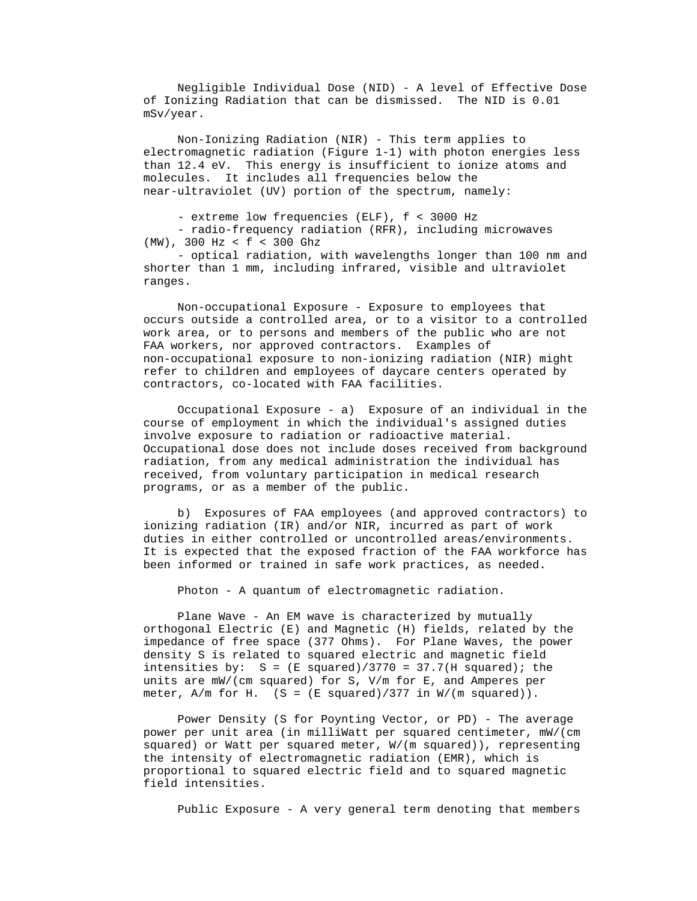Negligible Individual Dose (NID) - A level of Effective Dose of Ionizing Radiation that can be dismissed. The NID is 0.01 mSv/year.

Non-Ionizing Radiation (NIR) - This term applies to electromagnetic radiation (Figure 1-1) with photon energies less than 12.4 eV. This energy is insufficient to ionize atoms and molecules. It includes all frequencies below the near-ultraviolet (UV) portion of the spectrum, namely:

- extreme low frequencies (ELF), $f < 3000$ Hz
- radio-frequency radiation (RFR), including microwaves (MW), $300 \text{ Hz} < f < 300 \text{ Ghz}$
- optical radiation, with wavelengths longer than 100 nm and shorter than 1 mm, including infrared, visible and ultraviolet ranges.

Non-occupational Exposure - Exposure to employees that occurs outside a controlled area, or to a visitor to a controlled work area, or to persons and members of the public who are not FAA workers, nor approved contractors. Examples of non-occupational exposure to non-ionizing radiation (NIR) might refer to children and employees of daycare centers operated by contractors, co-located with FAA facilities.

Occupational Exposure - a) Exposure of an individual in the course of employment in which the individual's assigned duties involve exposure to radiation or radioactive material. Occupational dose does not include doses received from background radiation, from any medical administration the individual has received, from voluntary participation in medical research programs, or as a member of the public.

b) Exposures of FAA employees (and approved contractors) to ionizing radiation (IR) and/or NIR, incurred as part of work duties in either controlled or uncontrolled areas/environments. It is expected that the exposed fraction of the FAA workforce has been informed or trained in safe work practices, as needed.

Photon - A quantum of electromagnetic radiation.

Plane Wave - An EM wave is characterized by mutually orthogonal Electric (E) and Magnetic (H) fields, related by the impedance of free space (377 Ohms). For Plane Waves, the power density S is related to squared electric and magnetic field intensities by: $S = E^2/3770 = 37.7 H^2$; the units are $mW/cm^2$ for S, V/m for E, and Amperes per meter, A/m for H. ($S = E^2/377$ in $W/m^2$).

Power Density (S for Poynting Vector, or PD) - The average power per unit area (in milliWatt per squared centimeter, $mW/cm^2$ or Watt per squared meter, $W/m^2$), representing the intensity of electromagnetic radiation (EMR), which is proportional to squared electric field and to squared magnetic field intensities.

Public Exposure - A very general term denoting that members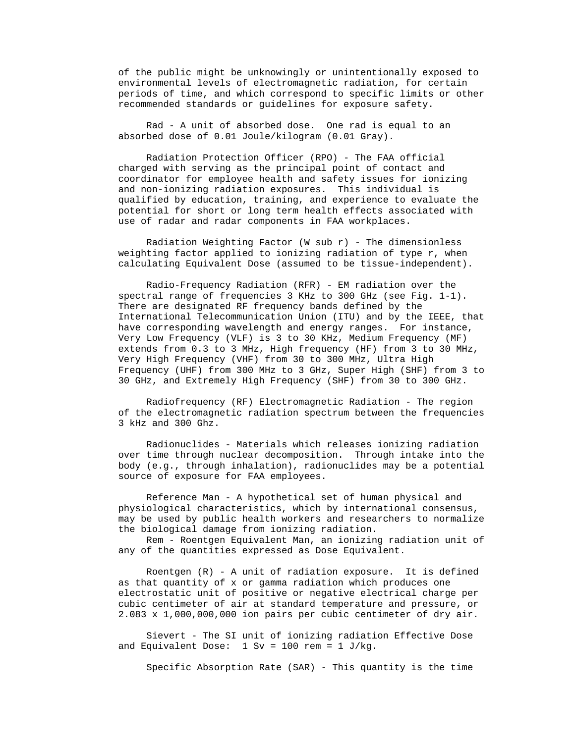of the public might be unknowingly or unintentionally exposed to environmental levels of electromagnetic radiation, for certain periods of time, and which correspond to specific limits or other recommended standards or guidelines for exposure safety.

Rad - A unit of absorbed dose. One rad is equal to an absorbed dose of 0.01 Joule/kilogram (0.01 Gray).

Radiation Protection Officer (RPO) - The FAA official charged with serving as the principal point of contact and coordinator for employee health and safety issues for ionizing and non-ionizing radiation exposures. This individual is qualified by education, training, and experience to evaluate the potential for short or long term health effects associated with use of radar and radar components in FAA workplaces.

Radiation Weighting Factor (W sub r) - The dimensionless weighting factor applied to ionizing radiation of type r, when calculating Equivalent Dose (assumed to be tissue-independent).

Radio-Frequency Radiation (RFR) - EM radiation over the spectral range of frequencies 3 KHz to 300 GHz (see Fig. 1-1). There are designated RF frequency bands defined by the International Telecommunication Union (ITU) and by the IEEE, that have corresponding wavelength and energy ranges. For instance, Very Low Frequency (VLF) is 3 to 30 KHz, Medium Frequency (MF) extends from 0.3 to 3 MHz, High frequency (HF) from 3 to 30 MHz, Very High Frequency (VHF) from 30 to 300 MHz, Ultra High Frequency (UHF) from 300 MHz to 3 GHz, Super High (SHF) from 3 to 30 GHz, and Extremely High Frequency (SHF) from 30 to 300 GHz.

Radiofrequency (RF) Electromagnetic Radiation - The region of the electromagnetic radiation spectrum between the frequencies 3 kHz and 300 Ghz.

Radionuclides - Materials which releases ionizing radiation over time through nuclear decomposition. Through intake into the body (e.g., through inhalation), radionuclides may be a potential source of exposure for FAA employees.

Reference Man - A hypothetical set of human physical and physiological characteristics, which by international consensus, may be used by public health workers and researchers to normalize the biological damage from ionizing radiation.

Rem - Roentgen Equivalent Man, an ionizing radiation unit of any of the quantities expressed as Dose Equivalent.

Roentgen (R) - A unit of radiation exposure. It is defined as that quantity of x or gamma radiation which produces one electrostatic unit of positive or negative electrical charge per cubic centimeter of air at standard temperature and pressure, or 2.083 x 1,000,000,000 ion pairs per cubic centimeter of dry air.

Sievert - The SI unit of ionizing radiation Effective Dose and Equivalent Dose: 1 Sv = 100 rem = 1 J/kg.

Specific Absorption Rate (SAR) - This quantity is the time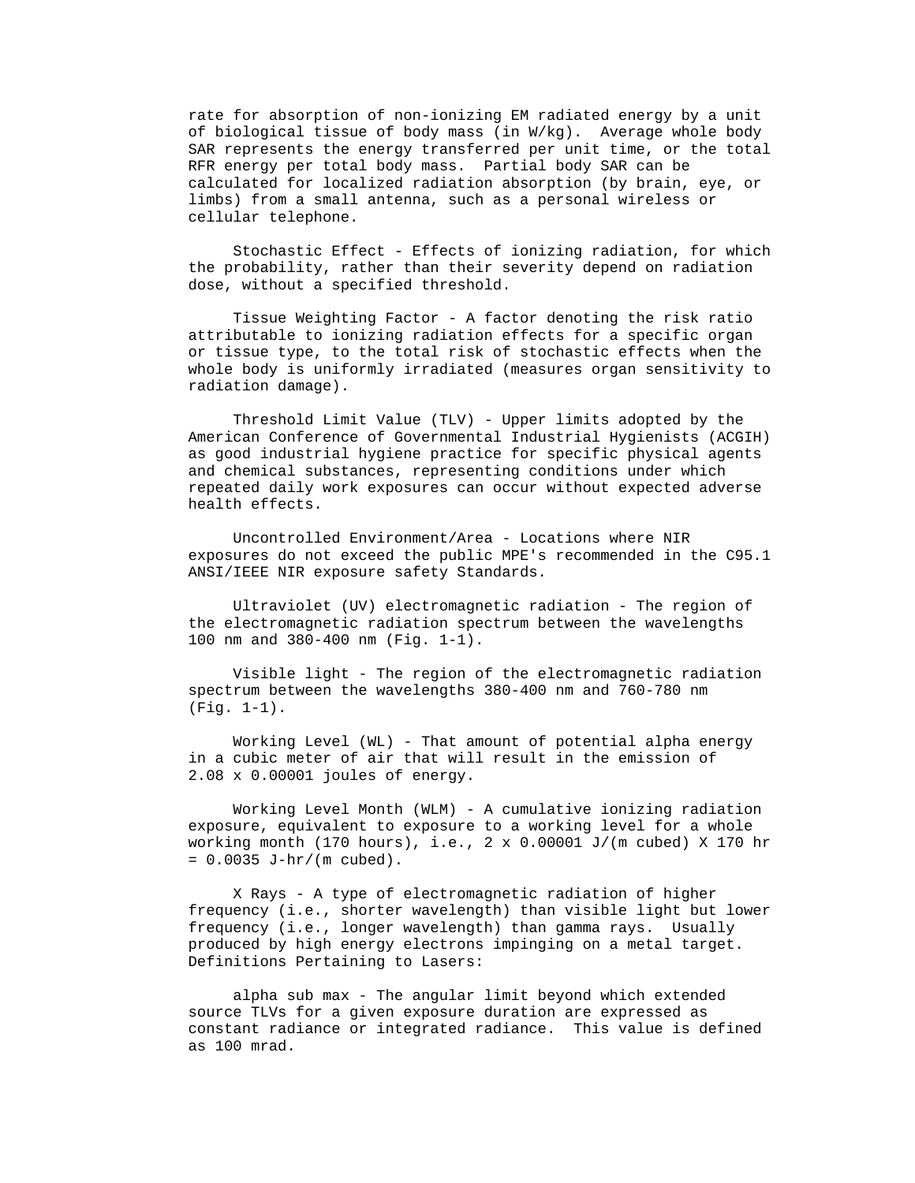rate for absorption of non-ionizing EM radiated energy by a unit of biological tissue of body mass (in W/kg). Average whole body SAR represents the energy transferred per unit time, or the total RFR energy per total body mass. Partial body SAR can be calculated for localized radiation absorption (by brain, eye, or limbs) from a small antenna, such as a personal wireless or cellular telephone.

Stochastic Effect - Effects of ionizing radiation, for which the probability, rather than their severity depend on radiation dose, without a specified threshold.

Tissue Weighting Factor - A factor denoting the risk ratio attributable to ionizing radiation effects for a specific organ or tissue type, to the total risk of stochastic effects when the whole body is uniformly irradiated (measures organ sensitivity to radiation damage).

Threshold Limit Value (TLV) - Upper limits adopted by the American Conference of Governmental Industrial Hygienists (ACGIH) as good industrial hygiene practice for specific physical agents and chemical substances, representing conditions under which repeated daily work exposures can occur without expected adverse health effects.

Uncontrolled Environment/Area - Locations where NIR exposures do not exceed the public MPE's recommended in the C95.1 ANSI/IEEE NIR exposure safety Standards.

Ultraviolet (UV) electromagnetic radiation - The region of the electromagnetic radiation spectrum between the wavelengths 100 nm and 380-400 nm (Fig. 1-1).

Visible light - The region of the electromagnetic radiation spectrum between the wavelengths 380-400 nm and 760-780 nm (Fig. 1-1).

Working Level (WL) - That amount of potential alpha energy in a cubic meter of air that will result in the emission of 2.08 x 0.00001 joules of energy.

Working Level Month (WLM) - A cumulative ionizing radiation exposure, equivalent to exposure to a working level for a whole working month (170 hours), i.e., 2 x 0.00001 J/(m cubed) X 170 hr = 0.0035 J-hr/(m cubed).

X Rays - A type of electromagnetic radiation of higher frequency (i.e., shorter wavelength) than visible light but lower frequency (i.e., longer wavelength) than gamma rays. Usually produced by high energy electrons impinging on a metal target.

Definitions Pertaining to Lasers:

alpha sub max - The angular limit beyond which extended source TLVs for a given exposure duration are expressed as constant radiance or integrated radiance. This value is defined as 100 mrad.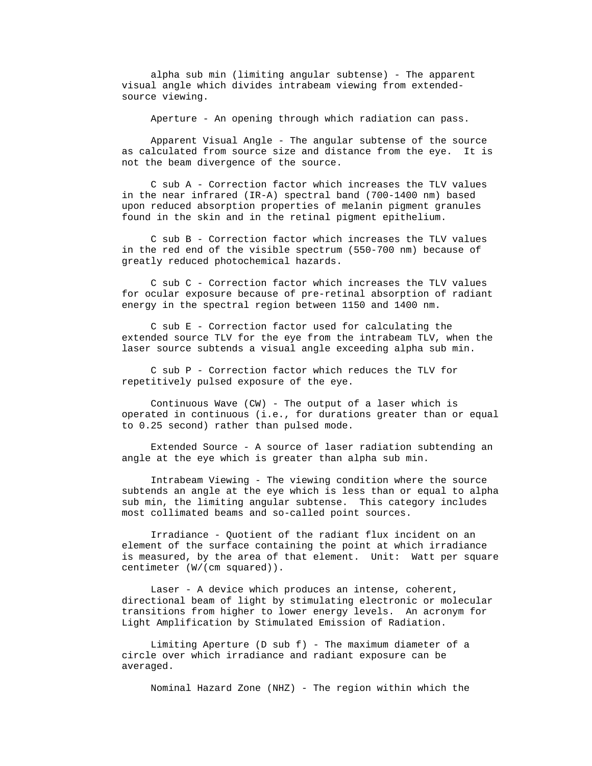alpha sub min (limiting angular subtense) - The apparent visual angle which divides intrabeam viewing from extended-source viewing.

Aperture - An opening through which radiation can pass.

Apparent Visual Angle - The angular subtense of the source as calculated from source size and distance from the eye. It is not the beam divergence of the source.

C sub A - Correction factor which increases the TLV values in the near infrared (IR-A) spectral band (700-1400 nm) based upon reduced absorption properties of melanin pigment granules found in the skin and in the retinal pigment epithelium.

C sub B - Correction factor which increases the TLV values in the red end of the visible spectrum (550-700 nm) because of greatly reduced photochemical hazards.

C sub C - Correction factor which increases the TLV values for ocular exposure because of pre-retinal absorption of radiant energy in the spectral region between 1150 and 1400 nm.

C sub E - Correction factor used for calculating the extended source TLV for the eye from the intrabeam TLV, when the laser source subtends a visual angle exceeding alpha sub min.

C sub P - Correction factor which reduces the TLV for repetitively pulsed exposure of the eye.

Continuous Wave (CW) - The output of a laser which is operated in continuous (i.e., for durations greater than or equal to 0.25 second) rather than pulsed mode.

Extended Source - A source of laser radiation subtending an angle at the eye which is greater than alpha sub min.

Intrabeam Viewing - The viewing condition where the source subtends an angle at the eye which is less than or equal to alpha sub min, the limiting angular subtense. This category includes most collimated beams and so-called point sources.

Irradiance - Quotient of the radiant flux incident on an element of the surface containing the point at which irradiance is measured, by the area of that element. Unit: Watt per square centimeter (W/(cm squared)).

Laser - A device which produces an intense, coherent, directional beam of light by stimulating electronic or molecular transitions from higher to lower energy levels. An acronym for Light Amplification by Stimulated Emission of Radiation.

Limiting Aperture (D sub f) - The maximum diameter of a circle over which irradiance and radiant exposure can be averaged.

Nominal Hazard Zone (NHZ) - The region within which the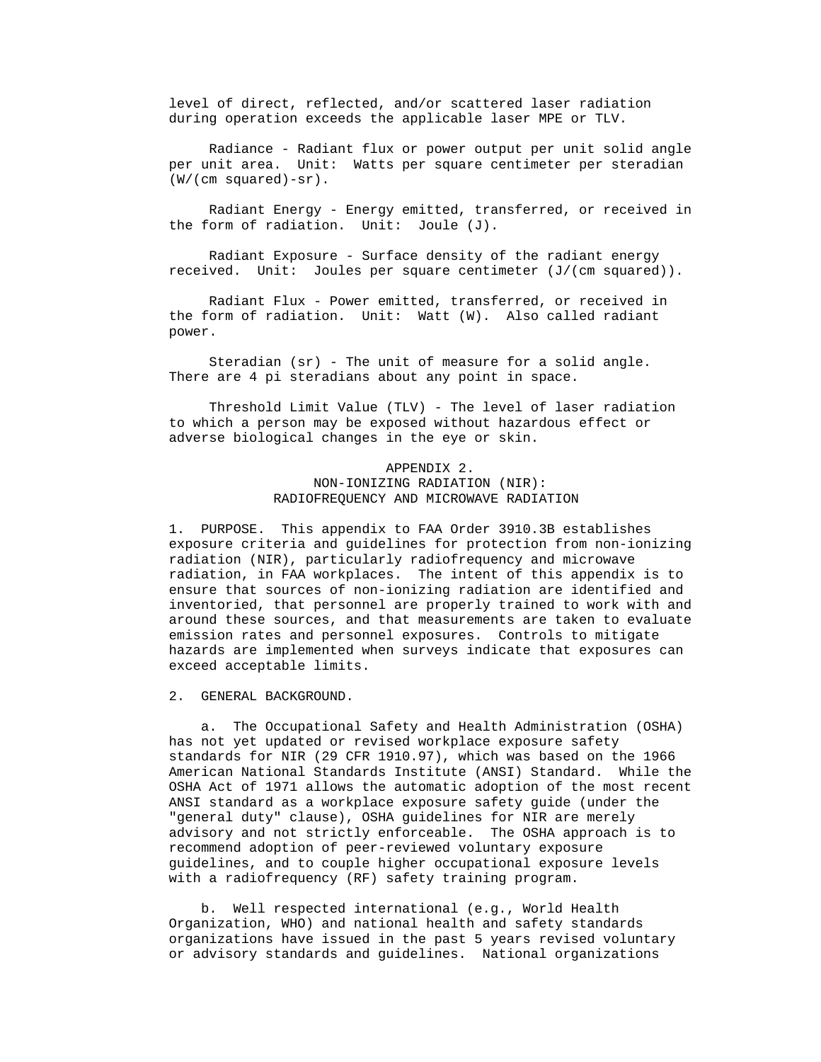level of direct, reflected, and/or scattered laser radiation during operation exceeds the applicable laser MPE or TLV.

Radiance - Radiant flux or power output per unit solid angle per unit area. Unit: Watts per square centimeter per steradian (W/(cm squared)-sr).

Radiant Energy - Energy emitted, transferred, or received in the form of radiation. Unit: Joule (J).

Radiant Exposure - Surface density of the radiant energy received. Unit: Joules per square centimeter (J/(cm squared)).

Radiant Flux - Power emitted, transferred, or received in the form of radiation. Unit: Watt (W). Also called radiant power.

Steradian (sr) - The unit of measure for a solid angle. There are 4 pi steradians about any point in space.

Threshold Limit Value (TLV) - The level of laser radiation to which a person may be exposed without hazardous effect or adverse biological changes in the eye or skin.

# APPENDIX 2.
## NON-IONIZING RADIATION (NIR): RADIOFREQUENCY AND MICROWAVE RADIATION

1. PURPOSE. This appendix to FAA Order 3910.3B establishes exposure criteria and guidelines for protection from non-ionizing radiation (NIR), particularly radiofrequency and microwave radiation, in FAA workplaces. The intent of this appendix is to ensure that sources of non-ionizing radiation are identified and inventoried, that personnel are properly trained to work with and around these sources, and that measurements are taken to evaluate emission rates and personnel exposures. Controls to mitigate hazards are implemented when surveys indicate that exposures can exceed acceptable limits.

2. GENERAL BACKGROUND.

a. The Occupational Safety and Health Administration (OSHA) has not yet updated or revised workplace exposure safety standards for NIR (29 CFR 1910.97), which was based on the 1966 American National Standards Institute (ANSI) Standard. While the OSHA Act of 1971 allows the automatic adoption of the most recent ANSI standard as a workplace exposure safety guide (under the "general duty" clause), OSHA guidelines for NIR are merely advisory and not strictly enforceable. The OSHA approach is to recommend adoption of peer-reviewed voluntary exposure guidelines, and to couple higher occupational exposure levels with a radiofrequency (RF) safety training program.

b. Well respected international (e.g., World Health Organization, WHO) and national health and safety standards organizations have issued in the past 5 years revised voluntary or advisory standards and guidelines. National organizations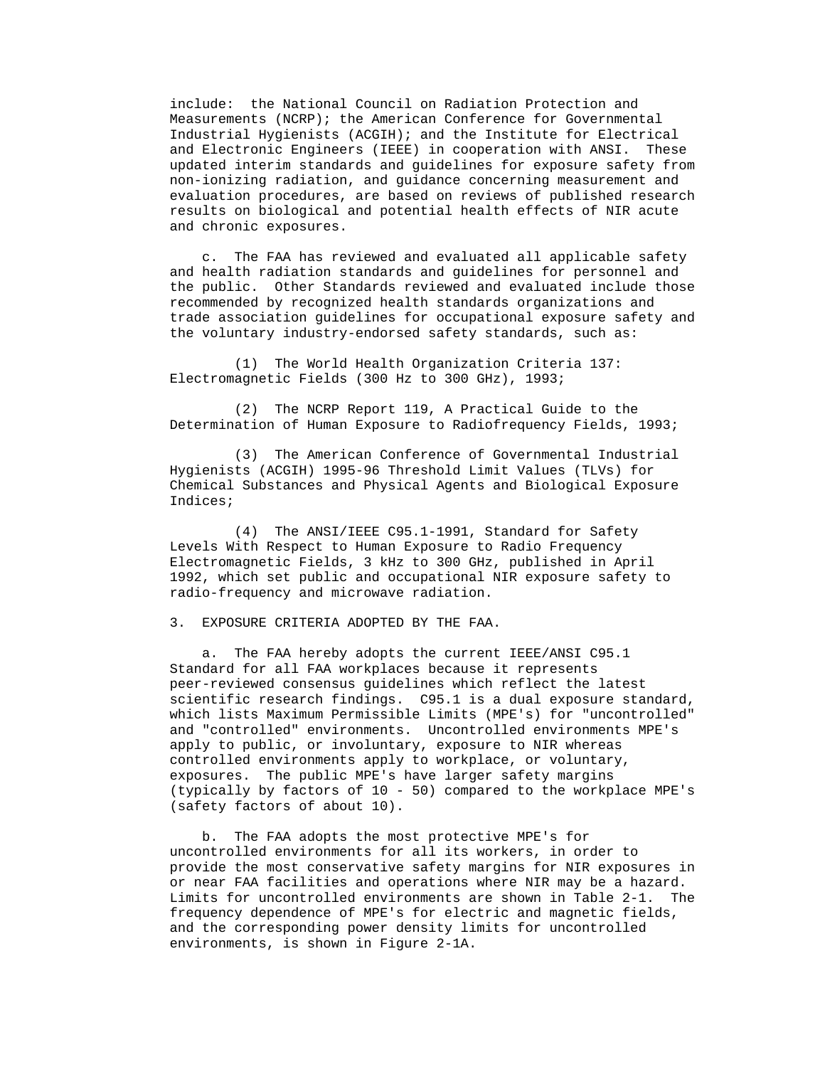include: the National Council on Radiation Protection and Measurements (NCRP); the American Conference for Governmental Industrial Hygienists (ACGIH); and the Institute for Electrical and Electronic Engineers (IEEE) in cooperation with ANSI. These updated interim standards and guidelines for exposure safety from non-ionizing radiation, and guidance concerning measurement and evaluation procedures, are based on reviews of published research results on biological and potential health effects of NIR acute and chronic exposures.

c. The FAA has reviewed and evaluated all applicable safety and health radiation standards and guidelines for personnel and the public. Other Standards reviewed and evaluated include those recommended by recognized health standards organizations and trade association guidelines for occupational exposure safety and the voluntary industry-endorsed safety standards, such as:

(1) The World Health Organization Criteria 137: Electromagnetic Fields (300 Hz to 300 GHz), 1993;

(2) The NCRP Report 119, A Practical Guide to the Determination of Human Exposure to Radiofrequency Fields, 1993;

(3) The American Conference of Governmental Industrial Hygienists (ACGIH) 1995-96 Threshold Limit Values (TLVs) for Chemical Substances and Physical Agents and Biological Exposure Indices;

(4) The ANSI/IEEE C95.1-1991, Standard for Safety Levels With Respect to Human Exposure to Radio Frequency Electromagnetic Fields, 3 kHz to 300 GHz, published in April 1992, which set public and occupational NIR exposure safety to radio-frequency and microwave radiation.

3. EXPOSURE CRITERIA ADOPTED BY THE FAA.

a. The FAA hereby adopts the current IEEE/ANSI C95.1 Standard for all FAA workplaces because it represents peer-reviewed consensus guidelines which reflect the latest scientific research findings. C95.1 is a dual exposure standard, which lists Maximum Permissible Limits (MPE's) for "uncontrolled" and "controlled" environments. Uncontrolled environments MPE's apply to public, or involuntary, exposure to NIR whereas controlled environments apply to workplace, or voluntary, exposures. The public MPE's have larger safety margins (typically by factors of 10 - 50) compared to the workplace MPE's (safety factors of about 10).

b. The FAA adopts the most protective MPE's for uncontrolled environments for all its workers, in order to provide the most conservative safety margins for NIR exposures in or near FAA facilities and operations where NIR may be a hazard. Limits for uncontrolled environments are shown in Table 2-1. The frequency dependence of MPE's for electric and magnetic fields, and the corresponding power density limits for uncontrolled environments, is shown in Figure 2-1A.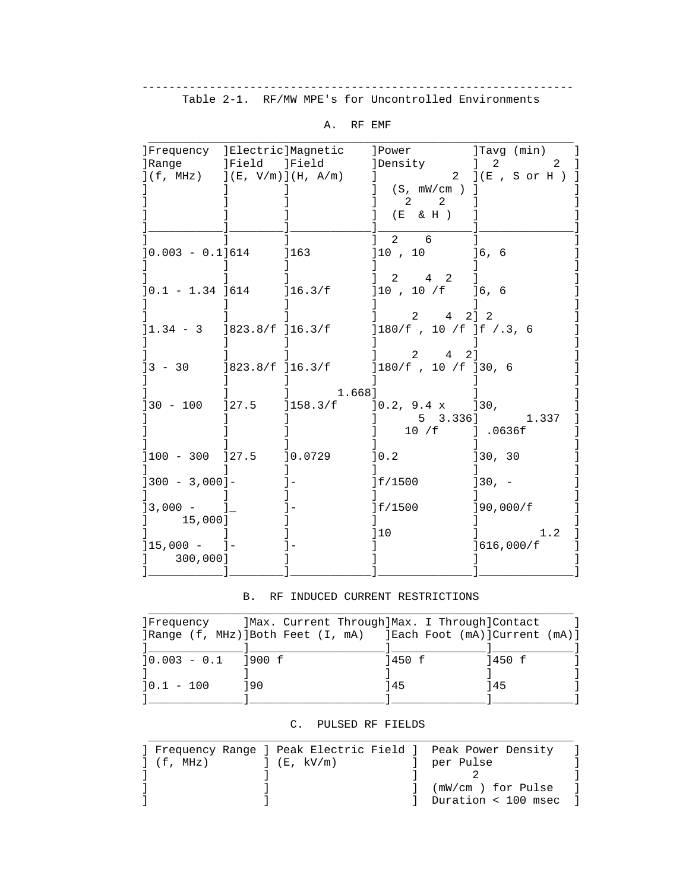Table 2-1. RF/MW MPE's for Uncontrolled Environments

A. RF EMF

| Frequency Range (f, MHz) | Electric Field (E, V/m) | Magnetic Field (H, A/m) | Power Density (S, $mW/cm^2$) ($E^2$ & $H^2$) | Tavg (min) ($E^2$, S or $H^2$) |
| --- | --- | --- | --- | --- |
| 0.003 - 0.1 | 614 | 163 | $10^2$, $10^6$ | 6, 6 |
| 0.1 - 1.34 | 614 | 16.3/f | $10^2$, $10^4/f^2$ | 6, 6 |
| 1.34 - 3 | 823.8/f | 16.3/f | $180/f^2$, $10^4/f^2$ | $f^2/.3$, 6 |
| 3 - 30 | 823.8/f | 16.3/f | $180/f^2$, $10^4/f^2$ | 30, 6 |
| 30 - 100 | 27.5 | $158.3/f^{1.668}$ | 0.2, $9.4 \times 10^5/f^{3.336}$ | 30, $.0636f^{1.337}$ |
| 100 - 300 | 27.5 | 0.0729 | 0.2 | 30, 30 |
| 300 - 3,000 | - | - | f/1500 | 30, - |
| 3,000 - 15,000 | _ | - | f/1500 | 90,000/f |
| 15,000 - 300,000 | - | - | 10 | $616,000/f^{1.2}$ |

B. RF INDUCED CURRENT RESTRICTIONS

| Frequency Range (f, MHz) | Max. Current Through Both Feet (I, mA) | Max. I Through Each Foot (mA) | Contact Current (mA) |
| --- | --- | --- | --- |
| 0.003 - 0.1 | 900 f | 450 f | 450 f |
| 0.1 - 100 | 90 | 45 | 45 |

C. PULSED RF FIELDS

| Frequency Range (f, MHz) | Peak Electric Field (E, kV/m) | Peak Power Density per Pulse ($mW/cm^2$) for Pulse Duration < 100 msec |
| --- | --- | --- |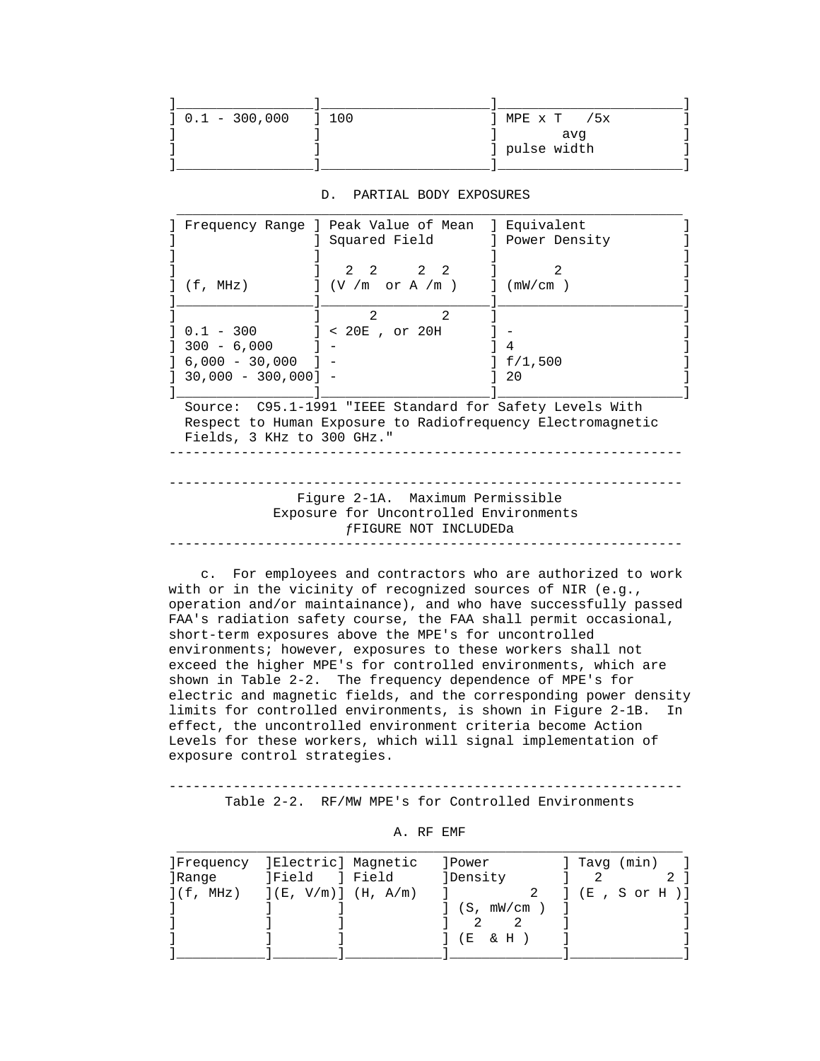| | | |
|---|---|---|
| 0.1 - 300,000 | 100 | MPE x $T_{avg}$ /5x pulse width |

D. PARTIAL BODY EXPOSURES

| Frequency Range (f, MHz) | Peak Value of Mean Squared Field ($V^2/m^2$ or $A^2/m^2$) | Equivalent Power Density ($mW/cm^2$) |
|---|---|---|
| 0.1 - 300 | < $20E^2$, or $20H^2$ | - |
| 300 - 6,000 | - | 4 |
| 6,000 - 30,000 | - | f/1,500 |
| 30,000 - 300,000 | - | 20 |

Source: C95.1-1991 "IEEE Standard for Safety Levels With Respect to Human Exposure to Radiofrequency Electromagnetic Fields, 3 KHz to 300 GHz."

---

Figure 2-1A. Maximum Permissible Exposure for Uncontrolled Environments

ƒFIGURE NOT INCLUDEDa

---

c. For employees and contractors who are authorized to work with or in the vicinity of recognized sources of NIR (e.g., operation and/or maintainance), and who have successfully passed FAA's radiation safety course, the FAA shall permit occasional, short-term exposures above the MPE's for uncontrolled environments; however, exposures to these workers shall not exceed the higher MPE's for controlled environments, which are shown in Table 2-2. The frequency dependence of MPE's for electric and magnetic fields, and the corresponding power density limits for controlled environments, is shown in Figure 2-1B. In effect, the uncontrolled environment criteria become Action Levels for these workers, which will signal implementation of exposure control strategies.

---

Table 2-2. RF/MW MPE's for Controlled Environments

A. RF EMF

| Frequency Range (f, MHz) | Electric Field (E, V/m) | Magnetic Field (H, A/m) | Power Density (S, $mW/cm^2$) ($E^2$ & $H^2$) | Tavg (min) ($E^2$, S or $H^2$) |
|---|---|---|---|---|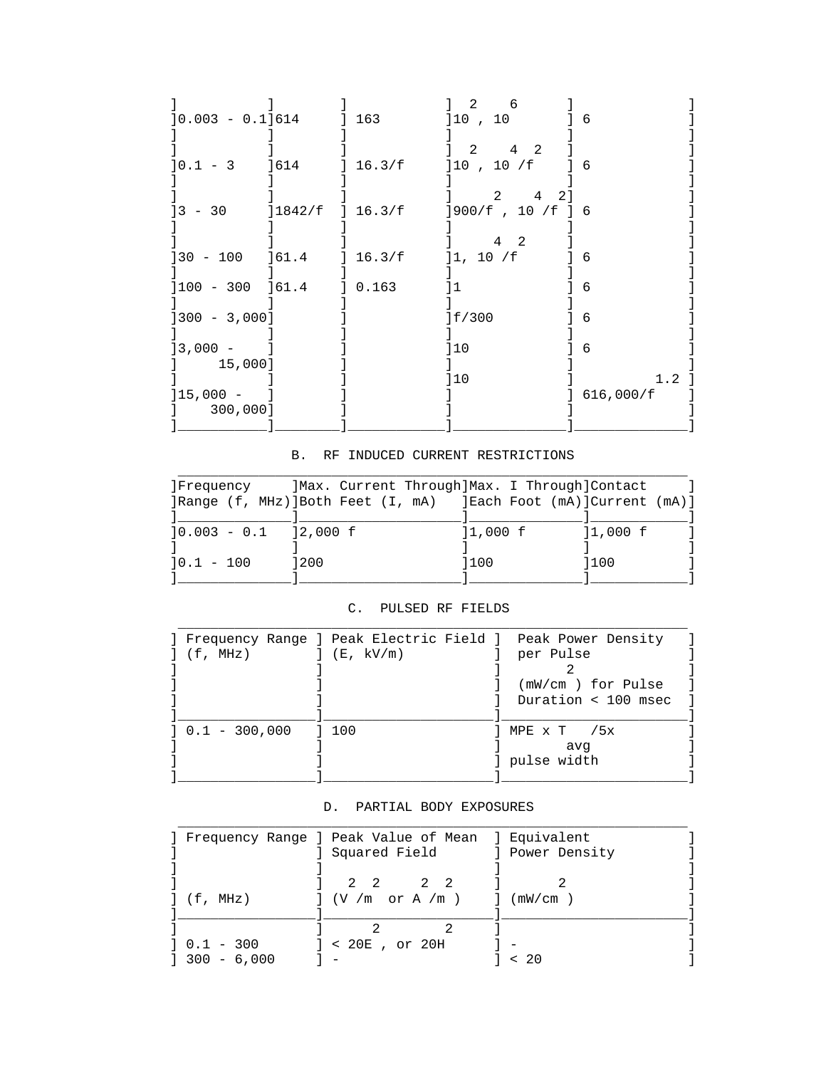| | | | | |
|---|---|---|---|---|
| 0.003 - 0.1 | 614 | 163 | $10^2$, $10^6$ | 6 |
| 0.1 - 3 | 614 | 16.3/f | $10^2$, $10^4/f^2$ | 6 |
| 3 - 30 | 1842/f | 16.3/f | $900/f^2$, $10^4/f^2$ | 6 |
| 30 - 100 | 61.4 | 16.3/f | 1, $10^4/f^2$ | 6 |
| 100 - 300 | 61.4 | 0.163 | 1 | 6 |
| 300 - 3,000 | | | f/300 | 6 |
| 3,000 - 15,000 | | | 10 | 6 |
| 15,000 - 300,000 | | | 10 | $616{,}000/f^{1.2}$ |

B. RF INDUCED CURRENT RESTRICTIONS

| Frequency Range (f, MHz) | Max. Current Through Both Feet (I, mA) | Max. I Through Each Foot (mA) | Contact Current (mA) |
|---|---|---|---|
| 0.003 - 0.1 | 2,000 f | 1,000 f | 1,000 f |
| 0.1 - 100 | 200 | 100 | 100 |

C. PULSED RF FIELDS

| Frequency Range (f, MHz) | Peak Electric Field (E, kV/m) | Peak Power Density per Pulse ($mW/cm^2$) for Pulse Duration < 100 msec |
|---|---|---|
| 0.1 - 300,000 | 100 | MPE x $T_{avg}$ /5x pulse width |

D. PARTIAL BODY EXPOSURES

| Frequency Range (f, MHz) | Peak Value of Mean Squared Field ($V^2/m^2$ or $A^2/m^2$) | Equivalent Power Density ($mW/cm^2$) |
|---|---|---|
| 0.1 - 300 | < $20E^2$, or $20H^2$ | - |
| 300 - 6,000 | - | < 20 |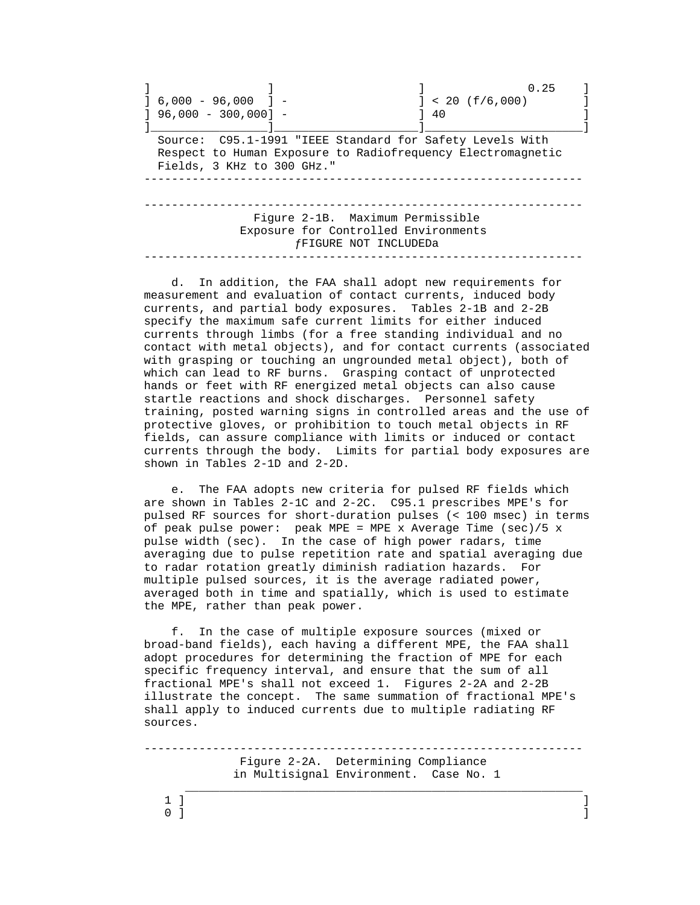| | | | |
|---|---|---|---|
| | | | 0.25 |
| 6,000 - 96,000 | - | | < 20 (f/6,000) |
| 96,000 - 300,000 | - | | 40 |

Source: C95.1-1991 "IEEE Standard for Safety Levels With Respect to Human Exposure to Radiofrequency Electromagnetic Fields, 3 KHz to 300 GHz."

---

Figure 2-1B. Maximum Permissible Exposure for Controlled Environments

ƒFIGURE NOT INCLUDEDa

---

d. In addition, the FAA shall adopt new requirements for measurement and evaluation of contact currents, induced body currents, and partial body exposures. Tables 2-1B and 2-2B specify the maximum safe current limits for either induced currents through limbs (for a free standing individual and no contact with metal objects), and for contact currents (associated with grasping or touching an ungrounded metal object), both of which can lead to RF burns. Grasping contact of unprotected hands or feet with RF energized metal objects can also cause startle reactions and shock discharges. Personnel safety training, posted warning signs in controlled areas and the use of protective gloves, or prohibition to touch metal objects in RF fields, can assure compliance with limits or induced or contact currents through the body. Limits for partial body exposures are shown in Tables 2-1D and 2-2D.

e. The FAA adopts new criteria for pulsed RF fields which are shown in Tables 2-1C and 2-2C. C95.1 prescribes MPE's for pulsed RF sources for short-duration pulses (< 100 msec) in terms of peak pulse power: peak MPE = MPE x Average Time (sec)/5 x pulse width (sec). In the case of high power radars, time averaging due to pulse repetition rate and spatial averaging due to radar rotation greatly diminish radiation hazards. For multiple pulsed sources, it is the average radiated power, averaged both in time and spatially, which is used to estimate the MPE, rather than peak power.

f. In the case of multiple exposure sources (mixed or broad-band fields), each having a different MPE, the FAA shall adopt procedures for determining the fraction of MPE for each specific frequency interval, and ensure that the sum of all fractional MPE's shall not exceed 1. Figures 2-2A and 2-2B illustrate the concept. The same summation of fractional MPE's shall apply to induced currents due to multiple radiating RF sources.

---

Figure 2-2A. Determining Compliance in Multisignal Environment. Case No. 1

1 ]

0 ]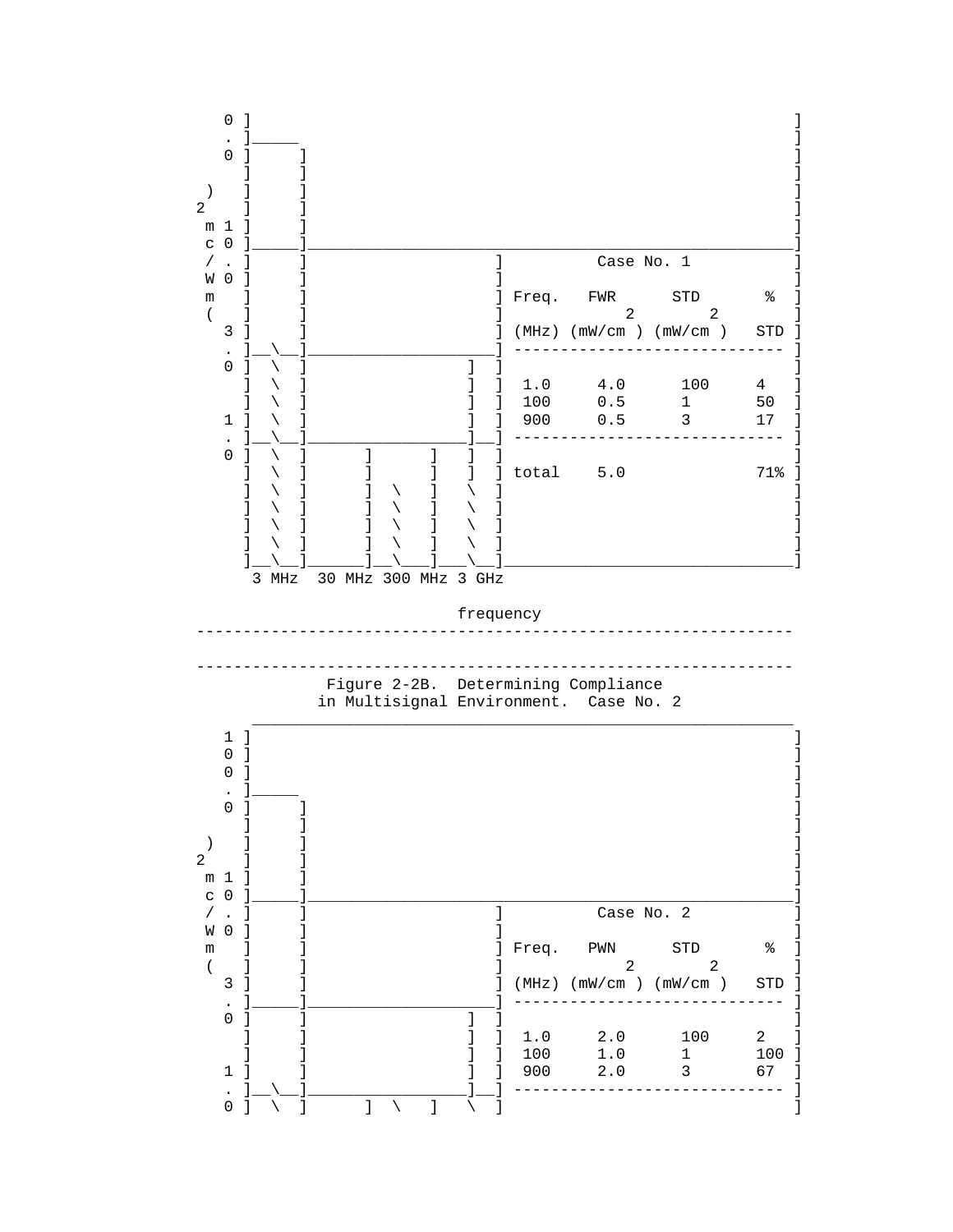```
     0 ]                                                                  ]
     . ]_____                                                             ]
     0 ]     ]                                                            ]
       ]     ]                                                            ]
   )   ]     ]                                                            ]
  2    ]     ]                                                            ]
   m 1 ]     ]                                                            ]
   c 0 ]_____]____________________________________________________________]
   / . ]     ]                     ]         Case No. 1                   ]
   W 0 ]     ]                     ]                                      ]
   m   ]     ]                     ] Freq.   FWR      STD        %        ]
   (   ]     ]                     ]           2        2                 ]
     3 ]     ]                     ] (MHz) (mW/cm ) (mW/cm )   STD        ]
     . ]__\__]_____________________] ----------------------------------   ]
     0 ]  \  ]                  ]  ]                                      ]
       ]  \  ]                  ]  ]  1.0     4.0      100     4          ]
       ]  \  ]                  ]  ]  100     0.5      1       50         ]
     1 ]  \  ]                  ]  ]  900     0.5      3       17         ]
     . ]__\__]__________________]__] ----------------------------------   ]
     0 ]  \  ]      ]      ]    ]  ]                                      ]
       ]  \  ]      ]      ]    ]  ] total    5.0              71%        ]
       ]  \  ]      ]  \   ]    \  ]                                      ]
       ]  \  ]      ]  \   ]    \  ]                                      ]
       ]  \  ]      ]  \   ]    \  ]                                      ]
       ]  \  ]      ]  \   ]    \  ]                                      ]
       ]__\__]______]__\___]___\___]______________________________________]
        3 MHz  30 MHz 300 MHz 3 GHz

                            frequency
```

---

Figure 2-2B. Determining Compliance in Multisignal Environment. Case No. 2

```
     1 ]                                                                  ]
     0 ]                                                                  ]
     0 ]                                                                  ]
     . ]_____                                                             ]
     0 ]     ]                                                            ]
       ]     ]                                                            ]
   )   ]     ]                                                            ]
  2    ]     ]                                                            ]
   m 1 ]     ]                                                            ]
   c 0 ]_____]____________________________________________________________]
   / . ]     ]                     ]         Case No. 2                   ]
   W 0 ]     ]                     ]                                      ]
   m   ]     ]                     ] Freq.   PWN      STD        %        ]
   (   ]     ]                     ]           2        2                 ]
     3 ]     ]                     ] (MHz) (mW/cm ) (mW/cm )   STD        ]
     . ]_____]_____________________] ----------------------------------   ]
     0 ]     ]                  ]  ]                                      ]
       ]     ]                  ]  ]  1.0     2.0      100     2          ]
       ]     ]                  ]  ]  100     1.0      1       100        ]
     1 ]     ]                  ]  ]  900     2.0      3       67         ]
     . ]__\__]__________________]__] ----------------------------------   ]
     0 ]  \  ]      ]  \   ]    \  ]                                      ]
```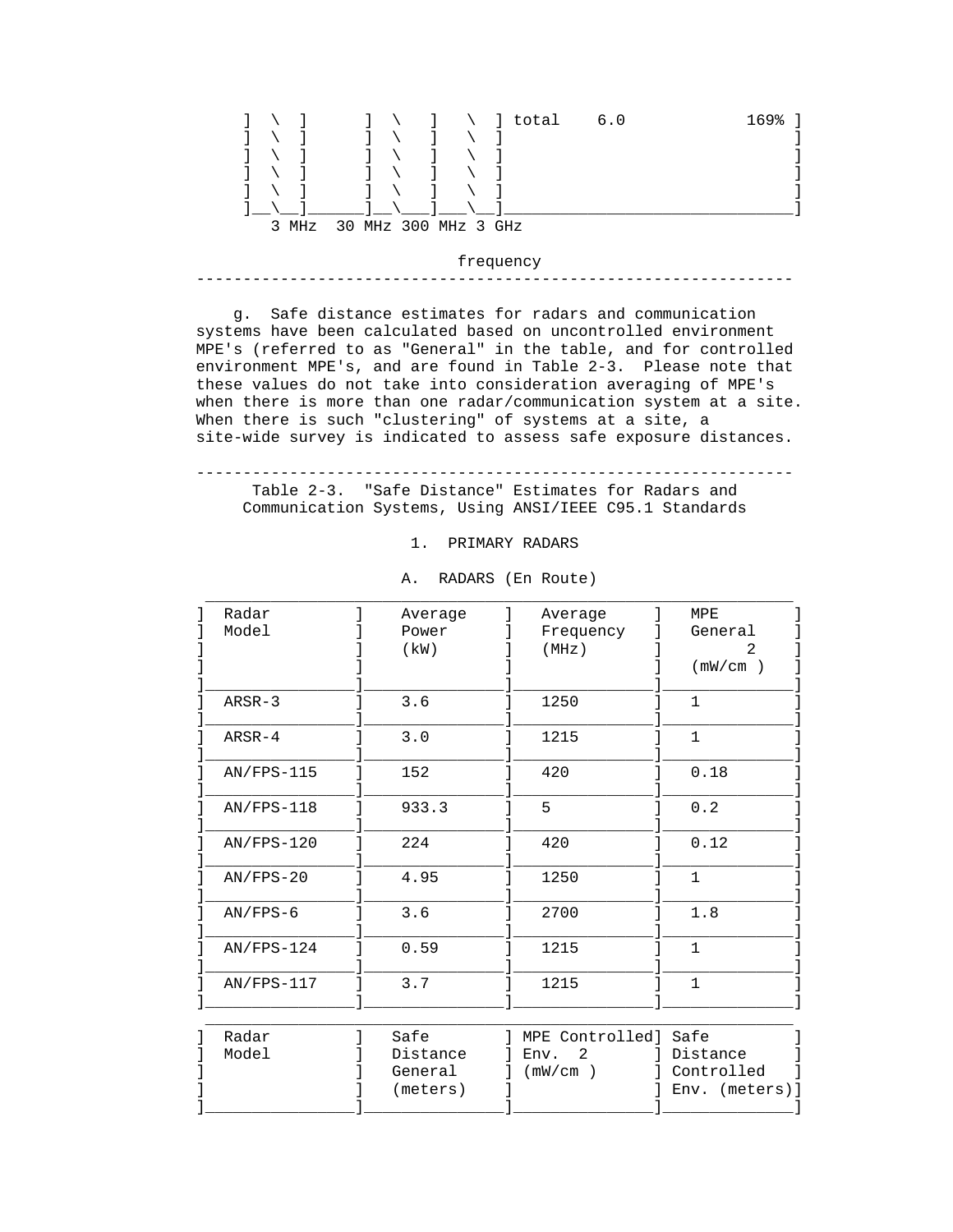```
]  \  ]      ]  \   ]   \  ] total    6.0            169% ]
]  \  ]      ]  \   ]   \  ]                              ]
]  \  ]      ]  \   ]   \  ]                              ]
]  \  ]      ]  \   ]   \  ]                              ]
]  \  ]      ]  \   ]   \  ]                              ]
]__\__]______]__\___]___\__]______________________________]
   3 MHz  30 MHz 300 MHz 3 GHz

                         frequency
```

---

g. Safe distance estimates for radars and communication systems have been calculated based on uncontrolled environment MPE's (referred to as "General" in the table, and for controlled environment MPE's, and are found in Table 2-3. Please note that these values do not take into consideration averaging of MPE's when there is more than one radar/communication system at a site. When there is such "clustering" of systems at a site, a site-wide survey is indicated to assess safe exposure distances.

---

Table 2-3. "Safe Distance" Estimates for Radars and Communication Systems, Using ANSI/IEEE C95.1 Standards

1. PRIMARY RADARS

A. RADARS (En Route)

| Radar Model | Average Power (kW) | Average Frequency (MHz) | MPE General ($mW/cm^2$) |
|---|---|---|---|
| ARSR-3 | 3.6 | 1250 | 1 |
| ARSR-4 | 3.0 | 1215 | 1 |
| AN/FPS-115 | 152 | 420 | 0.18 |
| AN/FPS-118 | 933.3 | 5 | 0.2 |
| AN/FPS-120 | 224 | 420 | 0.12 |
| AN/FPS-20 | 4.95 | 1250 | 1 |
| AN/FPS-6 | 3.6 | 2700 | 1.8 |
| AN/FPS-124 | 0.59 | 1215 | 1 |
| AN/FPS-117 | 3.7 | 1215 | 1 |

| Radar Model | Safe Distance General (meters) | MPE Controlled Env. ($mW/cm^2$) | Safe Distance Controlled Env. (meters) |
|---|---|---|---|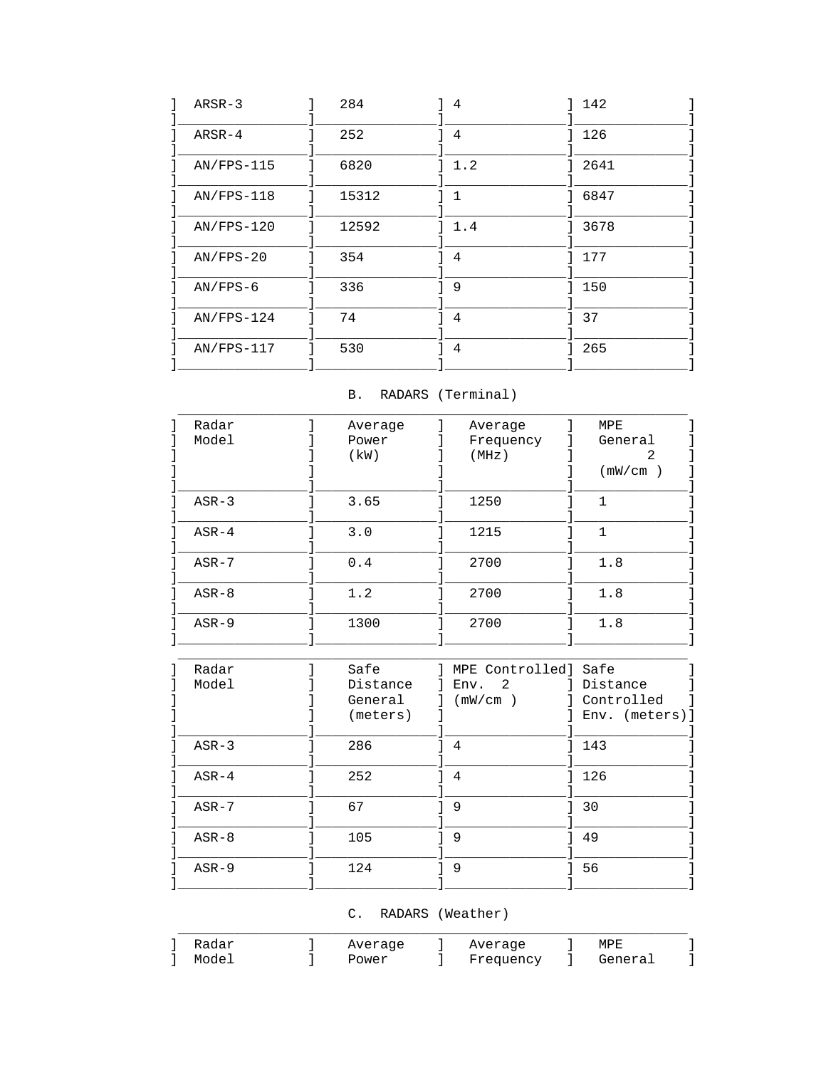| | | | |
|---|---|---|---|
| ARSR-3 | 284 | 4 | 142 |
| ARSR-4 | 252 | 4 | 126 |
| AN/FPS-115 | 6820 | 1.2 | 2641 |
| AN/FPS-118 | 15312 | 1 | 6847 |
| AN/FPS-120 | 12592 | 1.4 | 3678 |
| AN/FPS-20 | 354 | 4 | 177 |
| AN/FPS-6 | 336 | 9 | 150 |
| AN/FPS-124 | 74 | 4 | 37 |
| AN/FPS-117 | 530 | 4 | 265 |

B. RADARS (Terminal)

| Radar Model | Average Power (kW) | Average Frequency (MHz) | MPE General (mW/cm $^2$) |
|---|---|---|---|
| ASR-3 | 3.65 | 1250 | 1 |
| ASR-4 | 3.0 | 1215 | 1 |
| ASR-7 | 0.4 | 2700 | 1.8 |
| ASR-8 | 1.2 | 2700 | 1.8 |
| ASR-9 | 1300 | 2700 | 1.8 |

| Radar Model | Safe Distance General (meters) | MPE Controlled Env. (mW/cm $^2$) | Safe Distance Controlled Env. (meters) |
|---|---|---|---|
| ASR-3 | 286 | 4 | 143 |
| ASR-4 | 252 | 4 | 126 |
| ASR-7 | 67 | 9 | 30 |
| ASR-8 | 105 | 9 | 49 |
| ASR-9 | 124 | 9 | 56 |

C. RADARS (Weather)

| Radar Model | Average Power | Average Frequency | MPE General |
|---|---|---|---|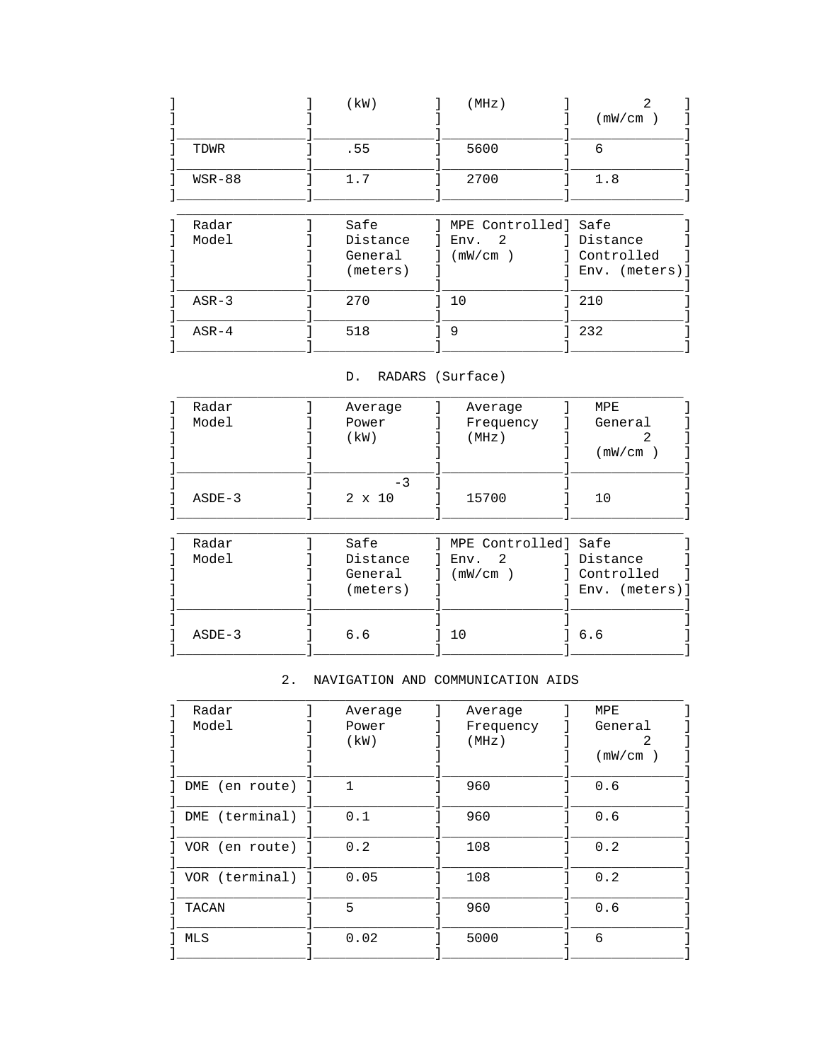| | (kW) | (MHz) | ($mW/cm^2$) |
|---|---|---|---|
| TDWR | .55 | 5600 | 6 |
| WSR-88 | 1.7 | 2700 | 1.8 |

| Radar Model | Safe Distance General (meters) | MPE Controlled Env. ($mW/cm^2$) | Safe Distance Controlled Env. (meters) |
|---|---|---|---|
| ASR-3 | 270 | 10 | 210 |
| ASR-4 | 518 | 9 | 232 |

D. RADARS (Surface)

| Radar Model | Average Power (kW) | Average Frequency (MHz) | MPE General ($mW/cm^2$) |
|---|---|---|---|
| ASDE-3 | $2 \times 10^{-3}$ | 15700 | 10 |

| Radar Model | Safe Distance General (meters) | MPE Controlled Env. ($mW/cm^2$) | Safe Distance Controlled Env. (meters) |
|---|---|---|---|
| ASDE-3 | 6.6 | 10 | 6.6 |

2. NAVIGATION AND COMMUNICATION AIDS

| Radar Model | Average Power (kW) | Average Frequency (MHz) | MPE General ($mW/cm^2$) |
|---|---|---|---|
| DME (en route) | 1 | 960 | 0.6 |
| DME (terminal) | 0.1 | 960 | 0.6 |
| VOR (en route) | 0.2 | 108 | 0.2 |
| VOR (terminal) | 0.05 | 108 | 0.2 |
| TACAN | 5 | 960 | 0.6 |
| MLS | 0.02 | 5000 | 6 |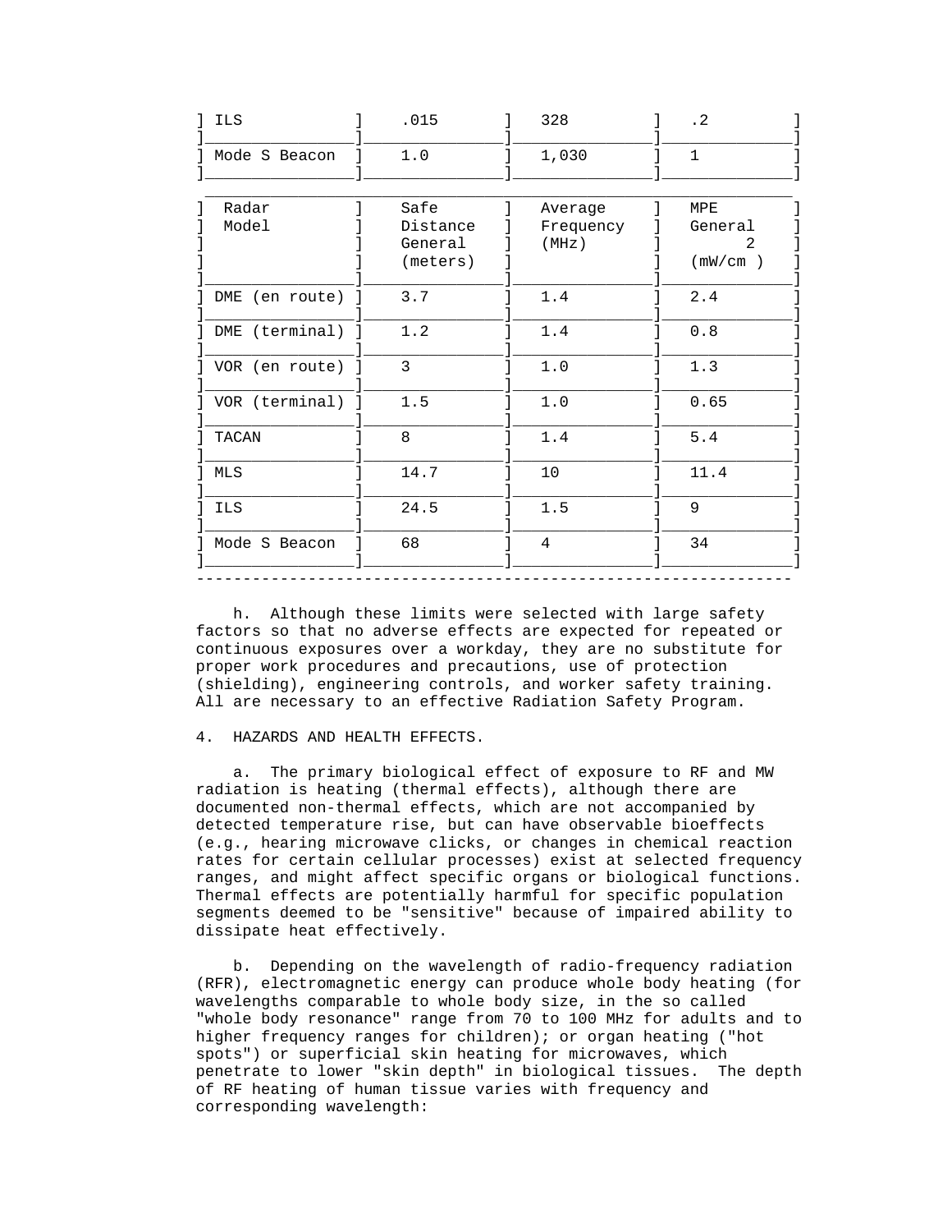| ILS | .015 | 328 | .2 |
|---|---|---|---|
| Mode S Beacon | 1.0 | 1,030 | 1 |

| Radar Model | Safe Distance General (meters) | Average Frequency (MHz) | MPE General (mW/cm$^2$) |
|---|---|---|---|
| DME (en route) | 3.7 | 1.4 | 2.4 |
| DME (terminal) | 1.2 | 1.4 | 0.8 |
| VOR (en route) | 3 | 1.0 | 1.3 |
| VOR (terminal) | 1.5 | 1.0 | 0.65 |
| TACAN | 8 | 1.4 | 5.4 |
| MLS | 14.7 | 10 | 11.4 |
| ILS | 24.5 | 1.5 | 9 |
| Mode S Beacon | 68 | 4 | 34 |

h. Although these limits were selected with large safety factors so that no adverse effects are expected for repeated or continuous exposures over a workday, they are no substitute for proper work procedures and precautions, use of protection (shielding), engineering controls, and worker safety training. All are necessary to an effective Radiation Safety Program.

4. HAZARDS AND HEALTH EFFECTS.

a. The primary biological effect of exposure to RF and MW radiation is heating (thermal effects), although there are documented non-thermal effects, which are not accompanied by detected temperature rise, but can have observable bioeffects (e.g., hearing microwave clicks, or changes in chemical reaction rates for certain cellular processes) exist at selected frequency ranges, and might affect specific organs or biological functions. Thermal effects are potentially harmful for specific population segments deemed to be "sensitive" because of impaired ability to dissipate heat effectively.

b. Depending on the wavelength of radio-frequency radiation (RFR), electromagnetic energy can produce whole body heating (for wavelengths comparable to whole body size, in the so called "whole body resonance" range from 70 to 100 MHz for adults and to higher frequency ranges for children); or organ heating ("hot spots") or superficial skin heating for microwaves, which penetrate to lower "skin depth" in biological tissues. The depth of RF heating of human tissue varies with frequency and corresponding wavelength: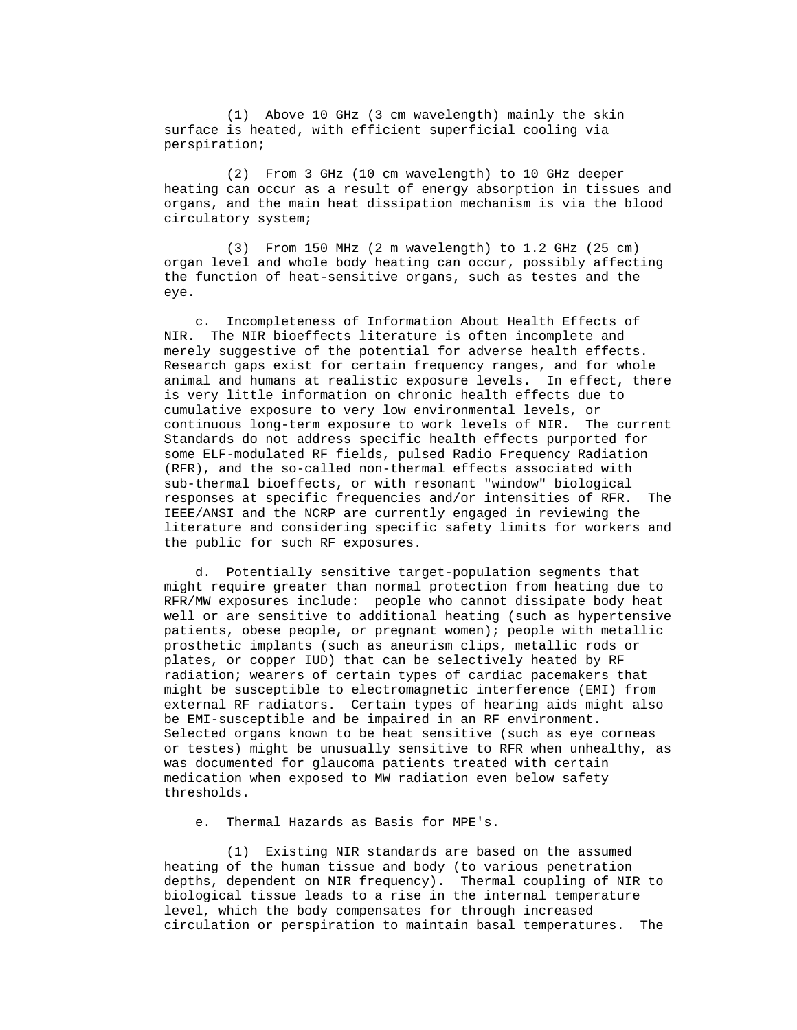(1) Above 10 GHz (3 cm wavelength) mainly the skin surface is heated, with efficient superficial cooling via perspiration;

(2) From 3 GHz (10 cm wavelength) to 10 GHz deeper heating can occur as a result of energy absorption in tissues and organs, and the main heat dissipation mechanism is via the blood circulatory system;

(3) From 150 MHz (2 m wavelength) to 1.2 GHz (25 cm) organ level and whole body heating can occur, possibly affecting the function of heat-sensitive organs, such as testes and the eye.

c. Incompleteness of Information About Health Effects of NIR. The NIR bioeffects literature is often incomplete and merely suggestive of the potential for adverse health effects. Research gaps exist for certain frequency ranges, and for whole animal and humans at realistic exposure levels. In effect, there is very little information on chronic health effects due to cumulative exposure to very low environmental levels, or continuous long-term exposure to work levels of NIR. The current Standards do not address specific health effects purported for some ELF-modulated RF fields, pulsed Radio Frequency Radiation (RFR), and the so-called non-thermal effects associated with sub-thermal bioeffects, or with resonant "window" biological responses at specific frequencies and/or intensities of RFR. The IEEE/ANSI and the NCRP are currently engaged in reviewing the literature and considering specific safety limits for workers and the public for such RF exposures.

d. Potentially sensitive target-population segments that might require greater than normal protection from heating due to RFR/MW exposures include: people who cannot dissipate body heat well or are sensitive to additional heating (such as hypertensive patients, obese people, or pregnant women); people with metallic prosthetic implants (such as aneurism clips, metallic rods or plates, or copper IUD) that can be selectively heated by RF radiation; wearers of certain types of cardiac pacemakers that might be susceptible to electromagnetic interference (EMI) from external RF radiators. Certain types of hearing aids might also be EMI-susceptible and be impaired in an RF environment. Selected organs known to be heat sensitive (such as eye corneas or testes) might be unusually sensitive to RFR when unhealthy, as was documented for glaucoma patients treated with certain medication when exposed to MW radiation even below safety thresholds.

e. Thermal Hazards as Basis for MPE's.

(1) Existing NIR standards are based on the assumed heating of the human tissue and body (to various penetration depths, dependent on NIR frequency). Thermal coupling of NIR to biological tissue leads to a rise in the internal temperature level, which the body compensates for through increased circulation or perspiration to maintain basal temperatures. The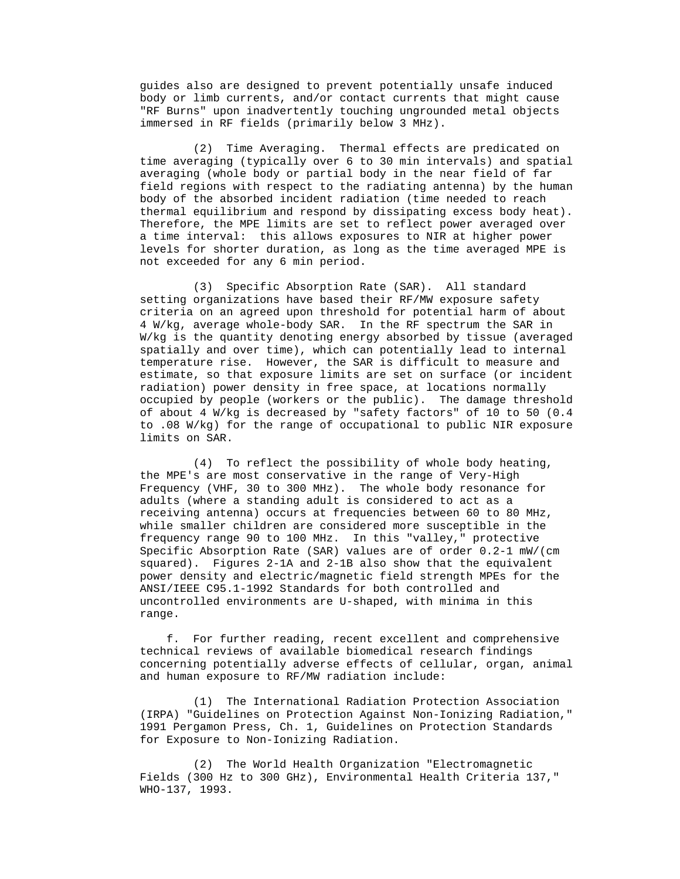guides also are designed to prevent potentially unsafe induced body or limb currents, and/or contact currents that might cause "RF Burns" upon inadvertently touching ungrounded metal objects immersed in RF fields (primarily below 3 MHz).

(2) Time Averaging. Thermal effects are predicated on time averaging (typically over 6 to 30 min intervals) and spatial averaging (whole body or partial body in the near field of far field regions with respect to the radiating antenna) by the human body of the absorbed incident radiation (time needed to reach thermal equilibrium and respond by dissipating excess body heat). Therefore, the MPE limits are set to reflect power averaged over a time interval: this allows exposures to NIR at higher power levels for shorter duration, as long as the time averaged MPE is not exceeded for any 6 min period.

(3) Specific Absorption Rate (SAR). All standard setting organizations have based their RF/MW exposure safety criteria on an agreed upon threshold for potential harm of about 4 W/kg, average whole-body SAR. In the RF spectrum the SAR in W/kg is the quantity denoting energy absorbed by tissue (averaged spatially and over time), which can potentially lead to internal temperature rise. However, the SAR is difficult to measure and estimate, so that exposure limits are set on surface (or incident radiation) power density in free space, at locations normally occupied by people (workers or the public). The damage threshold of about 4 W/kg is decreased by "safety factors" of 10 to 50 (0.4 to .08 W/kg) for the range of occupational to public NIR exposure limits on SAR.

(4) To reflect the possibility of whole body heating, the MPE's are most conservative in the range of Very-High Frequency (VHF, 30 to 300 MHz). The whole body resonance for adults (where a standing adult is considered to act as a receiving antenna) occurs at frequencies between 60 to 80 MHz, while smaller children are considered more susceptible in the frequency range 90 to 100 MHz. In this "valley," protective Specific Absorption Rate (SAR) values are of order 0.2-1 mW/(cm squared). Figures 2-1A and 2-1B also show that the equivalent power density and electric/magnetic field strength MPEs for the ANSI/IEEE C95.1-1992 Standards for both controlled and uncontrolled environments are U-shaped, with minima in this range.

f. For further reading, recent excellent and comprehensive technical reviews of available biomedical research findings concerning potentially adverse effects of cellular, organ, animal and human exposure to RF/MW radiation include:

(1) The International Radiation Protection Association (IRPA) "Guidelines on Protection Against Non-Ionizing Radiation," 1991 Pergamon Press, Ch. 1, Guidelines on Protection Standards for Exposure to Non-Ionizing Radiation.

(2) The World Health Organization "Electromagnetic Fields (300 Hz to 300 GHz), Environmental Health Criteria 137," WHO-137, 1993.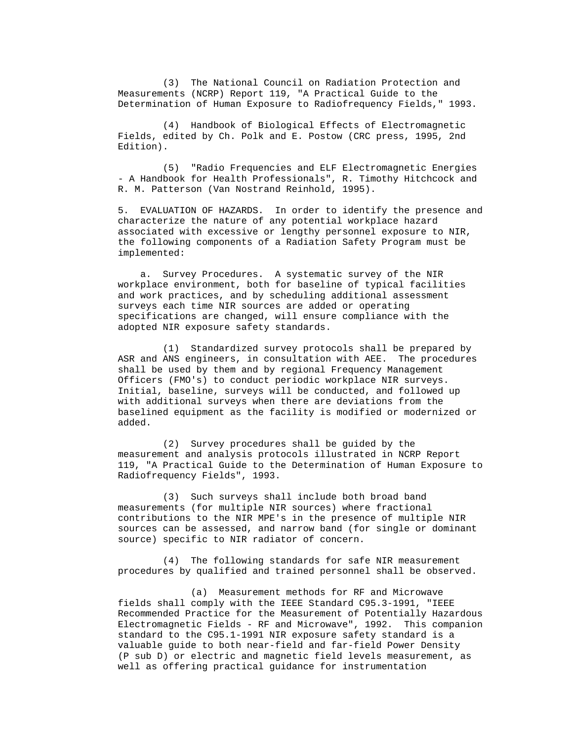(3) The National Council on Radiation Protection and Measurements (NCRP) Report 119, "A Practical Guide to the Determination of Human Exposure to Radiofrequency Fields," 1993.

(4) Handbook of Biological Effects of Electromagnetic Fields, edited by Ch. Polk and E. Postow (CRC press, 1995, 2nd Edition).

(5) "Radio Frequencies and ELF Electromagnetic Energies - A Handbook for Health Professionals", R. Timothy Hitchcock and R. M. Patterson (Van Nostrand Reinhold, 1995).

5. EVALUATION OF HAZARDS. In order to identify the presence and characterize the nature of any potential workplace hazard associated with excessive or lengthy personnel exposure to NIR, the following components of a Radiation Safety Program must be implemented:

a. Survey Procedures. A systematic survey of the NIR workplace environment, both for baseline of typical facilities and work practices, and by scheduling additional assessment surveys each time NIR sources are added or operating specifications are changed, will ensure compliance with the adopted NIR exposure safety standards.

(1) Standardized survey protocols shall be prepared by ASR and ANS engineers, in consultation with AEE. The procedures shall be used by them and by regional Frequency Management Officers (FMO's) to conduct periodic workplace NIR surveys. Initial, baseline, surveys will be conducted, and followed up with additional surveys when there are deviations from the baselined equipment as the facility is modified or modernized or added.

(2) Survey procedures shall be guided by the measurement and analysis protocols illustrated in NCRP Report 119, "A Practical Guide to the Determination of Human Exposure to Radiofrequency Fields", 1993.

(3) Such surveys shall include both broad band measurements (for multiple NIR sources) where fractional contributions to the NIR MPE's in the presence of multiple NIR sources can be assessed, and narrow band (for single or dominant source) specific to NIR radiator of concern.

(4) The following standards for safe NIR measurement procedures by qualified and trained personnel shall be observed.

(a) Measurement methods for RF and Microwave fields shall comply with the IEEE Standard C95.3-1991, "IEEE Recommended Practice for the Measurement of Potentially Hazardous Electromagnetic Fields - RF and Microwave", 1992. This companion standard to the C95.1-1991 NIR exposure safety standard is a valuable guide to both near-field and far-field Power Density (P sub D) or electric and magnetic field levels measurement, as well as offering practical guidance for instrumentation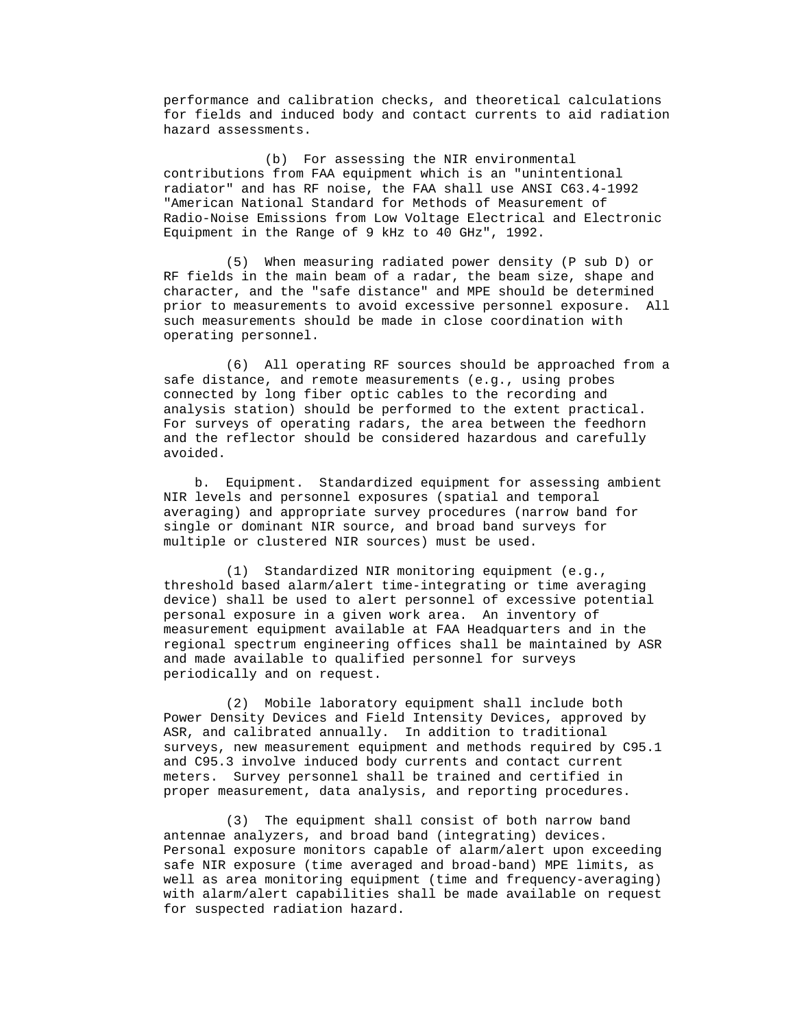performance and calibration checks, and theoretical calculations for fields and induced body and contact currents to aid radiation hazard assessments.

(b) For assessing the NIR environmental contributions from FAA equipment which is an "unintentional radiator" and has RF noise, the FAA shall use ANSI C63.4-1992 "American National Standard for Methods of Measurement of Radio-Noise Emissions from Low Voltage Electrical and Electronic Equipment in the Range of 9 kHz to 40 GHz", 1992.

(5) When measuring radiated power density (P sub D) or RF fields in the main beam of a radar, the beam size, shape and character, and the "safe distance" and MPE should be determined prior to measurements to avoid excessive personnel exposure. All such measurements should be made in close coordination with operating personnel.

(6) All operating RF sources should be approached from a safe distance, and remote measurements (e.g., using probes connected by long fiber optic cables to the recording and analysis station) should be performed to the extent practical. For surveys of operating radars, the area between the feedhorn and the reflector should be considered hazardous and carefully avoided.

b. Equipment. Standardized equipment for assessing ambient NIR levels and personnel exposures (spatial and temporal averaging) and appropriate survey procedures (narrow band for single or dominant NIR source, and broad band surveys for multiple or clustered NIR sources) must be used.

(1) Standardized NIR monitoring equipment (e.g., threshold based alarm/alert time-integrating or time averaging device) shall be used to alert personnel of excessive potential personal exposure in a given work area. An inventory of measurement equipment available at FAA Headquarters and in the regional spectrum engineering offices shall be maintained by ASR and made available to qualified personnel for surveys periodically and on request.

(2) Mobile laboratory equipment shall include both Power Density Devices and Field Intensity Devices, approved by ASR, and calibrated annually. In addition to traditional surveys, new measurement equipment and methods required by C95.1 and C95.3 involve induced body currents and contact current meters. Survey personnel shall be trained and certified in proper measurement, data analysis, and reporting procedures.

(3) The equipment shall consist of both narrow band antennae analyzers, and broad band (integrating) devices. Personal exposure monitors capable of alarm/alert upon exceeding safe NIR exposure (time averaged and broad-band) MPE limits, as well as area monitoring equipment (time and frequency-averaging) with alarm/alert capabilities shall be made available on request for suspected radiation hazard.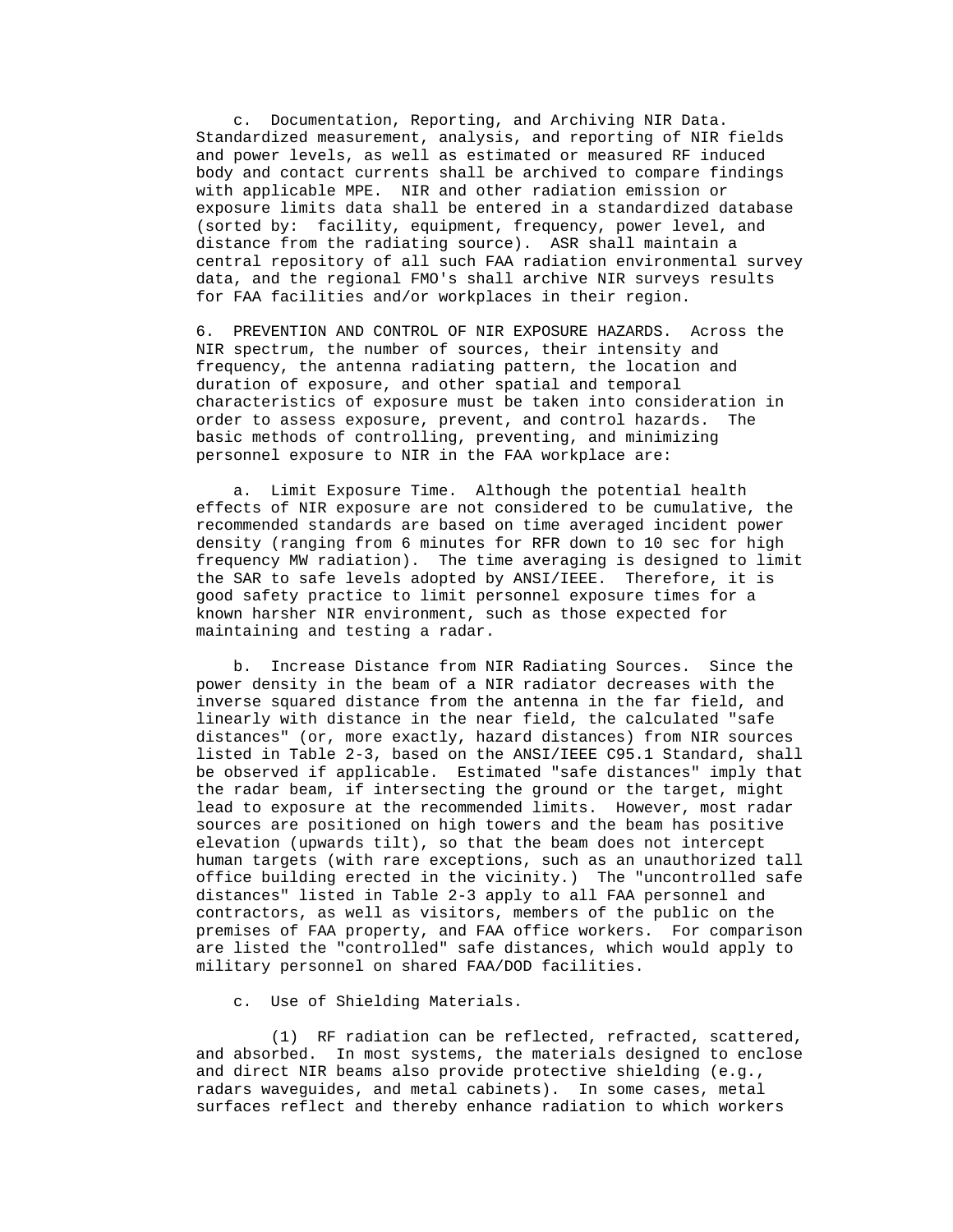c. Documentation, Reporting, and Archiving NIR Data. Standardized measurement, analysis, and reporting of NIR fields and power levels, as well as estimated or measured RF induced body and contact currents shall be archived to compare findings with applicable MPE. NIR and other radiation emission or exposure limits data shall be entered in a standardized database (sorted by: facility, equipment, frequency, power level, and distance from the radiating source). ASR shall maintain a central repository of all such FAA radiation environmental survey data, and the regional FMO's shall archive NIR surveys results for FAA facilities and/or workplaces in their region.

6. PREVENTION AND CONTROL OF NIR EXPOSURE HAZARDS. Across the NIR spectrum, the number of sources, their intensity and frequency, the antenna radiating pattern, the location and duration of exposure, and other spatial and temporal characteristics of exposure must be taken into consideration in order to assess exposure, prevent, and control hazards. The basic methods of controlling, preventing, and minimizing personnel exposure to NIR in the FAA workplace are:

a. Limit Exposure Time. Although the potential health effects of NIR exposure are not considered to be cumulative, the recommended standards are based on time averaged incident power density (ranging from 6 minutes for RFR down to 10 sec for high frequency MW radiation). The time averaging is designed to limit the SAR to safe levels adopted by ANSI/IEEE. Therefore, it is good safety practice to limit personnel exposure times for a known harsher NIR environment, such as those expected for maintaining and testing a radar.

b. Increase Distance from NIR Radiating Sources. Since the power density in the beam of a NIR radiator decreases with the inverse squared distance from the antenna in the far field, and linearly with distance in the near field, the calculated "safe distances" (or, more exactly, hazard distances) from NIR sources listed in Table 2-3, based on the ANSI/IEEE C95.1 Standard, shall be observed if applicable. Estimated "safe distances" imply that the radar beam, if intersecting the ground or the target, might lead to exposure at the recommended limits. However, most radar sources are positioned on high towers and the beam has positive elevation (upwards tilt), so that the beam does not intercept human targets (with rare exceptions, such as an unauthorized tall office building erected in the vicinity.) The "uncontrolled safe distances" listed in Table 2-3 apply to all FAA personnel and contractors, as well as visitors, members of the public on the premises of FAA property, and FAA office workers. For comparison are listed the "controlled" safe distances, which would apply to military personnel on shared FAA/DOD facilities.

c. Use of Shielding Materials.

(1) RF radiation can be reflected, refracted, scattered, and absorbed. In most systems, the materials designed to enclose and direct NIR beams also provide protective shielding (e.g., radars waveguides, and metal cabinets). In some cases, metal surfaces reflect and thereby enhance radiation to which workers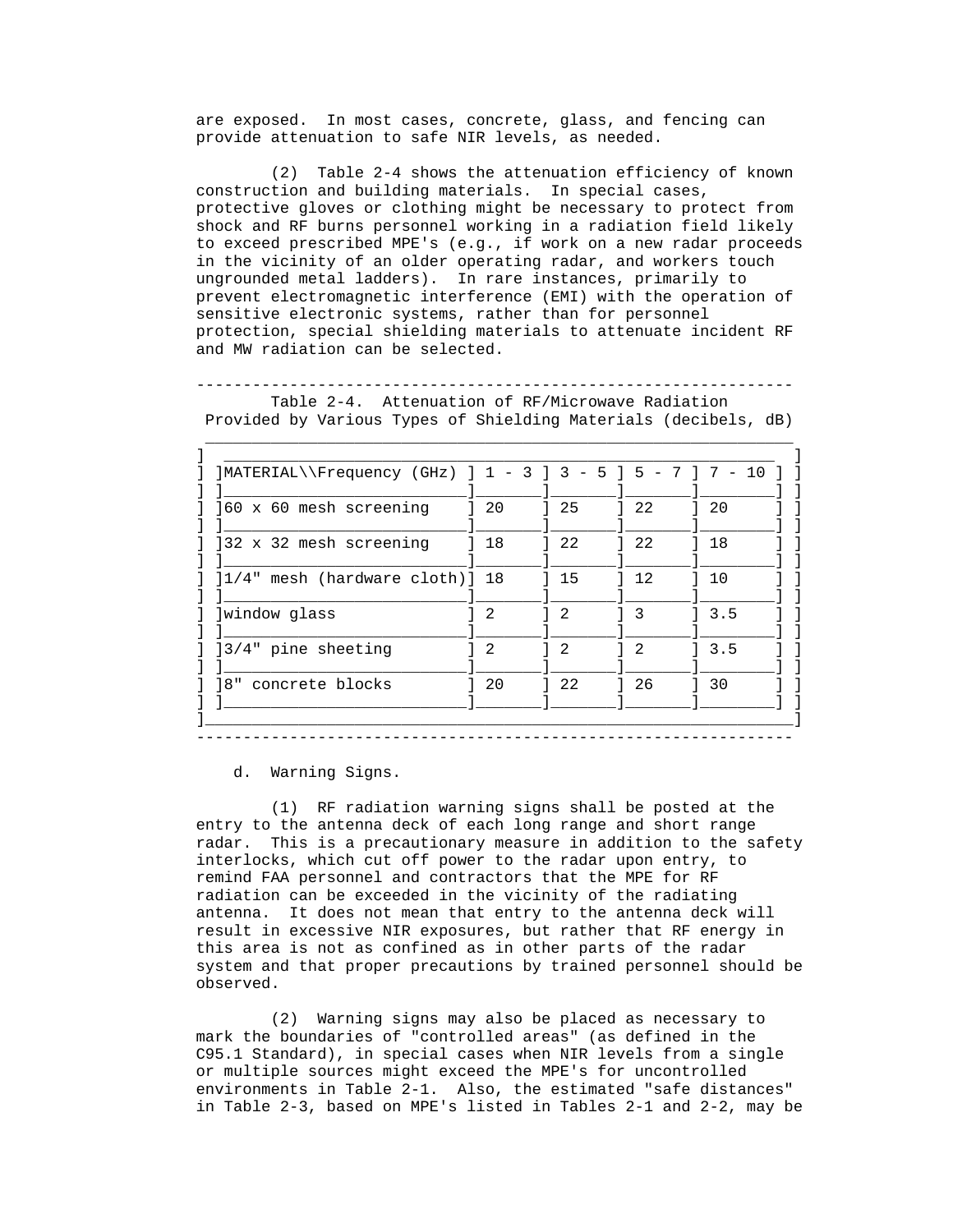are exposed. In most cases, concrete, glass, and fencing can provide attenuation to safe NIR levels, as needed.

(2) Table 2-4 shows the attenuation efficiency of known construction and building materials. In special cases, protective gloves or clothing might be necessary to protect from shock and RF burns personnel working in a radiation field likely to exceed prescribed MPE's (e.g., if work on a new radar proceeds in the vicinity of an older operating radar, and workers touch ungrounded metal ladders). In rare instances, primarily to prevent electromagnetic interference (EMI) with the operation of sensitive electronic systems, rather than for personnel protection, special shielding materials to attenuate incident RF and MW radiation can be selected.

Table 2-4. Attenuation of RF/Microwave Radiation Provided by Various Types of Shielding Materials (decibels, dB)

| MATERIAL\\Frequency (GHz) | 1 - 3 | 3 - 5 | 5 - 7 | 7 - 10 |
|---|---|---|---|---|
| 60 x 60 mesh screening | 20 | 25 | 22 | 20 |
| 32 x 32 mesh screening | 18 | 22 | 22 | 18 |
| 1/4" mesh (hardware cloth) | 18 | 15 | 12 | 10 |
| window glass | 2 | 2 | 3 | 3.5 |
| 3/4" pine sheeting | 2 | 2 | 2 | 3.5 |
| 8" concrete blocks | 20 | 22 | 26 | 30 |

d. Warning Signs.

(1) RF radiation warning signs shall be posted at the entry to the antenna deck of each long range and short range radar. This is a precautionary measure in addition to the safety interlocks, which cut off power to the radar upon entry, to remind FAA personnel and contractors that the MPE for RF radiation can be exceeded in the vicinity of the radiating antenna. It does not mean that entry to the antenna deck will result in excessive NIR exposures, but rather that RF energy in this area is not as confined as in other parts of the radar system and that proper precautions by trained personnel should be observed.

(2) Warning signs may also be placed as necessary to mark the boundaries of "controlled areas" (as defined in the C95.1 Standard), in special cases when NIR levels from a single or multiple sources might exceed the MPE's for uncontrolled environments in Table 2-1. Also, the estimated "safe distances" in Table 2-3, based on MPE's listed in Tables 2-1 and 2-2, may be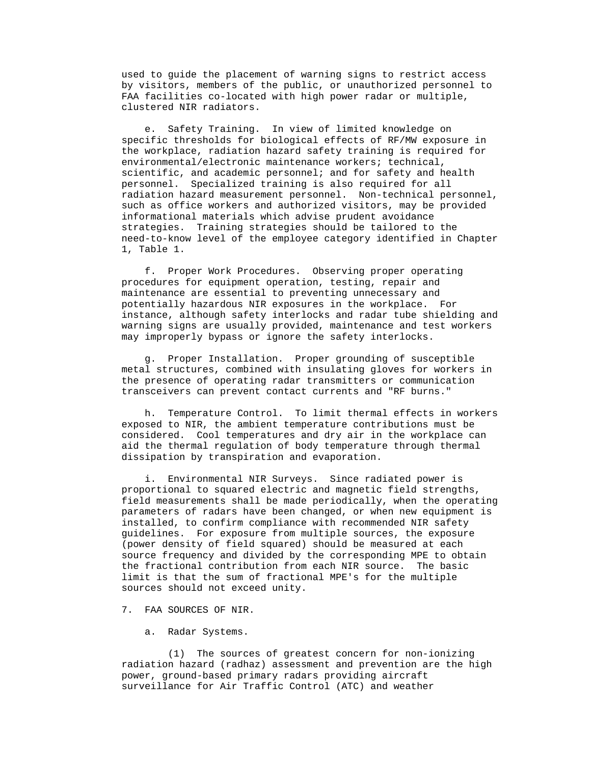used to guide the placement of warning signs to restrict access by visitors, members of the public, or unauthorized personnel to FAA facilities co-located with high power radar or multiple, clustered NIR radiators.

e. Safety Training. In view of limited knowledge on specific thresholds for biological effects of RF/MW exposure in the workplace, radiation hazard safety training is required for environmental/electronic maintenance workers; technical, scientific, and academic personnel; and for safety and health personnel. Specialized training is also required for all radiation hazard measurement personnel. Non-technical personnel, such as office workers and authorized visitors, may be provided informational materials which advise prudent avoidance strategies. Training strategies should be tailored to the need-to-know level of the employee category identified in Chapter 1, Table 1.

f. Proper Work Procedures. Observing proper operating procedures for equipment operation, testing, repair and maintenance are essential to preventing unnecessary and potentially hazardous NIR exposures in the workplace. For instance, although safety interlocks and radar tube shielding and warning signs are usually provided, maintenance and test workers may improperly bypass or ignore the safety interlocks.

g. Proper Installation. Proper grounding of susceptible metal structures, combined with insulating gloves for workers in the presence of operating radar transmitters or communication transceivers can prevent contact currents and "RF burns."

h. Temperature Control. To limit thermal effects in workers exposed to NIR, the ambient temperature contributions must be considered. Cool temperatures and dry air in the workplace can aid the thermal regulation of body temperature through thermal dissipation by transpiration and evaporation.

i. Environmental NIR Surveys. Since radiated power is proportional to squared electric and magnetic field strengths, field measurements shall be made periodically, when the operating parameters of radars have been changed, or when new equipment is installed, to confirm compliance with recommended NIR safety guidelines. For exposure from multiple sources, the exposure (power density of field squared) should be measured at each source frequency and divided by the corresponding MPE to obtain the fractional contribution from each NIR source. The basic limit is that the sum of fractional MPE's for the multiple sources should not exceed unity.

## 7. FAA SOURCES OF NIR.

a. Radar Systems.

(1) The sources of greatest concern for non-ionizing radiation hazard (radhaz) assessment and prevention are the high power, ground-based primary radars providing aircraft surveillance for Air Traffic Control (ATC) and weather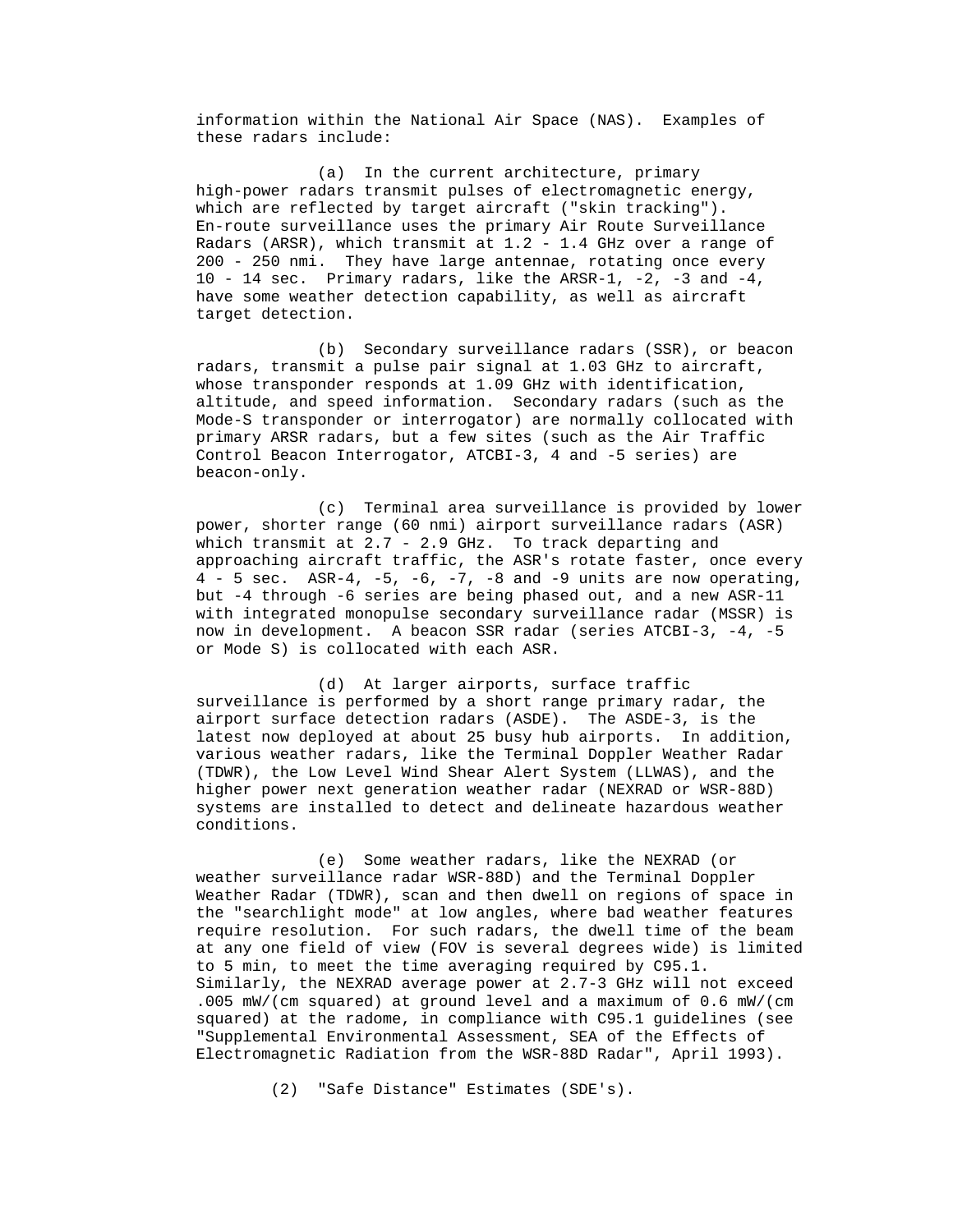information within the National Air Space (NAS). Examples of these radars include:

(a) In the current architecture, primary high-power radars transmit pulses of electromagnetic energy, which are reflected by target aircraft ("skin tracking"). En-route surveillance uses the primary Air Route Surveillance Radars (ARSR), which transmit at 1.2 - 1.4 GHz over a range of 200 - 250 nmi. They have large antennae, rotating once every 10 - 14 sec. Primary radars, like the ARSR-1, -2, -3 and -4, have some weather detection capability, as well as aircraft target detection.

(b) Secondary surveillance radars (SSR), or beacon radars, transmit a pulse pair signal at 1.03 GHz to aircraft, whose transponder responds at 1.09 GHz with identification, altitude, and speed information. Secondary radars (such as the Mode-S transponder or interrogator) are normally collocated with primary ARSR radars, but a few sites (such as the Air Traffic Control Beacon Interrogator, ATCBI-3, 4 and -5 series) are beacon-only.

(c) Terminal area surveillance is provided by lower power, shorter range (60 nmi) airport surveillance radars (ASR) which transmit at 2.7 - 2.9 GHz. To track departing and approaching aircraft traffic, the ASR's rotate faster, once every 4 - 5 sec. ASR-4, -5, -6, -7, -8 and -9 units are now operating, but -4 through -6 series are being phased out, and a new ASR-11 with integrated monopulse secondary surveillance radar (MSSR) is now in development. A beacon SSR radar (series ATCBI-3, -4, -5 or Mode S) is collocated with each ASR.

(d) At larger airports, surface traffic surveillance is performed by a short range primary radar, the airport surface detection radars (ASDE). The ASDE-3, is the latest now deployed at about 25 busy hub airports. In addition, various weather radars, like the Terminal Doppler Weather Radar (TDWR), the Low Level Wind Shear Alert System (LLWAS), and the higher power next generation weather radar (NEXRAD or WSR-88D) systems are installed to detect and delineate hazardous weather conditions.

(e) Some weather radars, like the NEXRAD (or weather surveillance radar WSR-88D) and the Terminal Doppler Weather Radar (TDWR), scan and then dwell on regions of space in the "searchlight mode" at low angles, where bad weather features require resolution. For such radars, the dwell time of the beam at any one field of view (FOV is several degrees wide) is limited to 5 min, to meet the time averaging required by C95.1. Similarly, the NEXRAD average power at 2.7-3 GHz will not exceed .005 mW/(cm squared) at ground level and a maximum of 0.6 mW/(cm squared) at the radome, in compliance with C95.1 guidelines (see "Supplemental Environmental Assessment, SEA of the Effects of Electromagnetic Radiation from the WSR-88D Radar", April 1993).

(2) "Safe Distance" Estimates (SDE's).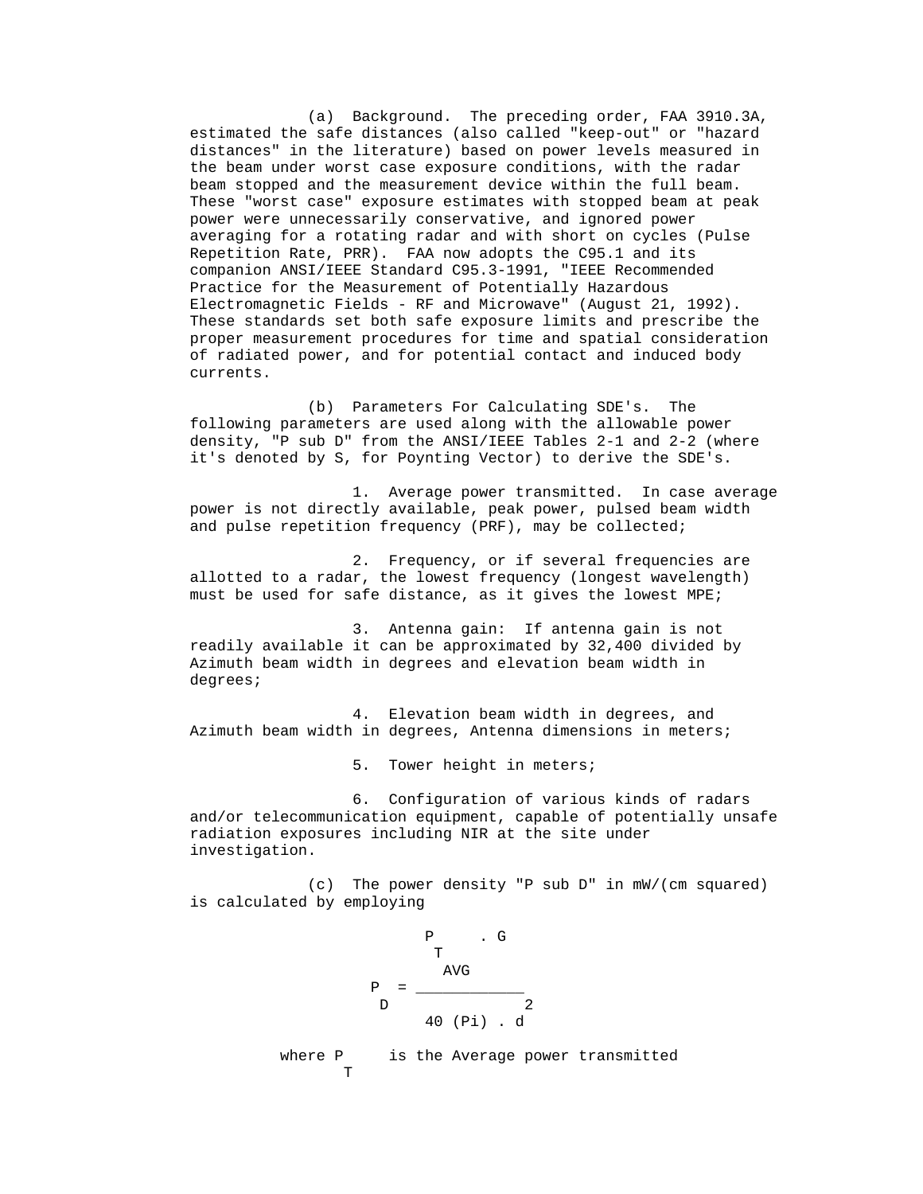(a) Background. The preceding order, FAA 3910.3A, estimated the safe distances (also called "keep-out" or "hazard distances" in the literature) based on power levels measured in the beam under worst case exposure conditions, with the radar beam stopped and the measurement device within the full beam. These "worst case" exposure estimates with stopped beam at peak power were unnecessarily conservative, and ignored power averaging for a rotating radar and with short on cycles (Pulse Repetition Rate, PRR). FAA now adopts the C95.1 and its companion ANSI/IEEE Standard C95.3-1991, "IEEE Recommended Practice for the Measurement of Potentially Hazardous Electromagnetic Fields - RF and Microwave" (August 21, 1992). These standards set both safe exposure limits and prescribe the proper measurement procedures for time and spatial consideration of radiated power, and for potential contact and induced body currents.

(b) Parameters For Calculating SDE's. The following parameters are used along with the allowable power density, "P sub D" from the ANSI/IEEE Tables 2-1 and 2-2 (where it's denoted by S, for Poynting Vector) to derive the SDE's.

1. Average power transmitted. In case average power is not directly available, peak power, pulsed beam width and pulse repetition frequency (PRF), may be collected;

2. Frequency, or if several frequencies are allotted to a radar, the lowest frequency (longest wavelength) must be used for safe distance, as it gives the lowest MPE;

3. Antenna gain: If antenna gain is not readily available it can be approximated by 32,400 divided by Azimuth beam width in degrees and elevation beam width in degrees;

4. Elevation beam width in degrees, and Azimuth beam width in degrees, Antenna dimensions in meters;

5. Tower height in meters;

6. Configuration of various kinds of radars and/or telecommunication equipment, capable of potentially unsafe radiation exposures including NIR at the site under investigation.

(c) The power density "P sub D" in mW/(cm squared) is calculated by employing

$$P_D = \frac{P_{T_{AVG}} \cdot G}{40 (\pi) \cdot d^2}$$

where $P_T$ is the Average power transmitted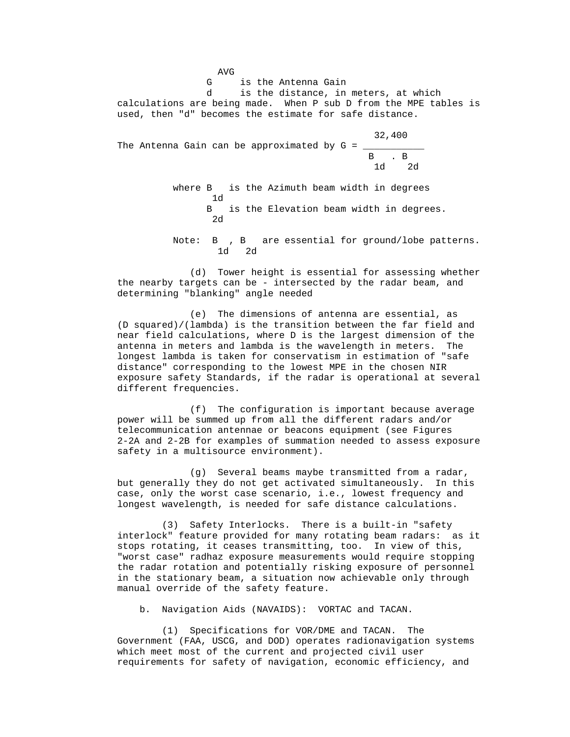$G_{AVG}$ is the Antenna Gain

d is the distance, in meters, at which calculations are being made. When P sub D from the MPE tables is used, then "d" becomes the estimate for safe distance.

The Antenna Gain can be approximated by $G = \dfrac{32,400}{B_{1d} \cdot B_{2d}}$

where $B_{1d}$ is the Azimuth beam width in degrees

$B_{2d}$ is the Elevation beam width in degrees.

Note: $B_{1d}$, $B_{2d}$ are essential for ground/lobe patterns.

(d) Tower height is essential for assessing whether the nearby targets can be - intersected by the radar beam, and determining "blanking" angle needed

(e) The dimensions of antenna are essential, as (D squared)/(lambda) is the transition between the far field and near field calculations, where D is the largest dimension of the antenna in meters and lambda is the wavelength in meters. The longest lambda is taken for conservatism in estimation of "safe distance" corresponding to the lowest MPE in the chosen NIR exposure safety Standards, if the radar is operational at several different frequencies.

(f) The configuration is important because average power will be summed up from all the different radars and/or telecommunication antennae or beacons equipment (see Figures 2-2A and 2-2B for examples of summation needed to assess exposure safety in a multisource environment).

(g) Several beams maybe transmitted from a radar, but generally they do not get activated simultaneously. In this case, only the worst case scenario, i.e., lowest frequency and longest wavelength, is needed for safe distance calculations.

(3) Safety Interlocks. There is a built-in "safety interlock" feature provided for many rotating beam radars: as it stops rotating, it ceases transmitting, too. In view of this, "worst case" radhaz exposure measurements would require stopping the radar rotation and potentially risking exposure of personnel in the stationary beam, a situation now achievable only through manual override of the safety feature.

b. Navigation Aids (NAVAIDS): VORTAC and TACAN.

(1) Specifications for VOR/DME and TACAN. The Government (FAA, USCG, and DOD) operates radionavigation systems which meet most of the current and projected civil user requirements for safety of navigation, economic efficiency, and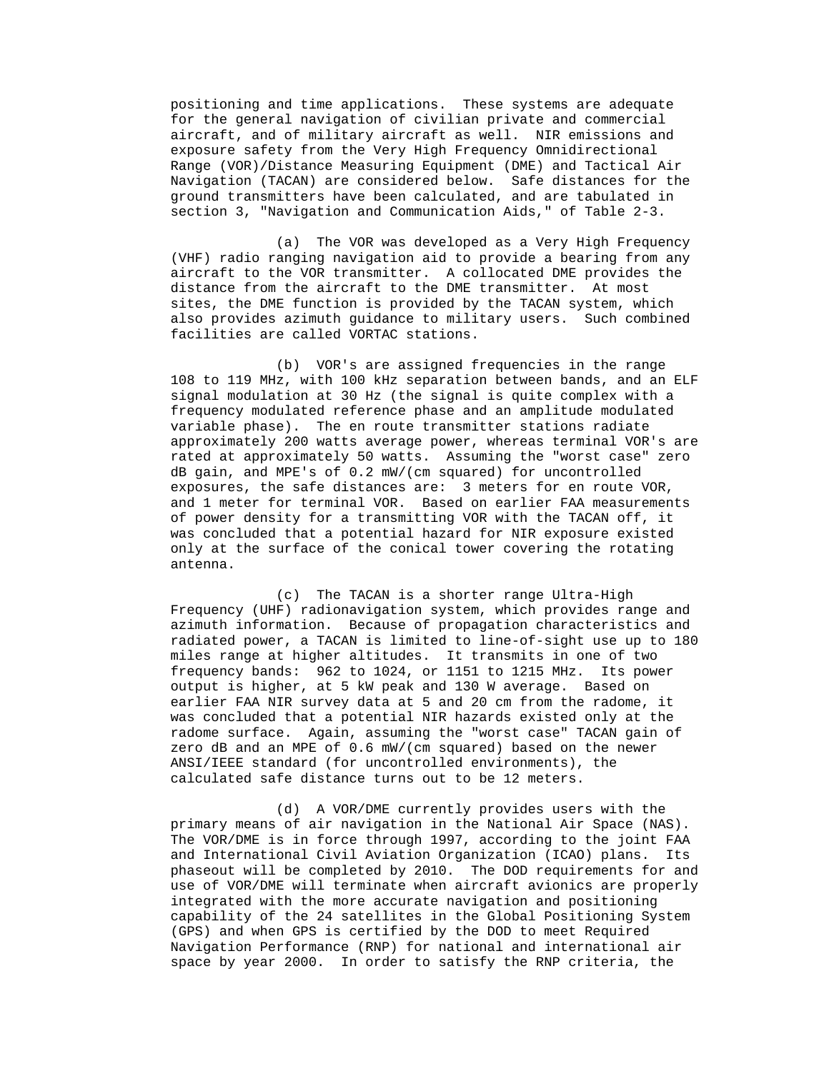positioning and time applications. These systems are adequate for the general navigation of civilian private and commercial aircraft, and of military aircraft as well. NIR emissions and exposure safety from the Very High Frequency Omnidirectional Range (VOR)/Distance Measuring Equipment (DME) and Tactical Air Navigation (TACAN) are considered below. Safe distances for the ground transmitters have been calculated, and are tabulated in section 3, "Navigation and Communication Aids," of Table 2-3.

(a) The VOR was developed as a Very High Frequency (VHF) radio ranging navigation aid to provide a bearing from any aircraft to the VOR transmitter. A collocated DME provides the distance from the aircraft to the DME transmitter. At most sites, the DME function is provided by the TACAN system, which also provides azimuth guidance to military users. Such combined facilities are called VORTAC stations.

(b) VOR's are assigned frequencies in the range 108 to 119 MHz, with 100 kHz separation between bands, and an ELF signal modulation at 30 Hz (the signal is quite complex with a frequency modulated reference phase and an amplitude modulated variable phase). The en route transmitter stations radiate approximately 200 watts average power, whereas terminal VOR's are rated at approximately 50 watts. Assuming the "worst case" zero dB gain, and MPE's of 0.2 mW/(cm squared) for uncontrolled exposures, the safe distances are: 3 meters for en route VOR, and 1 meter for terminal VOR. Based on earlier FAA measurements of power density for a transmitting VOR with the TACAN off, it was concluded that a potential hazard for NIR exposure existed only at the surface of the conical tower covering the rotating antenna.

(c) The TACAN is a shorter range Ultra-High Frequency (UHF) radionavigation system, which provides range and azimuth information. Because of propagation characteristics and radiated power, a TACAN is limited to line-of-sight use up to 180 miles range at higher altitudes. It transmits in one of two frequency bands: 962 to 1024, or 1151 to 1215 MHz. Its power output is higher, at 5 kW peak and 130 W average. Based on earlier FAA NIR survey data at 5 and 20 cm from the radome, it was concluded that a potential NIR hazards existed only at the radome surface. Again, assuming the "worst case" TACAN gain of zero dB and an MPE of 0.6 mW/(cm squared) based on the newer ANSI/IEEE standard (for uncontrolled environments), the calculated safe distance turns out to be 12 meters.

(d) A VOR/DME currently provides users with the primary means of air navigation in the National Air Space (NAS). The VOR/DME is in force through 1997, according to the joint FAA and International Civil Aviation Organization (ICAO) plans. Its phaseout will be completed by 2010. The DOD requirements for and use of VOR/DME will terminate when aircraft avionics are properly integrated with the more accurate navigation and positioning capability of the 24 satellites in the Global Positioning System (GPS) and when GPS is certified by the DOD to meet Required Navigation Performance (RNP) for national and international air space by year 2000. In order to satisfy the RNP criteria, the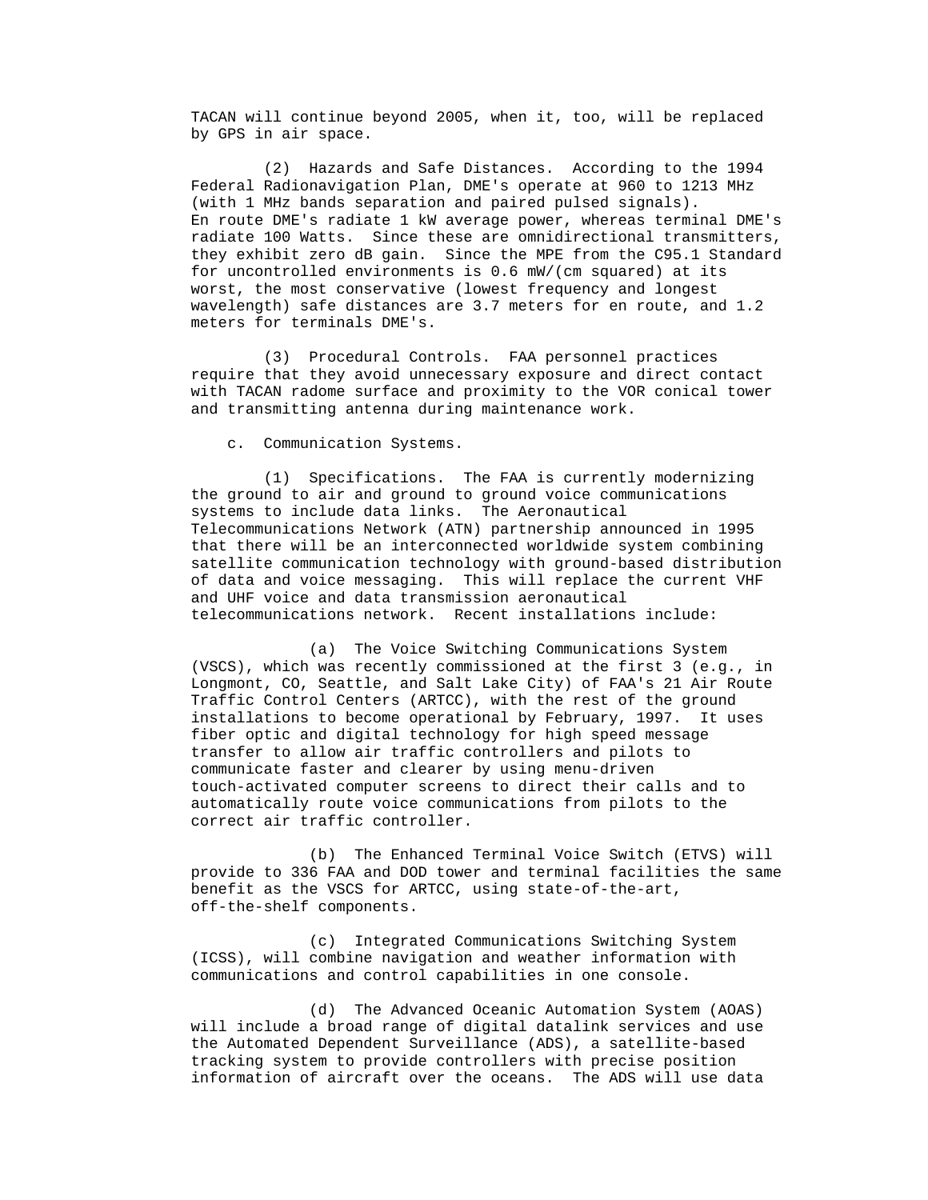TACAN will continue beyond 2005, when it, too, will be replaced by GPS in air space.

(2) Hazards and Safe Distances. According to the 1994 Federal Radionavigation Plan, DME's operate at 960 to 1213 MHz (with 1 MHz bands separation and paired pulsed signals). En route DME's radiate 1 kW average power, whereas terminal DME's radiate 100 Watts. Since these are omnidirectional transmitters, they exhibit zero dB gain. Since the MPE from the C95.1 Standard for uncontrolled environments is 0.6 mW/(cm squared) at its worst, the most conservative (lowest frequency and longest wavelength) safe distances are 3.7 meters for en route, and 1.2 meters for terminals DME's.

(3) Procedural Controls. FAA personnel practices require that they avoid unnecessary exposure and direct contact with TACAN radome surface and proximity to the VOR conical tower and transmitting antenna during maintenance work.

c. Communication Systems.

(1) Specifications. The FAA is currently modernizing the ground to air and ground to ground voice communications systems to include data links. The Aeronautical Telecommunications Network (ATN) partnership announced in 1995 that there will be an interconnected worldwide system combining satellite communication technology with ground-based distribution of data and voice messaging. This will replace the current VHF and UHF voice and data transmission aeronautical telecommunications network. Recent installations include:

(a) The Voice Switching Communications System (VSCS), which was recently commissioned at the first 3 (e.g., in Longmont, CO, Seattle, and Salt Lake City) of FAA's 21 Air Route Traffic Control Centers (ARTCC), with the rest of the ground installations to become operational by February, 1997. It uses fiber optic and digital technology for high speed message transfer to allow air traffic controllers and pilots to communicate faster and clearer by using menu-driven touch-activated computer screens to direct their calls and to automatically route voice communications from pilots to the correct air traffic controller.

(b) The Enhanced Terminal Voice Switch (ETVS) will provide to 336 FAA and DOD tower and terminal facilities the same benefit as the VSCS for ARTCC, using state-of-the-art, off-the-shelf components.

(c) Integrated Communications Switching System (ICSS), will combine navigation and weather information with communications and control capabilities in one console.

(d) The Advanced Oceanic Automation System (AOAS) will include a broad range of digital datalink services and use the Automated Dependent Surveillance (ADS), a satellite-based tracking system to provide controllers with precise position information of aircraft over the oceans. The ADS will use data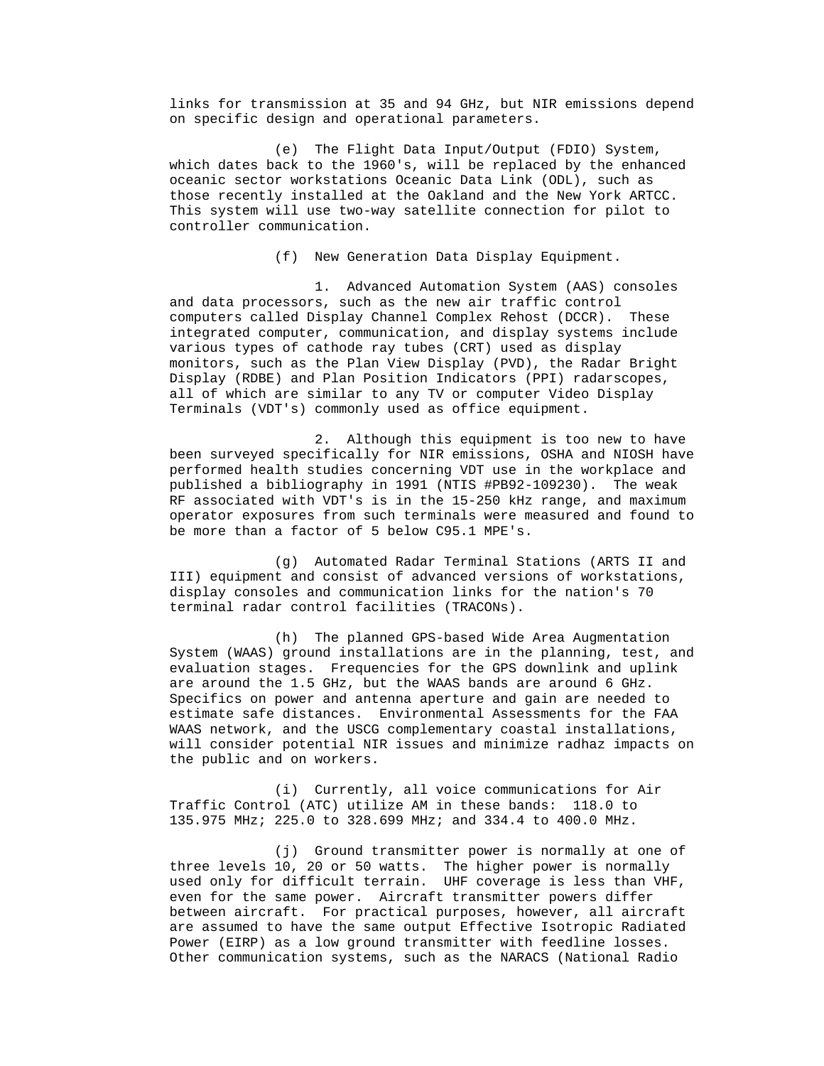links for transmission at 35 and 94 GHz, but NIR emissions depend on specific design and operational parameters.

(e) The Flight Data Input/Output (FDIO) System, which dates back to the 1960's, will be replaced by the enhanced oceanic sector workstations Oceanic Data Link (ODL), such as those recently installed at the Oakland and the New York ARTCC. This system will use two-way satellite connection for pilot to controller communication.

(f) New Generation Data Display Equipment.

1. Advanced Automation System (AAS) consoles and data processors, such as the new air traffic control computers called Display Channel Complex Rehost (DCCR). These integrated computer, communication, and display systems include various types of cathode ray tubes (CRT) used as display monitors, such as the Plan View Display (PVD), the Radar Bright Display (RDBE) and Plan Position Indicators (PPI) radarscopes, all of which are similar to any TV or computer Video Display Terminals (VDT's) commonly used as office equipment.

2. Although this equipment is too new to have been surveyed specifically for NIR emissions, OSHA and NIOSH have performed health studies concerning VDT use in the workplace and published a bibliography in 1991 (NTIS #PB92-109230). The weak RF associated with VDT's is in the 15-250 kHz range, and maximum operator exposures from such terminals were measured and found to be more than a factor of 5 below C95.1 MPE's.

(g) Automated Radar Terminal Stations (ARTS II and III) equipment and consist of advanced versions of workstations, display consoles and communication links for the nation's 70 terminal radar control facilities (TRACONs).

(h) The planned GPS-based Wide Area Augmentation System (WAAS) ground installations are in the planning, test, and evaluation stages. Frequencies for the GPS downlink and uplink are around the 1.5 GHz, but the WAAS bands are around 6 GHz. Specifics on power and antenna aperture and gain are needed to estimate safe distances. Environmental Assessments for the FAA WAAS network, and the USCG complementary coastal installations, will consider potential NIR issues and minimize radhaz impacts on the public and on workers.

(i) Currently, all voice communications for Air Traffic Control (ATC) utilize AM in these bands: 118.0 to 135.975 MHz; 225.0 to 328.699 MHz; and 334.4 to 400.0 MHz.

(j) Ground transmitter power is normally at one of three levels 10, 20 or 50 watts. The higher power is normally used only for difficult terrain. UHF coverage is less than VHF, even for the same power. Aircraft transmitter powers differ between aircraft. For practical purposes, however, all aircraft are assumed to have the same output Effective Isotropic Radiated Power (EIRP) as a low ground transmitter with feedline losses. Other communication systems, such as the NARACS (National Radio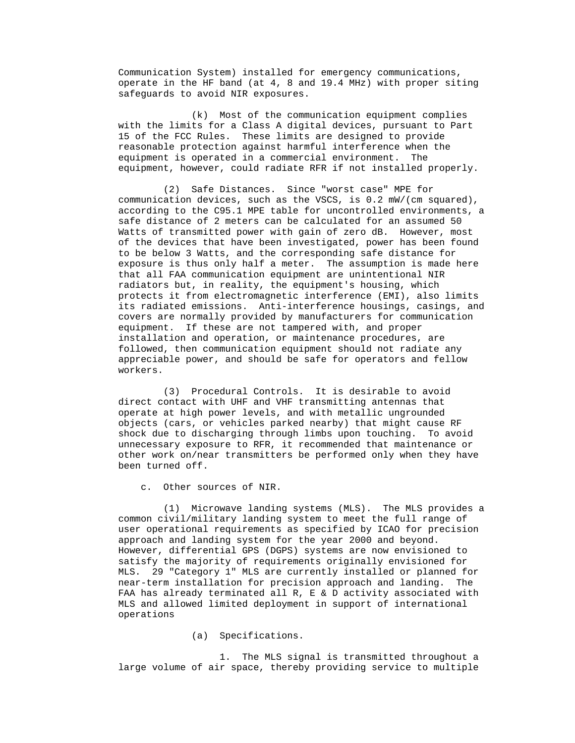Communication System) installed for emergency communications, operate in the HF band (at 4, 8 and 19.4 MHz) with proper siting safeguards to avoid NIR exposures.

(k) Most of the communication equipment complies with the limits for a Class A digital devices, pursuant to Part 15 of the FCC Rules. These limits are designed to provide reasonable protection against harmful interference when the equipment is operated in a commercial environment. The equipment, however, could radiate RFR if not installed properly.

(2) Safe Distances. Since "worst case" MPE for communication devices, such as the VSCS, is 0.2 mW/(cm squared), according to the C95.1 MPE table for uncontrolled environments, a safe distance of 2 meters can be calculated for an assumed 50 Watts of transmitted power with gain of zero dB. However, most of the devices that have been investigated, power has been found to be below 3 Watts, and the corresponding safe distance for exposure is thus only half a meter. The assumption is made here that all FAA communication equipment are unintentional NIR radiators but, in reality, the equipment's housing, which protects it from electromagnetic interference (EMI), also limits its radiated emissions. Anti-interference housings, casings, and covers are normally provided by manufacturers for communication equipment. If these are not tampered with, and proper installation and operation, or maintenance procedures, are followed, then communication equipment should not radiate any appreciable power, and should be safe for operators and fellow workers.

(3) Procedural Controls. It is desirable to avoid direct contact with UHF and VHF transmitting antennas that operate at high power levels, and with metallic ungrounded objects (cars, or vehicles parked nearby) that might cause RF shock due to discharging through limbs upon touching. To avoid unnecessary exposure to RFR, it recommended that maintenance or other work on/near transmitters be performed only when they have been turned off.

c. Other sources of NIR.

(1) Microwave landing systems (MLS). The MLS provides a common civil/military landing system to meet the full range of user operational requirements as specified by ICAO for precision approach and landing system for the year 2000 and beyond. However, differential GPS (DGPS) systems are now envisioned to satisfy the majority of requirements originally envisioned for MLS. 29 "Category 1" MLS are currently installed or planned for near-term installation for precision approach and landing. The FAA has already terminated all R, E & D activity associated with MLS and allowed limited deployment in support of international operations

(a) Specifications.

1. The MLS signal is transmitted throughout a large volume of air space, thereby providing service to multiple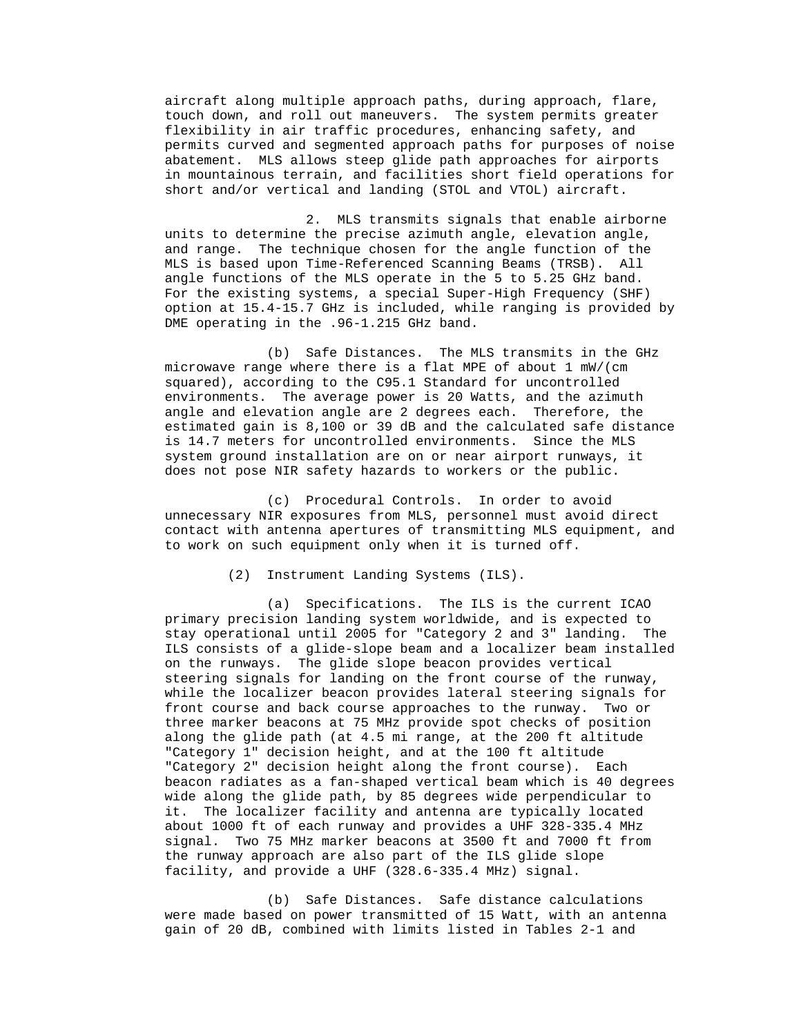aircraft along multiple approach paths, during approach, flare, touch down, and roll out maneuvers. The system permits greater flexibility in air traffic procedures, enhancing safety, and permits curved and segmented approach paths for purposes of noise abatement. MLS allows steep glide path approaches for airports in mountainous terrain, and facilities short field operations for short and/or vertical and landing (STOL and VTOL) aircraft.

2. MLS transmits signals that enable airborne units to determine the precise azimuth angle, elevation angle, and range. The technique chosen for the angle function of the MLS is based upon Time-Referenced Scanning Beams (TRSB). All angle functions of the MLS operate in the 5 to 5.25 GHz band. For the existing systems, a special Super-High Frequency (SHF) option at 15.4-15.7 GHz is included, while ranging is provided by DME operating in the .96-1.215 GHz band.

(b) Safe Distances. The MLS transmits in the GHz microwave range where there is a flat MPE of about 1 mW/(cm squared), according to the C95.1 Standard for uncontrolled environments. The average power is 20 Watts, and the azimuth angle and elevation angle are 2 degrees each. Therefore, the estimated gain is 8,100 or 39 dB and the calculated safe distance is 14.7 meters for uncontrolled environments. Since the MLS system ground installation are on or near airport runways, it does not pose NIR safety hazards to workers or the public.

(c) Procedural Controls. In order to avoid unnecessary NIR exposures from MLS, personnel must avoid direct contact with antenna apertures of transmitting MLS equipment, and to work on such equipment only when it is turned off.

(2) Instrument Landing Systems (ILS).

(a) Specifications. The ILS is the current ICAO primary precision landing system worldwide, and is expected to stay operational until 2005 for "Category 2 and 3" landing. The ILS consists of a glide-slope beam and a localizer beam installed on the runways. The glide slope beacon provides vertical steering signals for landing on the front course of the runway, while the localizer beacon provides lateral steering signals for front course and back course approaches to the runway. Two or three marker beacons at 75 MHz provide spot checks of position along the glide path (at 4.5 mi range, at the 200 ft altitude "Category 1" decision height, and at the 100 ft altitude "Category 2" decision height along the front course). Each beacon radiates as a fan-shaped vertical beam which is 40 degrees wide along the glide path, by 85 degrees wide perpendicular to it. The localizer facility and antenna are typically located about 1000 ft of each runway and provides a UHF 328-335.4 MHz signal. Two 75 MHz marker beacons at 3500 ft and 7000 ft from the runway approach are also part of the ILS glide slope facility, and provide a UHF (328.6-335.4 MHz) signal.

(b) Safe Distances. Safe distance calculations were made based on power transmitted of 15 Watt, with an antenna gain of 20 dB, combined with limits listed in Tables 2-1 and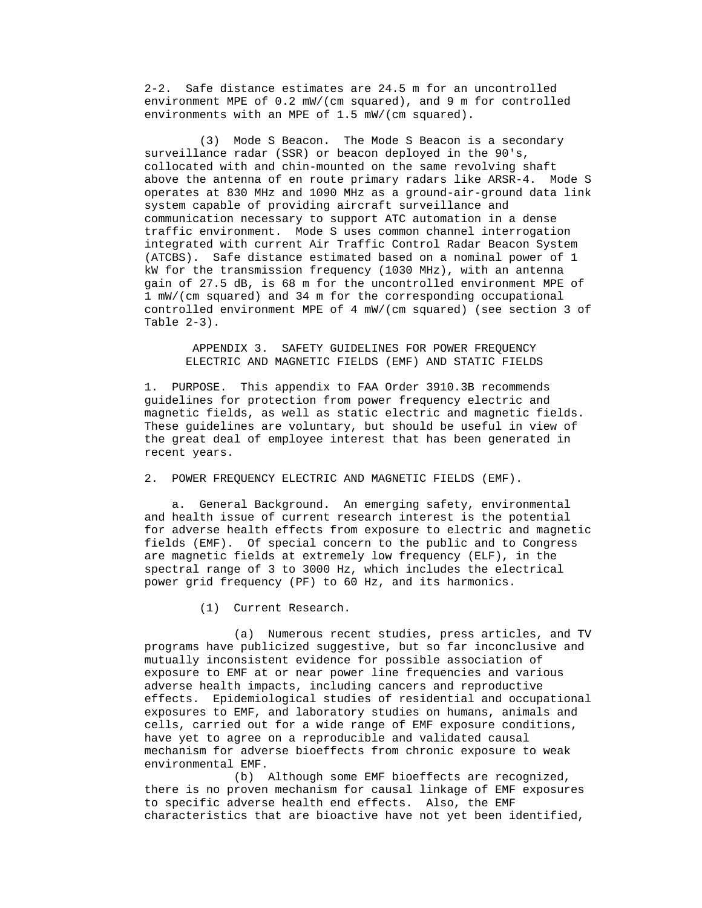2-2. Safe distance estimates are 24.5 m for an uncontrolled environment MPE of 0.2 mW/(cm squared), and 9 m for controlled environments with an MPE of 1.5 mW/(cm squared).

(3) Mode S Beacon. The Mode S Beacon is a secondary surveillance radar (SSR) or beacon deployed in the 90's, collocated with and chin-mounted on the same revolving shaft above the antenna of en route primary radars like ARSR-4. Mode S operates at 830 MHz and 1090 MHz as a ground-air-ground data link system capable of providing aircraft surveillance and communication necessary to support ATC automation in a dense traffic environment. Mode S uses common channel interrogation integrated with current Air Traffic Control Radar Beacon System (ATCBS). Safe distance estimated based on a nominal power of 1 kW for the transmission frequency (1030 MHz), with an antenna gain of 27.5 dB, is 68 m for the uncontrolled environment MPE of 1 mW/(cm squared) and 34 m for the corresponding occupational controlled environment MPE of 4 mW/(cm squared) (see section 3 of Table 2-3).

## APPENDIX 3. SAFETY GUIDELINES FOR POWER FREQUENCY ELECTRIC AND MAGNETIC FIELDS (EMF) AND STATIC FIELDS

1. PURPOSE. This appendix to FAA Order 3910.3B recommends guidelines for protection from power frequency electric and magnetic fields, as well as static electric and magnetic fields. These guidelines are voluntary, but should be useful in view of the great deal of employee interest that has been generated in recent years.

2. POWER FREQUENCY ELECTRIC AND MAGNETIC FIELDS (EMF).

a. General Background. An emerging safety, environmental and health issue of current research interest is the potential for adverse health effects from exposure to electric and magnetic fields (EMF). Of special concern to the public and to Congress are magnetic fields at extremely low frequency (ELF), in the spectral range of 3 to 3000 Hz, which includes the electrical power grid frequency (PF) to 60 Hz, and its harmonics.

(1) Current Research.

(a) Numerous recent studies, press articles, and TV programs have publicized suggestive, but so far inconclusive and mutually inconsistent evidence for possible association of exposure to EMF at or near power line frequencies and various adverse health impacts, including cancers and reproductive effects. Epidemiological studies of residential and occupational exposures to EMF, and laboratory studies on humans, animals and cells, carried out for a wide range of EMF exposure conditions, have yet to agree on a reproducible and validated causal mechanism for adverse bioeffects from chronic exposure to weak environmental EMF.

(b) Although some EMF bioeffects are recognized, there is no proven mechanism for causal linkage of EMF exposures to specific adverse health end effects. Also, the EMF characteristics that are bioactive have not yet been identified,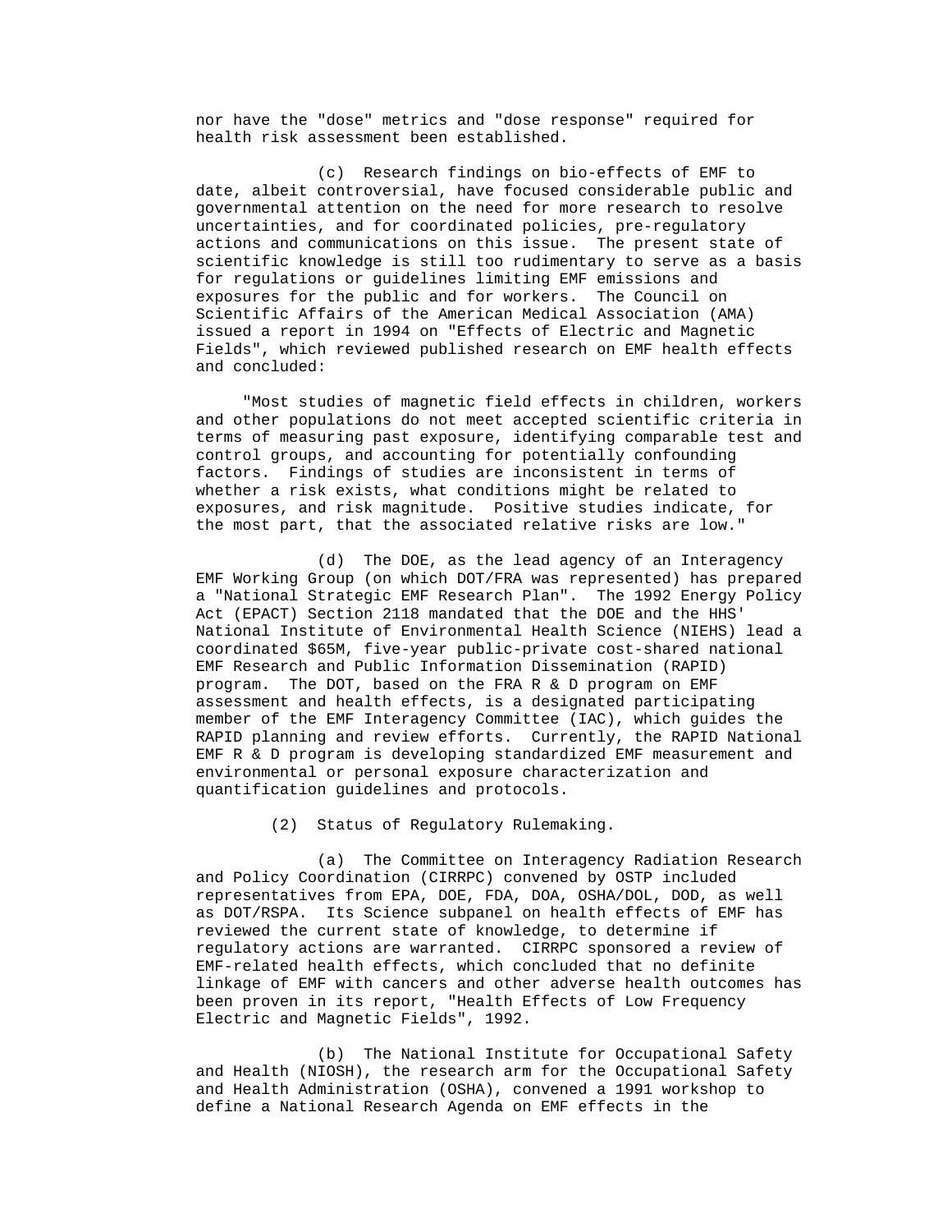nor have the "dose" metrics and "dose response" required for health risk assessment been established.

(c) Research findings on bio-effects of EMF to date, albeit controversial, have focused considerable public and governmental attention on the need for more research to resolve uncertainties, and for coordinated policies, pre-regulatory actions and communications on this issue. The present state of scientific knowledge is still too rudimentary to serve as a basis for regulations or guidelines limiting EMF emissions and exposures for the public and for workers. The Council on Scientific Affairs of the American Medical Association (AMA) issued a report in 1994 on "Effects of Electric and Magnetic Fields", which reviewed published research on EMF health effects and concluded:

> "Most studies of magnetic field effects in children, workers and other populations do not meet accepted scientific criteria in terms of measuring past exposure, identifying comparable test and control groups, and accounting for potentially confounding factors. Findings of studies are inconsistent in terms of whether a risk exists, what conditions might be related to exposures, and risk magnitude. Positive studies indicate, for the most part, that the associated relative risks are low."

(d) The DOE, as the lead agency of an Interagency EMF Working Group (on which DOT/FRA was represented) has prepared a "National Strategic EMF Research Plan". The 1992 Energy Policy Act (EPACT) Section 2118 mandated that the DOE and the HHS' National Institute of Environmental Health Science (NIEHS) lead a coordinated $65M, five-year public-private cost-shared national EMF Research and Public Information Dissemination (RAPID) program. The DOT, based on the FRA R & D program on EMF assessment and health effects, is a designated participating member of the EMF Interagency Committee (IAC), which guides the RAPID planning and review efforts. Currently, the RAPID National EMF R & D program is developing standardized EMF measurement and environmental or personal exposure characterization and quantification guidelines and protocols.

(2) Status of Regulatory Rulemaking.

(a) The Committee on Interagency Radiation Research and Policy Coordination (CIRRPC) convened by OSTP included representatives from EPA, DOE, FDA, DOA, OSHA/DOL, DOD, as well as DOT/RSPA. Its Science subpanel on health effects of EMF has reviewed the current state of knowledge, to determine if regulatory actions are warranted. CIRRPC sponsored a review of EMF-related health effects, which concluded that no definite linkage of EMF with cancers and other adverse health outcomes has been proven in its report, "Health Effects of Low Frequency Electric and Magnetic Fields", 1992.

(b) The National Institute for Occupational Safety and Health (NIOSH), the research arm for the Occupational Safety and Health Administration (OSHA), convened a 1991 workshop to define a National Research Agenda on EMF effects in the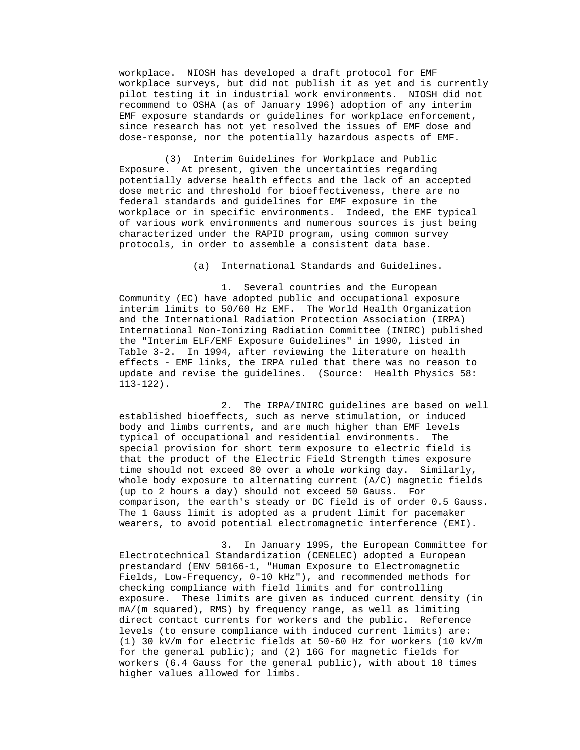workplace. NIOSH has developed a draft protocol for EMF workplace surveys, but did not publish it as yet and is currently pilot testing it in industrial work environments. NIOSH did not recommend to OSHA (as of January 1996) adoption of any interim EMF exposure standards or guidelines for workplace enforcement, since research has not yet resolved the issues of EMF dose and dose-response, nor the potentially hazardous aspects of EMF.

(3) Interim Guidelines for Workplace and Public Exposure. At present, given the uncertainties regarding potentially adverse health effects and the lack of an accepted dose metric and threshold for bioeffectiveness, there are no federal standards and guidelines for EMF exposure in the workplace or in specific environments. Indeed, the EMF typical of various work environments and numerous sources is just being characterized under the RAPID program, using common survey protocols, in order to assemble a consistent data base.

(a) International Standards and Guidelines.

1. Several countries and the European Community (EC) have adopted public and occupational exposure interim limits to 50/60 Hz EMF. The World Health Organization and the International Radiation Protection Association (IRPA) International Non-Ionizing Radiation Committee (INIRC) published the "Interim ELF/EMF Exposure Guidelines" in 1990, listed in Table 3-2. In 1994, after reviewing the literature on health effects - EMF links, the IRPA ruled that there was no reason to update and revise the guidelines. (Source: Health Physics 58: 113-122).

2. The IRPA/INIRC guidelines are based on well established bioeffects, such as nerve stimulation, or induced body and limbs currents, and are much higher than EMF levels typical of occupational and residential environments. The special provision for short term exposure to electric field is that the product of the Electric Field Strength times exposure time should not exceed 80 over a whole working day. Similarly, whole body exposure to alternating current (A/C) magnetic fields (up to 2 hours a day) should not exceed 50 Gauss. For comparison, the earth's steady or DC field is of order 0.5 Gauss. The 1 Gauss limit is adopted as a prudent limit for pacemaker wearers, to avoid potential electromagnetic interference (EMI).

3. In January 1995, the European Committee for Electrotechnical Standardization (CENELEC) adopted a European prestandard (ENV 50166-1, "Human Exposure to Electromagnetic Fields, Low-Frequency, 0-10 kHz"), and recommended methods for checking compliance with field limits and for controlling exposure. These limits are given as induced current density (in mA/(m squared), RMS) by frequency range, as well as limiting direct contact currents for workers and the public. Reference levels (to ensure compliance with induced current limits) are: (1) 30 kV/m for electric fields at 50-60 Hz for workers (10 kV/m for the general public); and (2) 16G for magnetic fields for workers (6.4 Gauss for the general public), with about 10 times higher values allowed for limbs.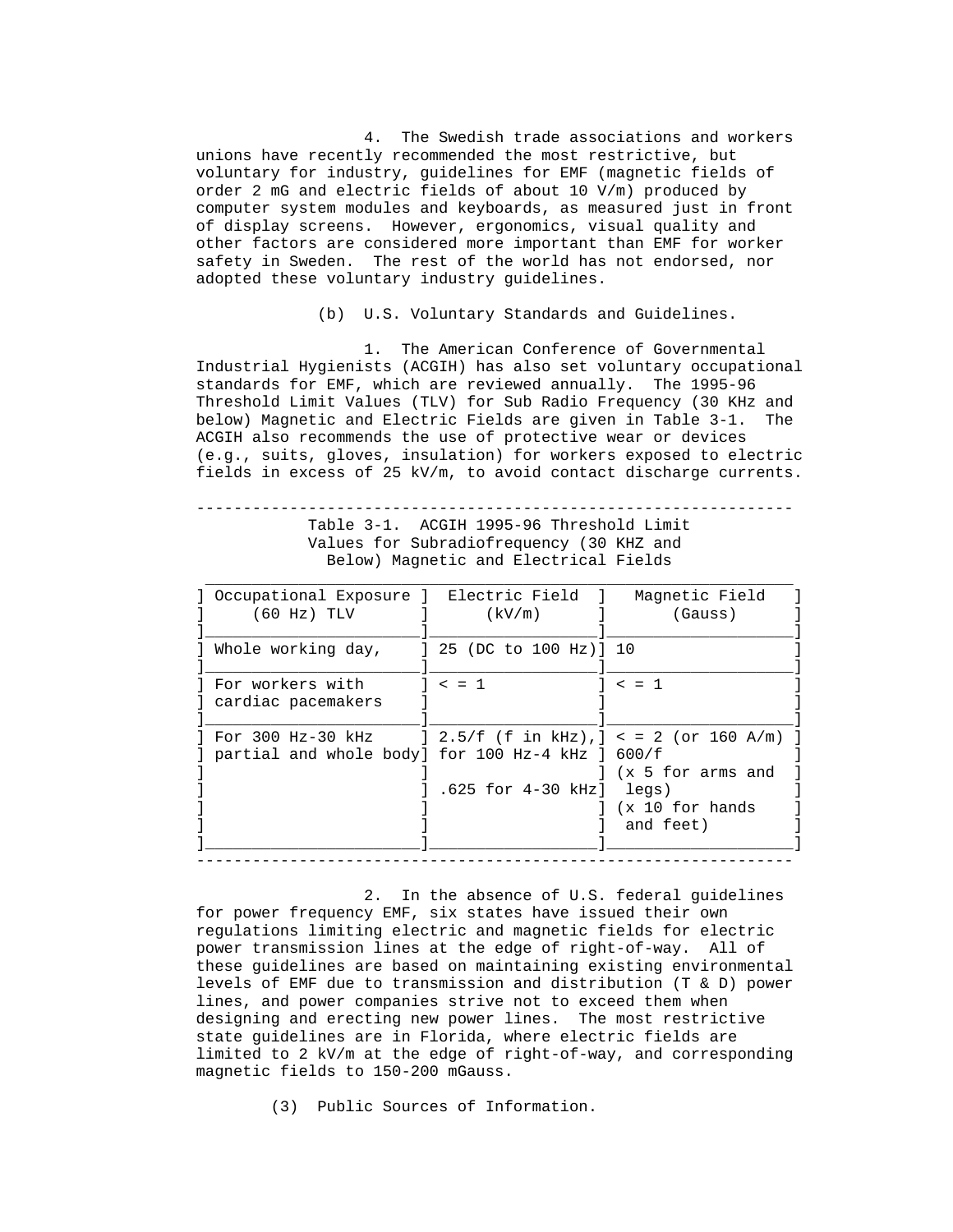4. The Swedish trade associations and workers unions have recently recommended the most restrictive, but voluntary for industry, guidelines for EMF (magnetic fields of order 2 mG and electric fields of about 10 V/m) produced by computer system modules and keyboards, as measured just in front of display screens. However, ergonomics, visual quality and other factors are considered more important than EMF for worker safety in Sweden. The rest of the world has not endorsed, nor adopted these voluntary industry guidelines.

(b) U.S. Voluntary Standards and Guidelines.

1. The American Conference of Governmental Industrial Hygienists (ACGIH) has also set voluntary occupational standards for EMF, which are reviewed annually. The 1995-96 Threshold Limit Values (TLV) for Sub Radio Frequency (30 KHz and below) Magnetic and Electric Fields are given in Table 3-1. The ACGIH also recommends the use of protective wear or devices (e.g., suits, gloves, insulation) for workers exposed to electric fields in excess of 25 kV/m, to avoid contact discharge currents.

Table 3-1. ACGIH 1995-96 Threshold Limit Values for Subradiofrequency (30 KHZ and Below) Magnetic and Electrical Fields

| Occupational Exposure (60 Hz) TLV | Electric Field (kV/m) | Magnetic Field (Gauss) |
|---|---|---|
| Whole working day, | 25 (DC to 100 Hz) | 10 |
| For workers with cardiac pacemakers | < = 1 | < = 1 |
| For 300 Hz-30 kHz partial and whole body | 2.5/f (f in kHz), for 100 Hz-4 kHz<br>.625 for 4-30 kHz | < = 2 (or 160 A/m) 600/f (x 5 for arms and legs) (x 10 for hands and feet) |

2. In the absence of U.S. federal guidelines for power frequency EMF, six states have issued their own regulations limiting electric and magnetic fields for electric power transmission lines at the edge of right-of-way. All of these guidelines are based on maintaining existing environmental levels of EMF due to transmission and distribution (T & D) power lines, and power companies strive not to exceed them when designing and erecting new power lines. The most restrictive state guidelines are in Florida, where electric fields are limited to 2 kV/m at the edge of right-of-way, and corresponding magnetic fields to 150-200 mGauss.

(3) Public Sources of Information.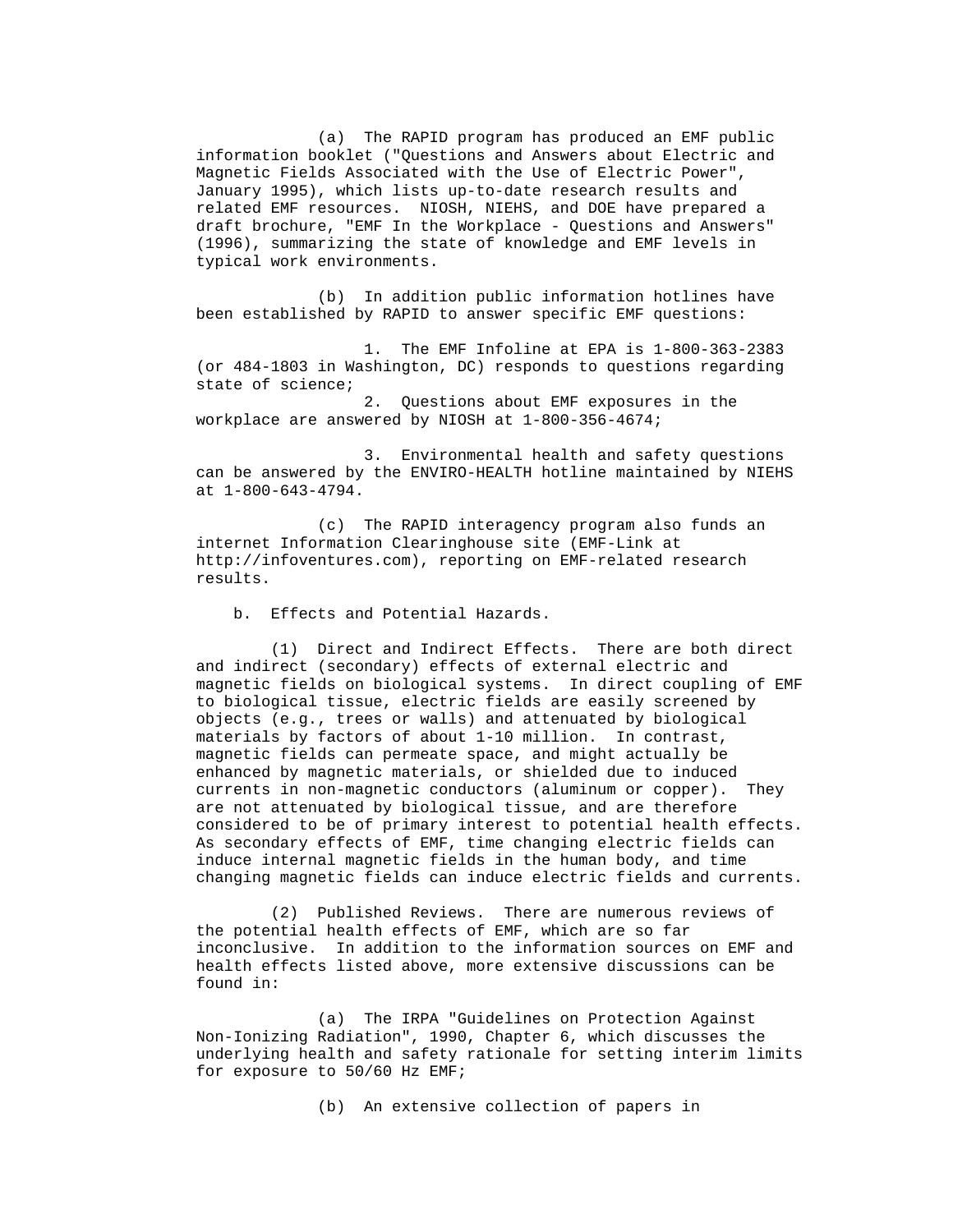(a) The RAPID program has produced an EMF public information booklet ("Questions and Answers about Electric and Magnetic Fields Associated with the Use of Electric Power", January 1995), which lists up-to-date research results and related EMF resources. NIOSH, NIEHS, and DOE have prepared a draft brochure, "EMF In the Workplace - Questions and Answers" (1996), summarizing the state of knowledge and EMF levels in typical work environments.

(b) In addition public information hotlines have been established by RAPID to answer specific EMF questions:

1. The EMF Infoline at EPA is 1-800-363-2383 (or 484-1803 in Washington, DC) responds to questions regarding state of science;

2. Questions about EMF exposures in the workplace are answered by NIOSH at 1-800-356-4674;

3. Environmental health and safety questions can be answered by the ENVIRO-HEALTH hotline maintained by NIEHS at 1-800-643-4794.

(c) The RAPID interagency program also funds an internet Information Clearinghouse site (EMF-Link at http://infoventures.com), reporting on EMF-related research results.

b. Effects and Potential Hazards.

(1) Direct and Indirect Effects. There are both direct and indirect (secondary) effects of external electric and magnetic fields on biological systems. In direct coupling of EMF to biological tissue, electric fields are easily screened by objects (e.g., trees or walls) and attenuated by biological materials by factors of about 1-10 million. In contrast, magnetic fields can permeate space, and might actually be enhanced by magnetic materials, or shielded due to induced currents in non-magnetic conductors (aluminum or copper). They are not attenuated by biological tissue, and are therefore considered to be of primary interest to potential health effects. As secondary effects of EMF, time changing electric fields can induce internal magnetic fields in the human body, and time changing magnetic fields can induce electric fields and currents.

(2) Published Reviews. There are numerous reviews of the potential health effects of EMF, which are so far inconclusive. In addition to the information sources on EMF and health effects listed above, more extensive discussions can be found in:

(a) The IRPA "Guidelines on Protection Against Non-Ionizing Radiation", 1990, Chapter 6, which discusses the underlying health and safety rationale for setting interim limits for exposure to 50/60 Hz EMF;

(b) An extensive collection of papers in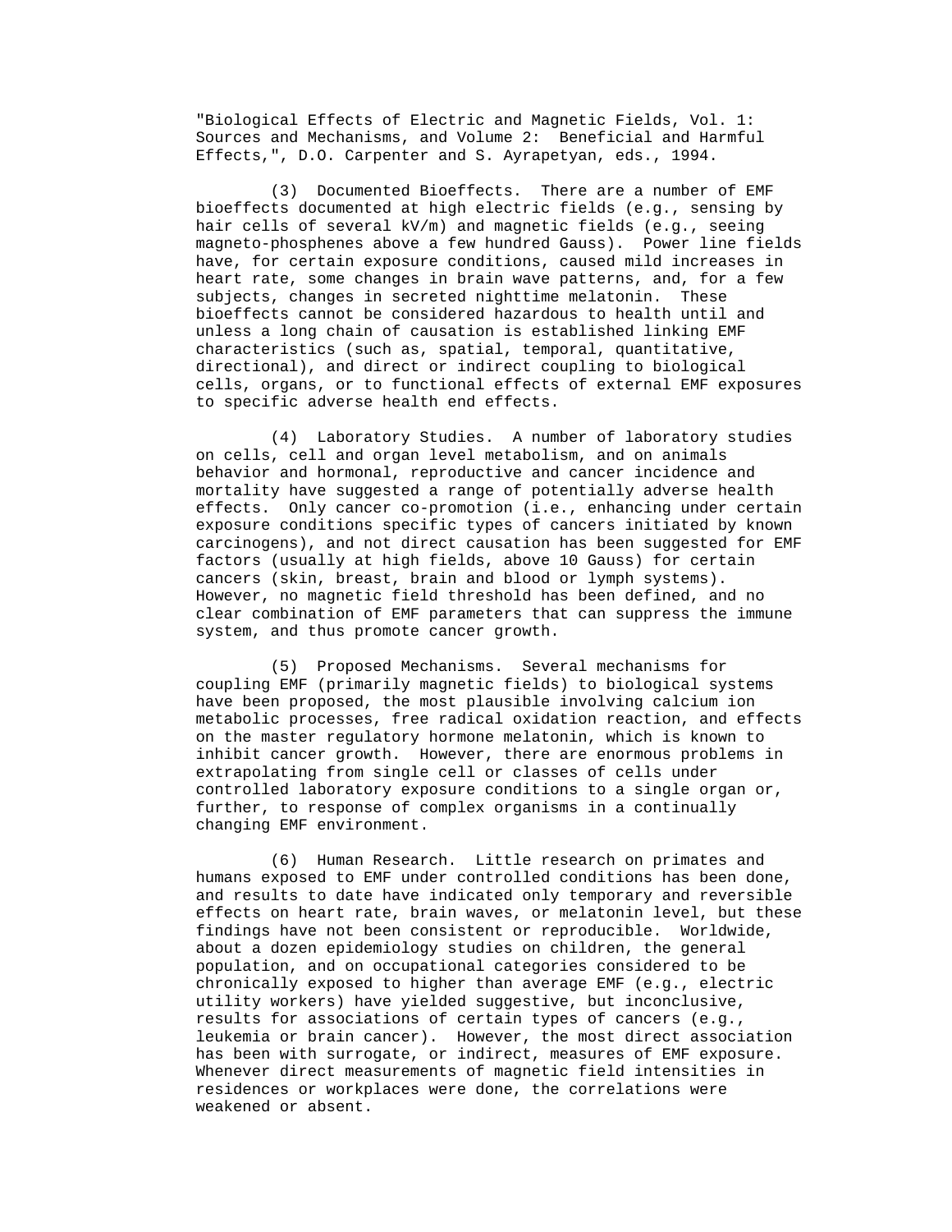"Biological Effects of Electric and Magnetic Fields, Vol. 1: Sources and Mechanisms, and Volume 2: Beneficial and Harmful Effects,", D.O. Carpenter and S. Ayrapetyan, eds., 1994.

(3) Documented Bioeffects. There are a number of EMF bioeffects documented at high electric fields (e.g., sensing by hair cells of several kV/m) and magnetic fields (e.g., seeing magneto-phosphenes above a few hundred Gauss). Power line fields have, for certain exposure conditions, caused mild increases in heart rate, some changes in brain wave patterns, and, for a few subjects, changes in secreted nighttime melatonin. These bioeffects cannot be considered hazardous to health until and unless a long chain of causation is established linking EMF characteristics (such as, spatial, temporal, quantitative, directional), and direct or indirect coupling to biological cells, organs, or to functional effects of external EMF exposures to specific adverse health end effects.

(4) Laboratory Studies. A number of laboratory studies on cells, cell and organ level metabolism, and on animals behavior and hormonal, reproductive and cancer incidence and mortality have suggested a range of potentially adverse health effects. Only cancer co-promotion (i.e., enhancing under certain exposure conditions specific types of cancers initiated by known carcinogens), and not direct causation has been suggested for EMF factors (usually at high fields, above 10 Gauss) for certain cancers (skin, breast, brain and blood or lymph systems). However, no magnetic field threshold has been defined, and no clear combination of EMF parameters that can suppress the immune system, and thus promote cancer growth.

(5) Proposed Mechanisms. Several mechanisms for coupling EMF (primarily magnetic fields) to biological systems have been proposed, the most plausible involving calcium ion metabolic processes, free radical oxidation reaction, and effects on the master regulatory hormone melatonin, which is known to inhibit cancer growth. However, there are enormous problems in extrapolating from single cell or classes of cells under controlled laboratory exposure conditions to a single organ or, further, to response of complex organisms in a continually changing EMF environment.

(6) Human Research. Little research on primates and humans exposed to EMF under controlled conditions has been done, and results to date have indicated only temporary and reversible effects on heart rate, brain waves, or melatonin level, but these findings have not been consistent or reproducible. Worldwide, about a dozen epidemiology studies on children, the general population, and on occupational categories considered to be chronically exposed to higher than average EMF (e.g., electric utility workers) have yielded suggestive, but inconclusive, results for associations of certain types of cancers (e.g., leukemia or brain cancer). However, the most direct association has been with surrogate, or indirect, measures of EMF exposure. Whenever direct measurements of magnetic field intensities in residences or workplaces were done, the correlations were weakened or absent.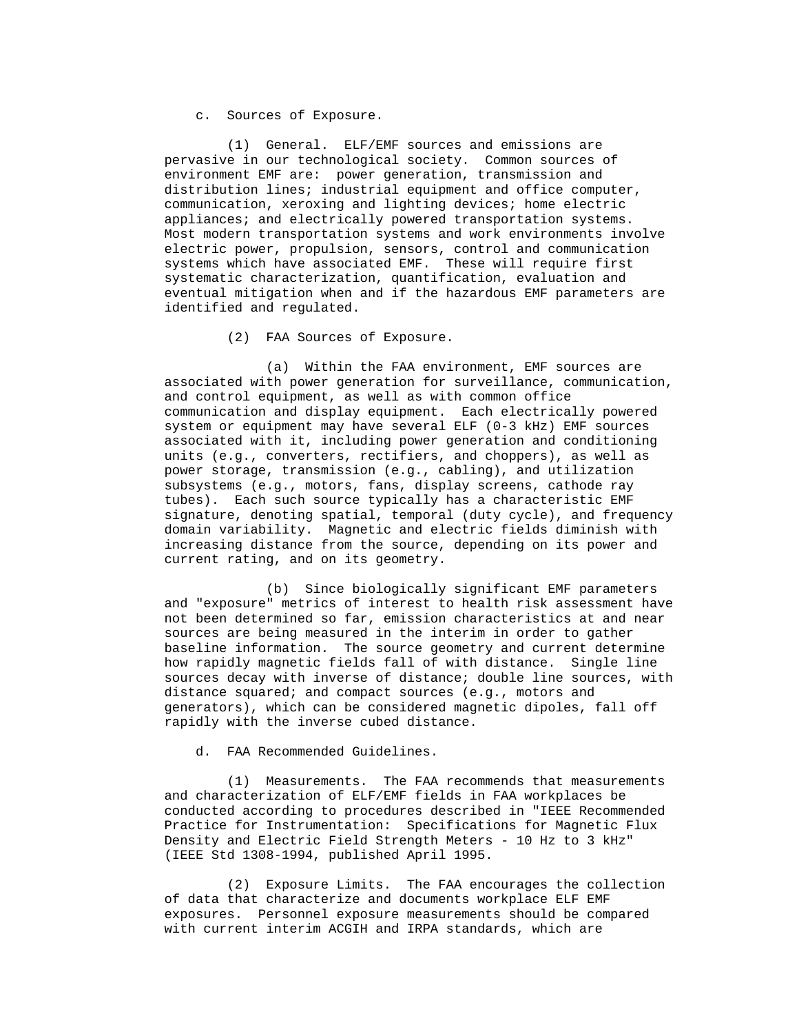c. Sources of Exposure.

(1) General. ELF/EMF sources and emissions are pervasive in our technological society. Common sources of environment EMF are: power generation, transmission and distribution lines; industrial equipment and office computer, communication, xeroxing and lighting devices; home electric appliances; and electrically powered transportation systems. Most modern transportation systems and work environments involve electric power, propulsion, sensors, control and communication systems which have associated EMF. These will require first systematic characterization, quantification, evaluation and eventual mitigation when and if the hazardous EMF parameters are identified and regulated.

(2) FAA Sources of Exposure.

(a) Within the FAA environment, EMF sources are associated with power generation for surveillance, communication, and control equipment, as well as with common office communication and display equipment. Each electrically powered system or equipment may have several ELF (0-3 kHz) EMF sources associated with it, including power generation and conditioning units (e.g., converters, rectifiers, and choppers), as well as power storage, transmission (e.g., cabling), and utilization subsystems (e.g., motors, fans, display screens, cathode ray tubes). Each such source typically has a characteristic EMF signature, denoting spatial, temporal (duty cycle), and frequency domain variability. Magnetic and electric fields diminish with increasing distance from the source, depending on its power and current rating, and on its geometry.

(b) Since biologically significant EMF parameters and "exposure" metrics of interest to health risk assessment have not been determined so far, emission characteristics at and near sources are being measured in the interim in order to gather baseline information. The source geometry and current determine how rapidly magnetic fields fall of with distance. Single line sources decay with inverse of distance; double line sources, with distance squared; and compact sources (e.g., motors and generators), which can be considered magnetic dipoles, fall off rapidly with the inverse cubed distance.

d. FAA Recommended Guidelines.

(1) Measurements. The FAA recommends that measurements and characterization of ELF/EMF fields in FAA workplaces be conducted according to procedures described in "IEEE Recommended Practice for Instrumentation: Specifications for Magnetic Flux Density and Electric Field Strength Meters - 10 Hz to 3 kHz" (IEEE Std 1308-1994, published April 1995.

(2) Exposure Limits. The FAA encourages the collection of data that characterize and documents workplace ELF EMF exposures. Personnel exposure measurements should be compared with current interim ACGIH and IRPA standards, which are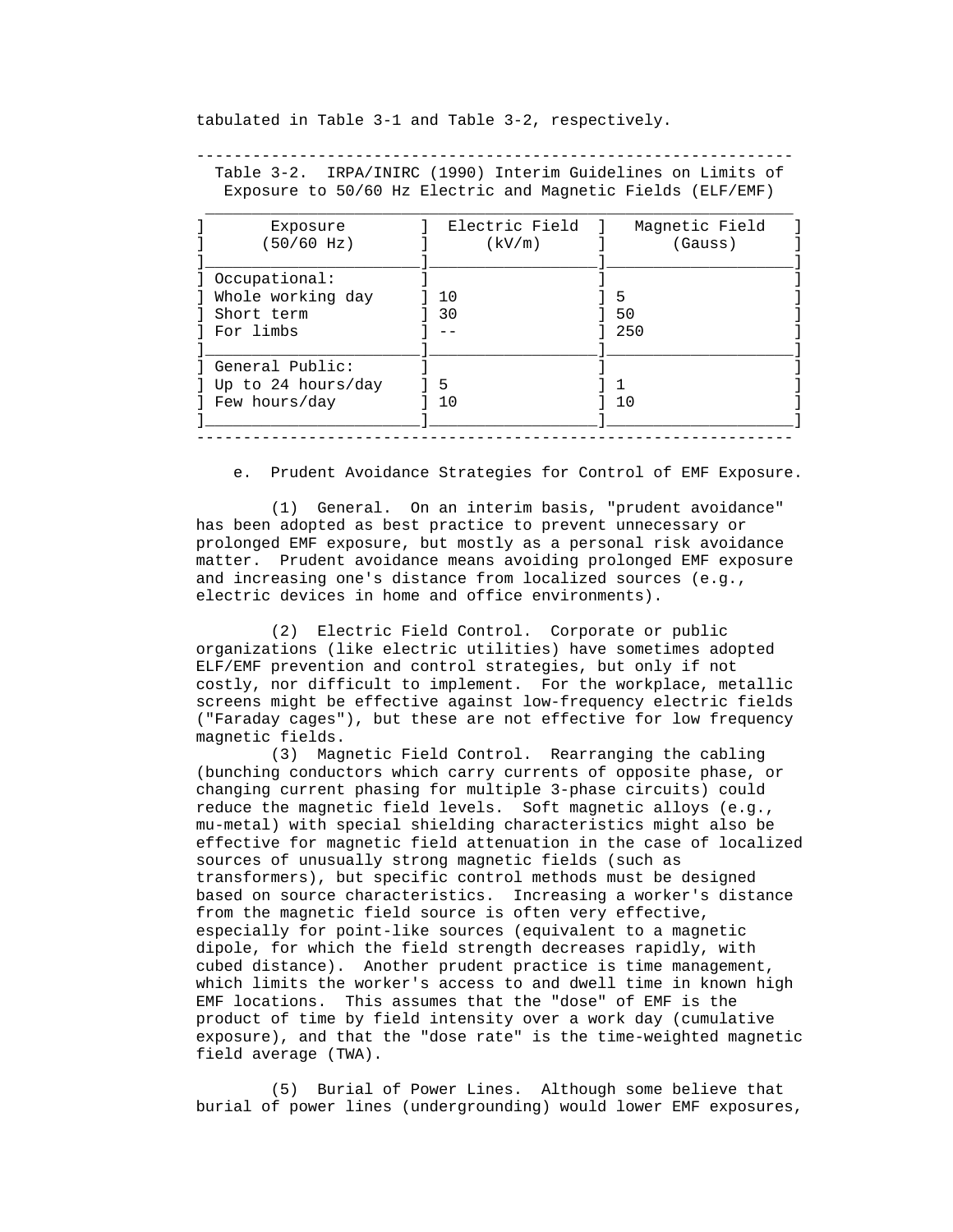tabulated in Table 3-1 and Table 3-2, respectively.

Table 3-2. IRPA/INIRC (1990) Interim Guidelines on Limits of Exposure to 50/60 Hz Electric and Magnetic Fields (ELF/EMF)

| Exposure (50/60 Hz) | Electric Field (kV/m) | Magnetic Field (Gauss) |
|---|---|---|
| Occupational: | | |
| Whole working day | 10 | 5 |
| Short term | 30 | 50 |
| For limbs | -- | 250 |
| General Public: | | |
| Up to 24 hours/day | 5 | 1 |
| Few hours/day | 10 | 10 |

e. Prudent Avoidance Strategies for Control of EMF Exposure.

(1) General. On an interim basis, "prudent avoidance" has been adopted as best practice to prevent unnecessary or prolonged EMF exposure, but mostly as a personal risk avoidance matter. Prudent avoidance means avoiding prolonged EMF exposure and increasing one's distance from localized sources (e.g., electric devices in home and office environments).

(2) Electric Field Control. Corporate or public organizations (like electric utilities) have sometimes adopted ELF/EMF prevention and control strategies, but only if not costly, nor difficult to implement. For the workplace, metallic screens might be effective against low-frequency electric fields ("Faraday cages"), but these are not effective for low frequency magnetic fields.

(3) Magnetic Field Control. Rearranging the cabling (bunching conductors which carry currents of opposite phase, or changing current phasing for multiple 3-phase circuits) could reduce the magnetic field levels. Soft magnetic alloys (e.g., mu-metal) with special shielding characteristics might also be effective for magnetic field attenuation in the case of localized sources of unusually strong magnetic fields (such as transformers), but specific control methods must be designed based on source characteristics. Increasing a worker's distance from the magnetic field source is often very effective, especially for point-like sources (equivalent to a magnetic dipole, for which the field strength decreases rapidly, with cubed distance). Another prudent practice is time management, which limits the worker's access to and dwell time in known high EMF locations. This assumes that the "dose" of EMF is the product of time by field intensity over a work day (cumulative exposure), and that the "dose rate" is the time-weighted magnetic field average (TWA).

(5) Burial of Power Lines. Although some believe that burial of power lines (undergrounding) would lower EMF exposures,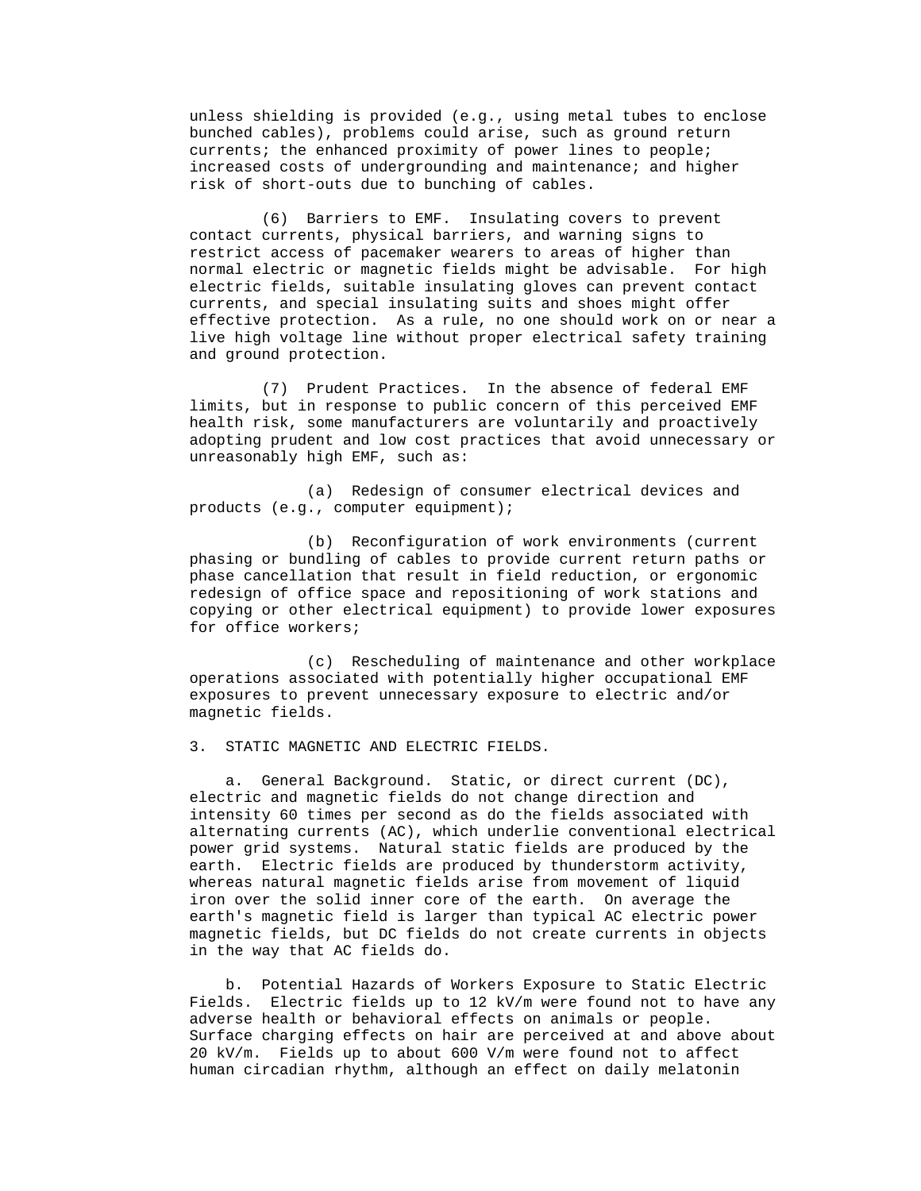unless shielding is provided (e.g., using metal tubes to enclose bunched cables), problems could arise, such as ground return currents; the enhanced proximity of power lines to people; increased costs of undergrounding and maintenance; and higher risk of short-outs due to bunching of cables.

(6) Barriers to EMF. Insulating covers to prevent contact currents, physical barriers, and warning signs to restrict access of pacemaker wearers to areas of higher than normal electric or magnetic fields might be advisable. For high electric fields, suitable insulating gloves can prevent contact currents, and special insulating suits and shoes might offer effective protection. As a rule, no one should work on or near a live high voltage line without proper electrical safety training and ground protection.

(7) Prudent Practices. In the absence of federal EMF limits, but in response to public concern of this perceived EMF health risk, some manufacturers are voluntarily and proactively adopting prudent and low cost practices that avoid unnecessary or unreasonably high EMF, such as:

(a) Redesign of consumer electrical devices and products (e.g., computer equipment);

(b) Reconfiguration of work environments (current phasing or bundling of cables to provide current return paths or phase cancellation that result in field reduction, or ergonomic redesign of office space and repositioning of work stations and copying or other electrical equipment) to provide lower exposures for office workers;

(c) Rescheduling of maintenance and other workplace operations associated with potentially higher occupational EMF exposures to prevent unnecessary exposure to electric and/or magnetic fields.

3. STATIC MAGNETIC AND ELECTRIC FIELDS.

a. General Background. Static, or direct current (DC), electric and magnetic fields do not change direction and intensity 60 times per second as do the fields associated with alternating currents (AC), which underlie conventional electrical power grid systems. Natural static fields are produced by the earth. Electric fields are produced by thunderstorm activity, whereas natural magnetic fields arise from movement of liquid iron over the solid inner core of the earth. On average the earth's magnetic field is larger than typical AC electric power magnetic fields, but DC fields do not create currents in objects in the way that AC fields do.

b. Potential Hazards of Workers Exposure to Static Electric Fields. Electric fields up to 12 kV/m were found not to have any adverse health or behavioral effects on animals or people. Surface charging effects on hair are perceived at and above about 20 kV/m. Fields up to about 600 V/m were found not to affect human circadian rhythm, although an effect on daily melatonin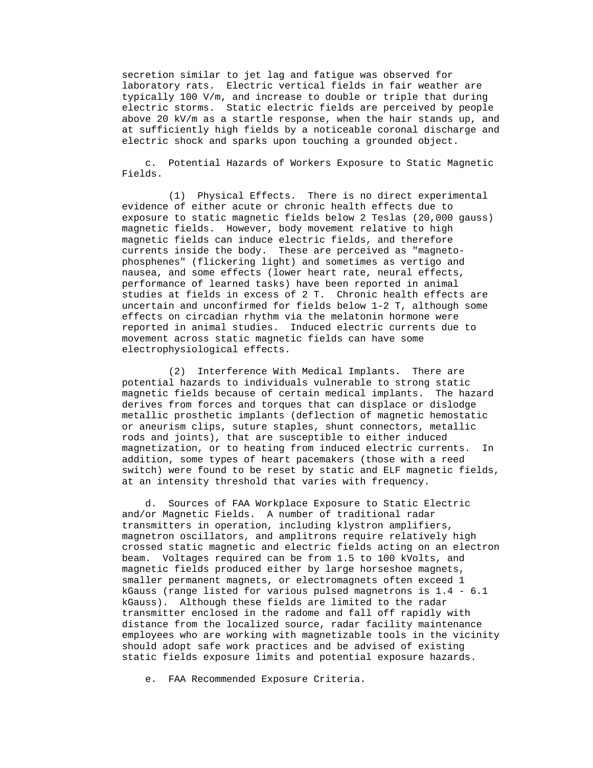secretion similar to jet lag and fatigue was observed for laboratory rats. Electric vertical fields in fair weather are typically 100 V/m, and increase to double or triple that during electric storms. Static electric fields are perceived by people above 20 kV/m as a startle response, when the hair stands up, and at sufficiently high fields by a noticeable coronal discharge and electric shock and sparks upon touching a grounded object.

c. Potential Hazards of Workers Exposure to Static Magnetic Fields.

(1) Physical Effects. There is no direct experimental evidence of either acute or chronic health effects due to exposure to static magnetic fields below 2 Teslas (20,000 gauss) magnetic fields. However, body movement relative to high magnetic fields can induce electric fields, and therefore currents inside the body. These are perceived as "magneto-phosphenes" (flickering light) and sometimes as vertigo and nausea, and some effects (lower heart rate, neural effects, performance of learned tasks) have been reported in animal studies at fields in excess of 2 T. Chronic health effects are uncertain and unconfirmed for fields below 1-2 T, although some effects on circadian rhythm via the melatonin hormone were reported in animal studies. Induced electric currents due to movement across static magnetic fields can have some electrophysiological effects.

(2) Interference With Medical Implants. There are potential hazards to individuals vulnerable to strong static magnetic fields because of certain medical implants. The hazard derives from forces and torques that can displace or dislodge metallic prosthetic implants (deflection of magnetic hemostatic or aneurism clips, suture staples, shunt connectors, metallic rods and joints), that are susceptible to either induced magnetization, or to heating from induced electric currents. In addition, some types of heart pacemakers (those with a reed switch) were found to be reset by static and ELF magnetic fields, at an intensity threshold that varies with frequency.

d. Sources of FAA Workplace Exposure to Static Electric and/or Magnetic Fields. A number of traditional radar transmitters in operation, including klystron amplifiers, magnetron oscillators, and amplitrons require relatively high crossed static magnetic and electric fields acting on an electron beam. Voltages required can be from 1.5 to 100 kVolts, and magnetic fields produced either by large horseshoe magnets, smaller permanent magnets, or electromagnets often exceed 1 kGauss (range listed for various pulsed magnetrons is 1.4 - 6.1 kGauss). Although these fields are limited to the radar transmitter enclosed in the radome and fall off rapidly with distance from the localized source, radar facility maintenance employees who are working with magnetizable tools in the vicinity should adopt safe work practices and be advised of existing static fields exposure limits and potential exposure hazards.

e. FAA Recommended Exposure Criteria.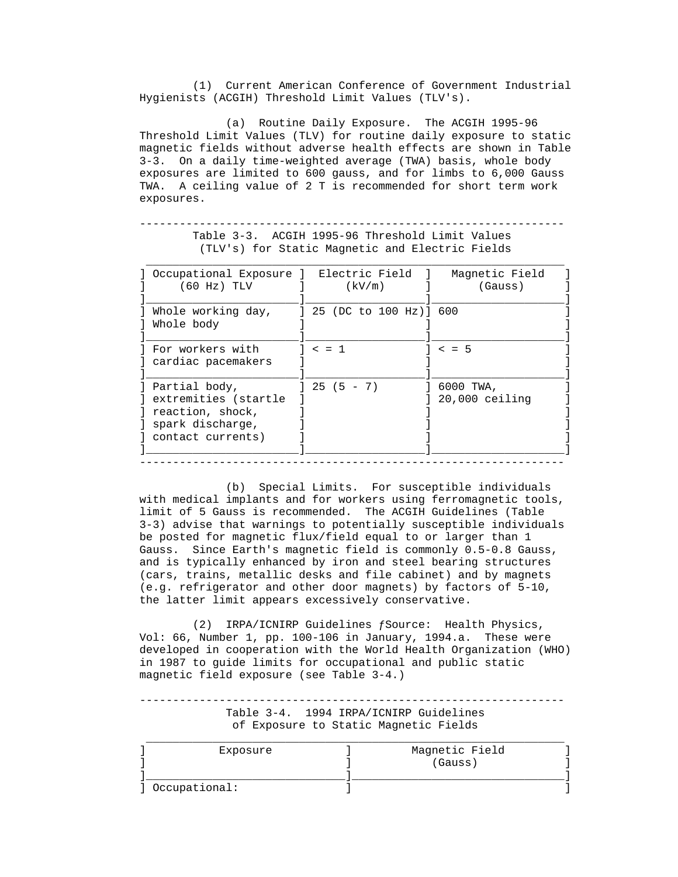(1) Current American Conference of Government Industrial Hygienists (ACGIH) Threshold Limit Values (TLV's).

(a) Routine Daily Exposure. The ACGIH 1995-96 Threshold Limit Values (TLV) for routine daily exposure to static magnetic fields without adverse health effects are shown in Table 3-3. On a daily time-weighted average (TWA) basis, whole body exposures are limited to 600 gauss, and for limbs to 6,000 Gauss TWA. A ceiling value of 2 T is recommended for short term work exposures.

Table 3-3. ACGIH 1995-96 Threshold Limit Values (TLV's) for Static Magnetic and Electric Fields

| Occupational Exposure (60 Hz) TLV | Electric Field (kV/m) | Magnetic Field (Gauss) |
|---|---|---|
| Whole working day, Whole body | 25 (DC to 100 Hz) | 600 |
| For workers with cardiac pacemakers | < = 1 | < = 5 |
| Partial body, extremities (startle reaction, shock, spark discharge, contact currents) | 25 (5 - 7) | 6000 TWA, 20,000 ceiling |

(b) Special Limits. For susceptible individuals with medical implants and for workers using ferromagnetic tools, limit of 5 Gauss is recommended. The ACGIH Guidelines (Table 3-3) advise that warnings to potentially susceptible individuals be posted for magnetic flux/field equal to or larger than 1 Gauss. Since Earth's magnetic field is commonly 0.5-0.8 Gauss, and is typically enhanced by iron and steel bearing structures (cars, trains, metallic desks and file cabinet) and by magnets (e.g. refrigerator and other door magnets) by factors of 5-10, the latter limit appears excessively conservative.

(2) IRPA/ICNIRP Guidelines ƒSource: Health Physics, Vol: 66, Number 1, pp. 100-106 in January, 1994.a. These were developed in cooperation with the World Health Organization (WHO) in 1987 to guide limits for occupational and public static magnetic field exposure (see Table 3-4.)

Table 3-4. 1994 IRPA/ICNIRP Guidelines of Exposure to Static Magnetic Fields

| Exposure | Magnetic Field (Gauss) |
|---|---|
| Occupational: | |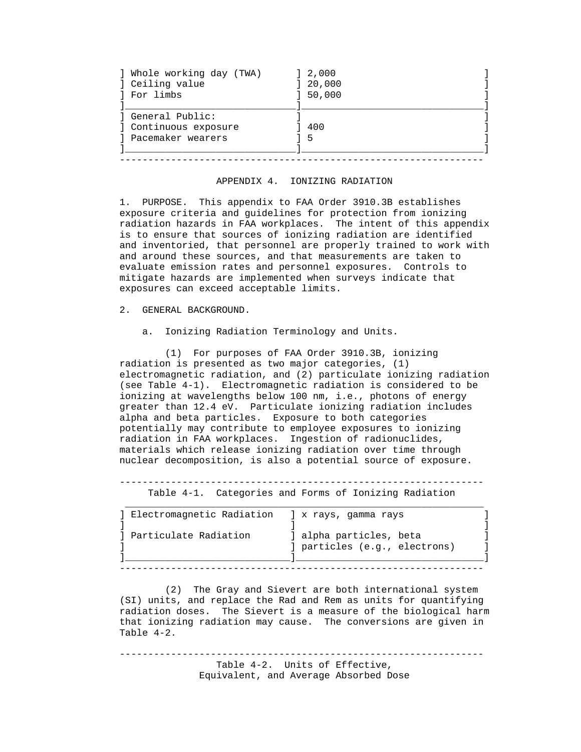| | |
|---|---|
| Whole working day (TWA) | 2,000 |
| Ceiling value | 20,000 |
| For limbs | 50,000 |
| General Public: | |
| Continuous exposure | 400 |
| Pacemaker wearers | 5 |

## APPENDIX 4. IONIZING RADIATION

1. PURPOSE. This appendix to FAA Order 3910.3B establishes exposure criteria and guidelines for protection from ionizing radiation hazards in FAA workplaces. The intent of this appendix is to ensure that sources of ionizing radiation are identified and inventoried, that personnel are properly trained to work with and around these sources, and that measurements are taken to evaluate emission rates and personnel exposures. Controls to mitigate hazards are implemented when surveys indicate that exposures can exceed acceptable limits.

2. GENERAL BACKGROUND.

a. Ionizing Radiation Terminology and Units.

(1) For purposes of FAA Order 3910.3B, ionizing radiation is presented as two major categories, (1) electromagnetic radiation, and (2) particulate ionizing radiation (see Table 4-1). Electromagnetic radiation is considered to be ionizing at wavelengths below 100 nm, i.e., photons of energy greater than 12.4 eV. Particulate ionizing radiation includes alpha and beta particles. Exposure to both categories potentially may contribute to employee exposures to ionizing radiation in FAA workplaces. Ingestion of radionuclides, materials which release ionizing radiation over time through nuclear decomposition, is also a potential source of exposure.

Table 4-1. Categories and Forms of Ionizing Radiation

| | |
|---|---|
| Electromagnetic Radiation | x rays, gamma rays |
| Particulate Radiation | alpha particles, beta particles (e.g., electrons) |

(2) The Gray and Sievert are both international system (SI) units, and replace the Rad and Rem as units for quantifying radiation doses. The Sievert is a measure of the biological harm that ionizing radiation may cause. The conversions are given in Table 4-2.

Table 4-2. Units of Effective, Equivalent, and Average Absorbed Dose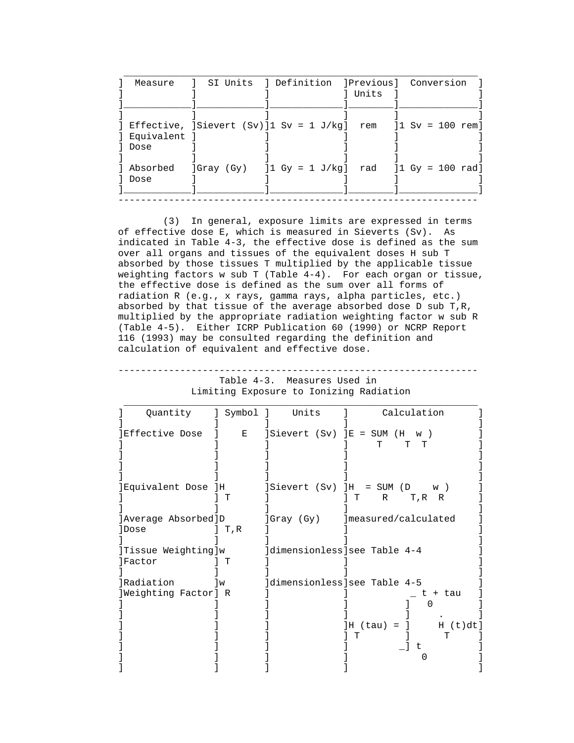| Measure | SI Units | Definition | Previous Units | Conversion |
|---|---|---|---|---|
| Effective, Equivalent Dose | Sievert (Sv) | 1 Sv = 1 J/kg | rem | 1 Sv = 100 rem |
| Absorbed Dose | Gray (Gy) | 1 Gy = 1 J/kg | rad | 1 Gy = 100 rad |

(3) In general, exposure limits are expressed in terms of effective dose E, which is measured in Sieverts (Sv). As indicated in Table 4-3, the effective dose is defined as the sum over all organs and tissues of the equivalent doses $H_T$ absorbed by those tissues T multiplied by the applicable tissue weighting factors $w_T$ (Table 4-4). For each organ or tissue, the effective dose is defined as the sum over all forms of radiation R (e.g., x rays, gamma rays, alpha particles, etc.) absorbed by that tissue of the average absorbed dose $D_{T,R}$, multiplied by the appropriate radiation weighting factor $w_R$ (Table 4-5). Either ICRP Publication 60 (1990) or NCRP Report 116 (1993) may be consulted regarding the definition and calculation of equivalent and effective dose.

Table 4-3. Measures Used in Limiting Exposure to Ionizing Radiation

| Quantity | Symbol | Units | Calculation |
|---|---|---|---|
| Effective Dose | $E$ | Sievert (Sv) | $E = \sum_T (H_T w_T)$ |
| Equivalent Dose | $H_T$ | Sievert (Sv) | $H_T = \sum_R (D_{T,R} w_R)$ |
| Average Absorbed Dose | $D_{T,R}$ | Gray (Gy) | measured/calculated |
| Tissue Weighting Factor | $w_T$ | dimensionless | see Table 4-4 |
| Radiation Weighting Factor | $w_R$ | dimensionless | see Table 4-5 |
| | | | $H_T(\tau) = \int_{t_0}^{t_0 + \tau} \dot{H}_T(t)\,dt$ |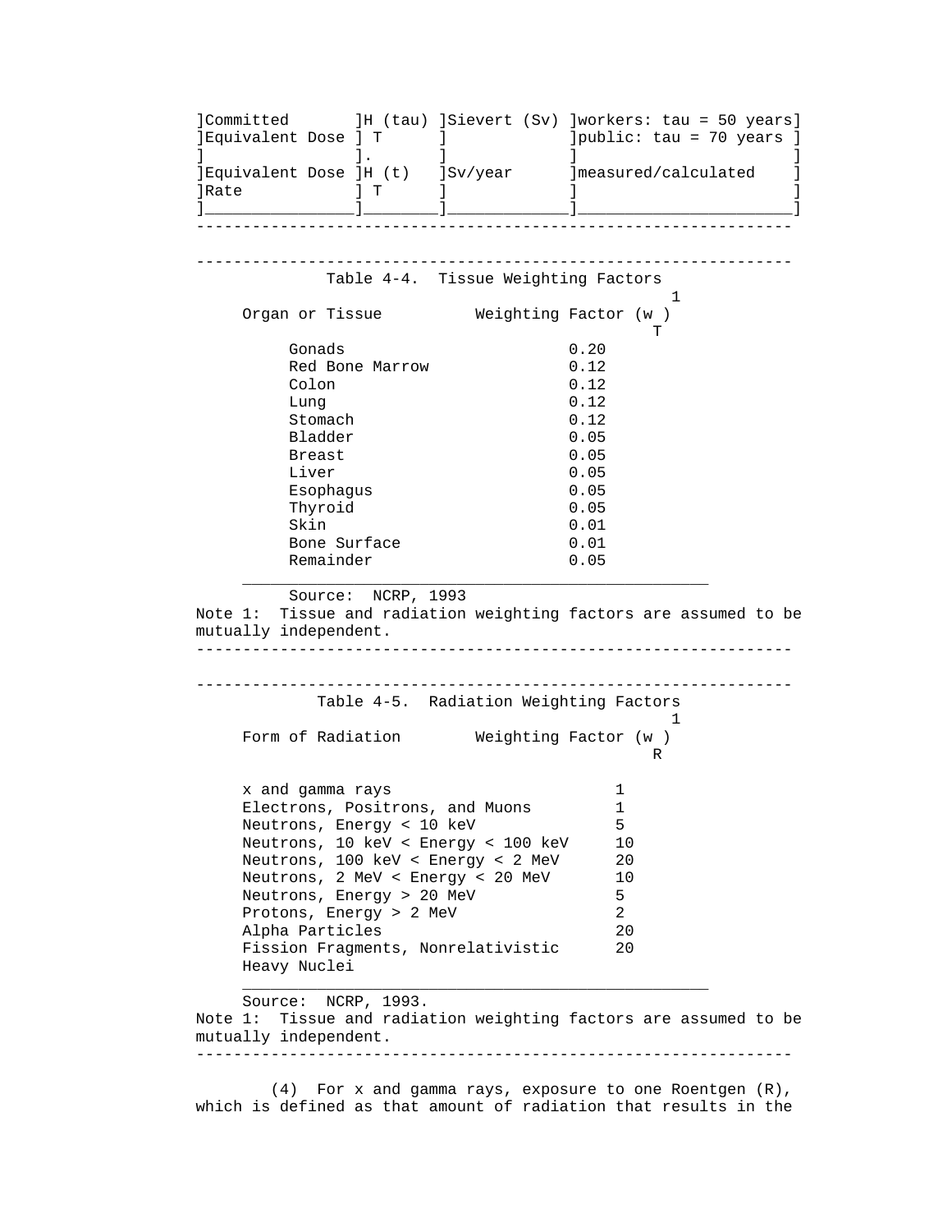| Committed Equivalent Dose | $H_T(\tau)$ | Sievert (Sv) | workers: tau = 50 years public: tau = 70 years |
|---|---|---|---|
| Equivalent Dose Rate | $\dot{H}_T(t)$ | Sv/year | measured/calculated |

---

**Table 4-4. Tissue Weighting Factors[1]**

| Organ or Tissue | Weighting Factor ($w_T$) |
|---|---|
| Gonads | 0.20 |
| Red Bone Marrow | 0.12 |
| Colon | 0.12 |
| Lung | 0.12 |
| Stomach | 0.12 |
| Bladder | 0.05 |
| Breast | 0.05 |
| Liver | 0.05 |
| Esophagus | 0.05 |
| Thyroid | 0.05 |
| Skin | 0.01 |
| Bone Surface | 0.01 |
| Remainder | 0.05 |

Source: NCRP, 1993

Note 1: Tissue and radiation weighting factors are assumed to be mutually independent.

---

**Table 4-5. Radiation Weighting Factors[1]**

| Form of Radiation | Weighting Factor ($w_R$) |
|---|---|
| x and gamma rays | 1 |
| Electrons, Positrons, and Muons | 1 |
| Neutrons, Energy < 10 keV | 5 |
| Neutrons, 10 keV < Energy < 100 keV | 10 |
| Neutrons, 100 keV < Energy < 2 MeV | 20 |
| Neutrons, 2 MeV < Energy < 20 MeV | 10 |
| Neutrons, Energy > 20 MeV | 5 |
| Protons, Energy > 2 MeV | 2 |
| Alpha Particles | 20 |
| Fission Fragments, Nonrelativistic Heavy Nuclei | 20 |

Source: NCRP, 1993.

Note 1: Tissue and radiation weighting factors are assumed to be mutually independent.

---

(4) For x and gamma rays, exposure to one Roentgen (R), which is defined as that amount of radiation that results in the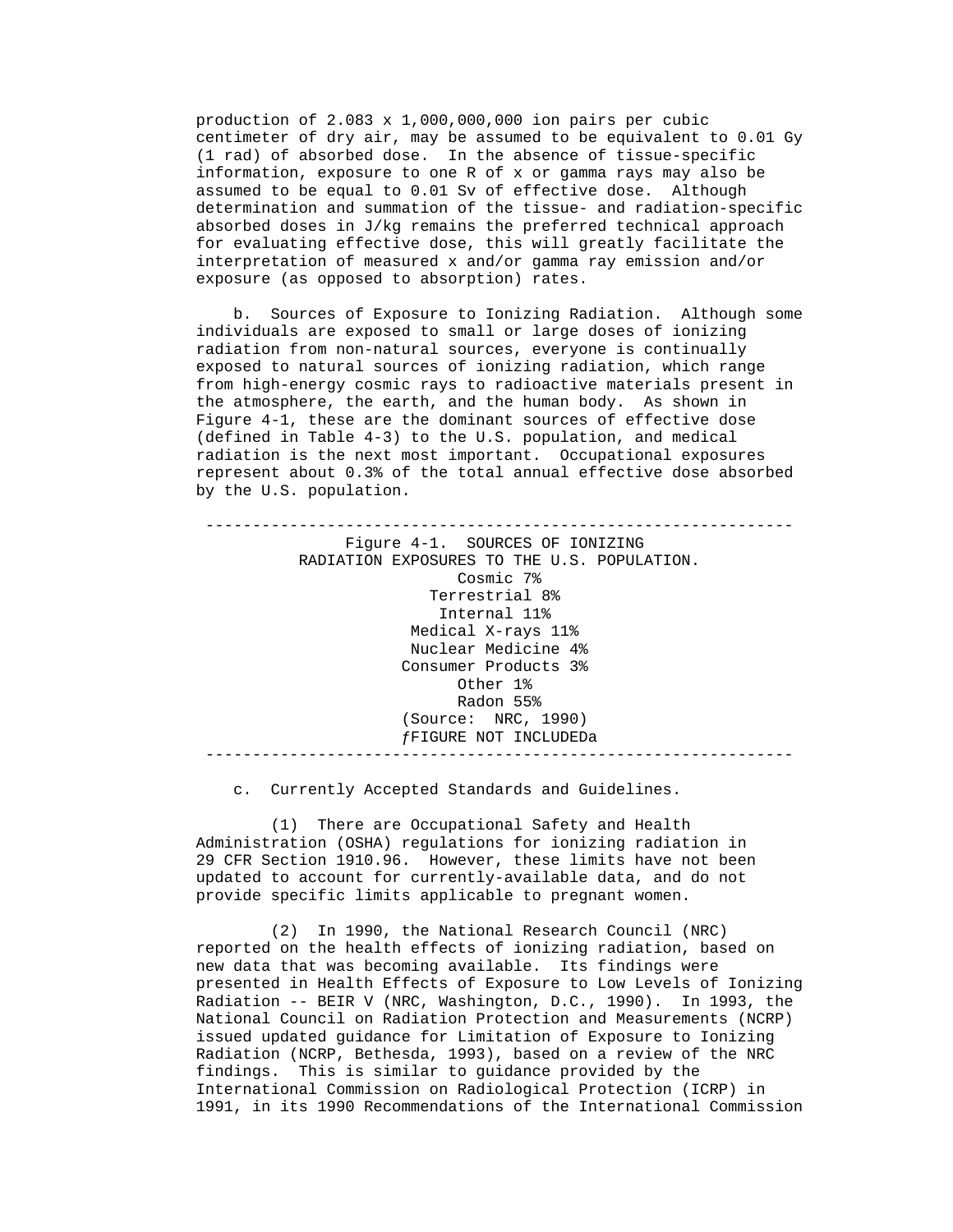production of 2.083 x 1,000,000,000 ion pairs per cubic centimeter of dry air, may be assumed to be equivalent to 0.01 Gy (1 rad) of absorbed dose. In the absence of tissue-specific information, exposure to one R of x or gamma rays may also be assumed to be equal to 0.01 Sv of effective dose. Although determination and summation of the tissue- and radiation-specific absorbed doses in J/kg remains the preferred technical approach for evaluating effective dose, this will greatly facilitate the interpretation of measured x and/or gamma ray emission and/or exposure (as opposed to absorption) rates.

b. Sources of Exposure to Ionizing Radiation. Although some individuals are exposed to small or large doses of ionizing radiation from non-natural sources, everyone is continually exposed to natural sources of ionizing radiation, which range from high-energy cosmic rays to radioactive materials present in the atmosphere, the earth, and the human body. As shown in Figure 4-1, these are the dominant sources of effective dose (defined in Table 4-3) to the U.S. population, and medical radiation is the next most important. Occupational exposures represent about 0.3% of the total annual effective dose absorbed by the U.S. population.

---

Figure 4-1. SOURCES OF IONIZING RADIATION EXPOSURES TO THE U.S. POPULATION.

Cosmic 7%
Terrestrial 8%
Internal 11%
Medical X-rays 11%
Nuclear Medicine 4%
Consumer Products 3%
Other 1%
Radon 55%
(Source: NRC, 1990)
ƒFIGURE NOT INCLUDEDa

---

c. Currently Accepted Standards and Guidelines.

(1) There are Occupational Safety and Health Administration (OSHA) regulations for ionizing radiation in 29 CFR Section 1910.96. However, these limits have not been updated to account for currently-available data, and do not provide specific limits applicable to pregnant women.

(2) In 1990, the National Research Council (NRC) reported on the health effects of ionizing radiation, based on new data that was becoming available. Its findings were presented in Health Effects of Exposure to Low Levels of Ionizing Radiation -- BEIR V (NRC, Washington, D.C., 1990). In 1993, the National Council on Radiation Protection and Measurements (NCRP) issued updated guidance for Limitation of Exposure to Ionizing Radiation (NCRP, Bethesda, 1993), based on a review of the NRC findings. This is similar to guidance provided by the International Commission on Radiological Protection (ICRP) in 1991, in its 1990 Recommendations of the International Commission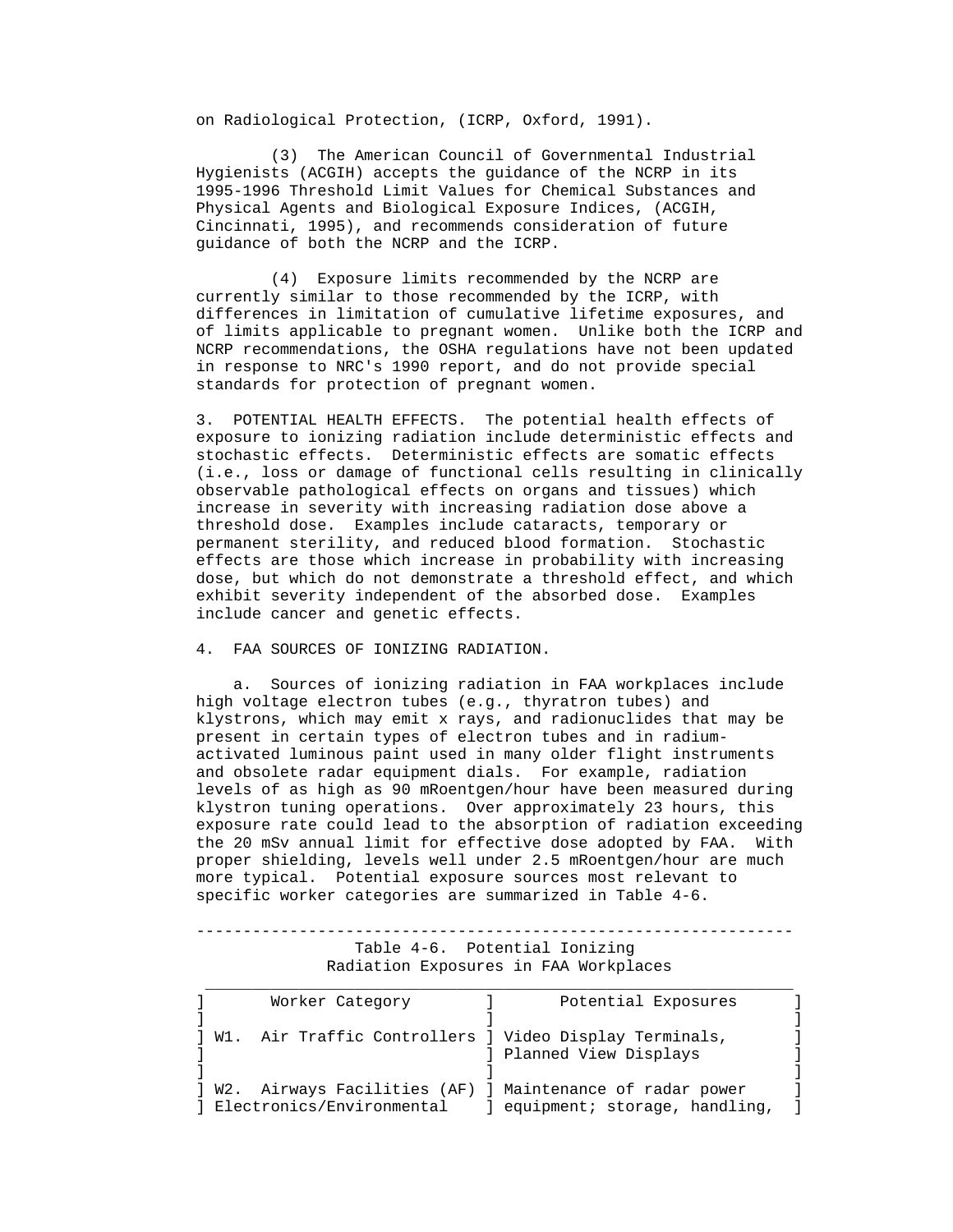on Radiological Protection, (ICRP, Oxford, 1991).

(3) The American Council of Governmental Industrial Hygienists (ACGIH) accepts the guidance of the NCRP in its 1995-1996 Threshold Limit Values for Chemical Substances and Physical Agents and Biological Exposure Indices, (ACGIH, Cincinnati, 1995), and recommends consideration of future guidance of both the NCRP and the ICRP.

(4) Exposure limits recommended by the NCRP are currently similar to those recommended by the ICRP, with differences in limitation of cumulative lifetime exposures, and of limits applicable to pregnant women. Unlike both the ICRP and NCRP recommendations, the OSHA regulations have not been updated in response to NRC's 1990 report, and do not provide special standards for protection of pregnant women.

3. POTENTIAL HEALTH EFFECTS. The potential health effects of exposure to ionizing radiation include deterministic effects and stochastic effects. Deterministic effects are somatic effects (i.e., loss or damage of functional cells resulting in clinically observable pathological effects on organs and tissues) which increase in severity with increasing radiation dose above a threshold dose. Examples include cataracts, temporary or permanent sterility, and reduced blood formation. Stochastic effects are those which increase in probability with increasing dose, but which do not demonstrate a threshold effect, and which exhibit severity independent of the absorbed dose. Examples include cancer and genetic effects.

4. FAA SOURCES OF IONIZING RADIATION.

a. Sources of ionizing radiation in FAA workplaces include high voltage electron tubes (e.g., thyratron tubes) and klystrons, which may emit x rays, and radionuclides that may be present in certain types of electron tubes and in radium-activated luminous paint used in many older flight instruments and obsolete radar equipment dials. For example, radiation levels of as high as 90 mRoentgen/hour have been measured during klystron tuning operations. Over approximately 23 hours, this exposure rate could lead to the absorption of radiation exceeding the 20 mSv annual limit for effective dose adopted by FAA. With proper shielding, levels well under 2.5 mRoentgen/hour are much more typical. Potential exposure sources most relevant to specific worker categories are summarized in Table 4-6.

Table 4-6. Potential Ionizing Radiation Exposures in FAA Workplaces

| Worker Category | Potential Exposures |
|---|---|
| W1. Air Traffic Controllers | Video Display Terminals, Planned View Displays |
| W2. Airways Facilities (AF) Electronics/Environmental | Maintenance of radar power equipment; storage, handling, |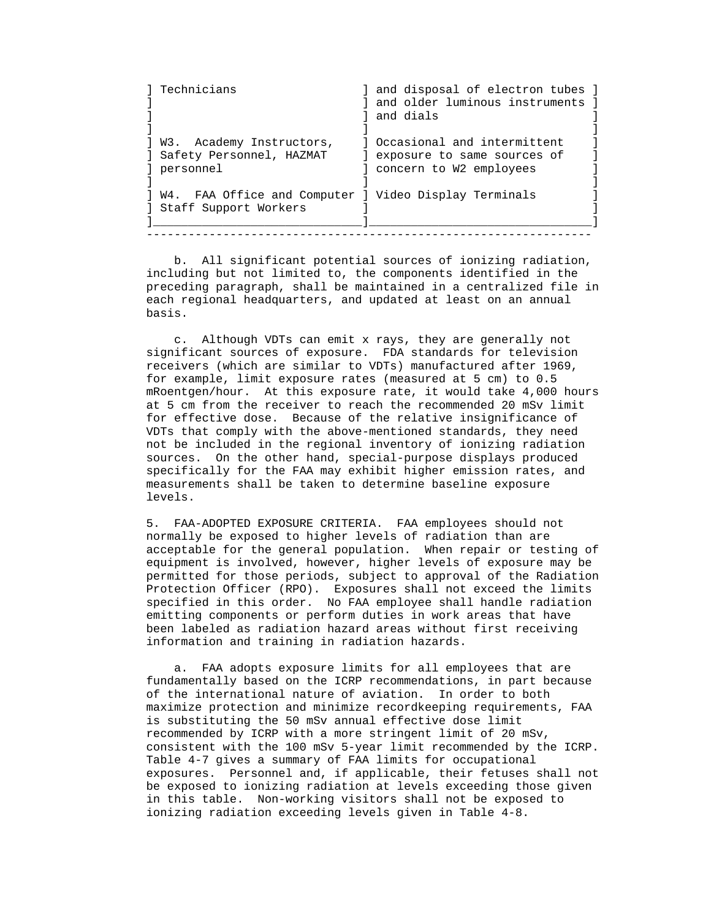| | |
|---|---|
| Technicians | and disposal of electron tubes and older luminous instruments and dials |
| W3. Academy Instructors, Safety Personnel, HAZMAT personnel | Occasional and intermittent exposure to same sources of concern to W2 employees |
| W4. FAA Office and Computer Staff Support Workers | Video Display Terminals |

b. All significant potential sources of ionizing radiation, including but not limited to, the components identified in the preceding paragraph, shall be maintained in a centralized file in each regional headquarters, and updated at least on an annual basis.

c. Although VDTs can emit x rays, they are generally not significant sources of exposure. FDA standards for television receivers (which are similar to VDTs) manufactured after 1969, for example, limit exposure rates (measured at 5 cm) to 0.5 mRoentgen/hour. At this exposure rate, it would take 4,000 hours at 5 cm from the receiver to reach the recommended 20 mSv limit for effective dose. Because of the relative insignificance of VDTs that comply with the above-mentioned standards, they need not be included in the regional inventory of ionizing radiation sources. On the other hand, special-purpose displays produced specifically for the FAA may exhibit higher emission rates, and measurements shall be taken to determine baseline exposure levels.

5. FAA-ADOPTED EXPOSURE CRITERIA. FAA employees should not normally be exposed to higher levels of radiation than are acceptable for the general population. When repair or testing of equipment is involved, however, higher levels of exposure may be permitted for those periods, subject to approval of the Radiation Protection Officer (RPO). Exposures shall not exceed the limits specified in this order. No FAA employee shall handle radiation emitting components or perform duties in work areas that have been labeled as radiation hazard areas without first receiving information and training in radiation hazards.

a. FAA adopts exposure limits for all employees that are fundamentally based on the ICRP recommendations, in part because of the international nature of aviation. In order to both maximize protection and minimize recordkeeping requirements, FAA is substituting the 50 mSv annual effective dose limit recommended by ICRP with a more stringent limit of 20 mSv, consistent with the 100 mSv 5-year limit recommended by the ICRP. Table 4-7 gives a summary of FAA limits for occupational exposures. Personnel and, if applicable, their fetuses shall not be exposed to ionizing radiation at levels exceeding those given in this table. Non-working visitors shall not be exposed to ionizing radiation exceeding levels given in Table 4-8.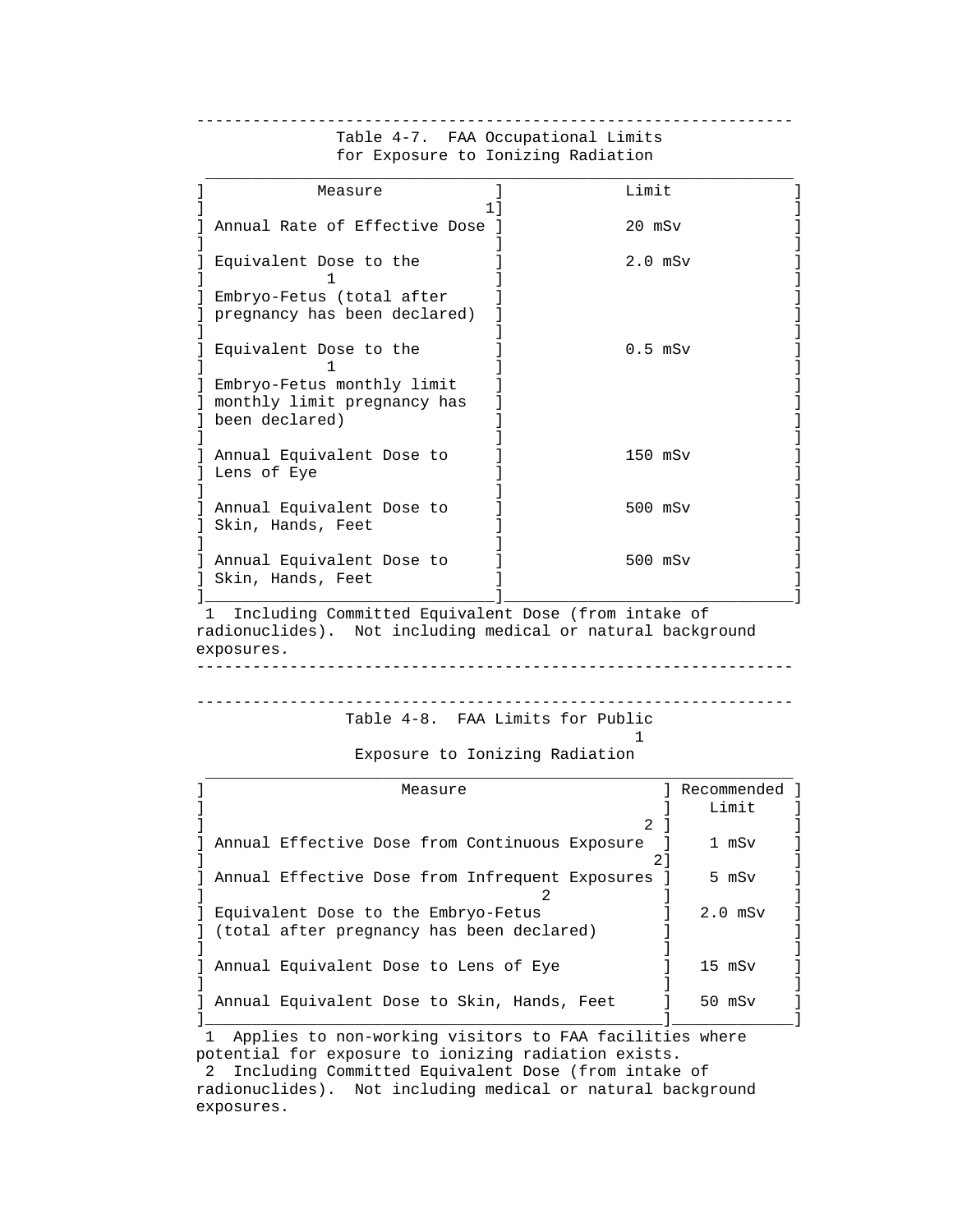Table 4-7. FAA Occupational Limits for Exposure to Ionizing Radiation

| Measure[1] | Limit |
|---|---|
| Annual Rate of Effective Dose | 20 mSv |
| Equivalent Dose to the Embryo-Fetus[1] (total after pregnancy has been declared) | 2.0 mSv |
| Equivalent Dose to the Embryo-Fetus[1] monthly limit monthly limit pregnancy has been declared) | 0.5 mSv |
| Annual Equivalent Dose to Lens of Eye | 150 mSv |
| Annual Equivalent Dose to Skin, Hands, Feet | 500 mSv |
| Annual Equivalent Dose to Skin, Hands, Feet | 500 mSv |

1 Including Committed Equivalent Dose (from intake of radionuclides). Not including medical or natural background exposures.

Table 4-8. FAA Limits for Public[1] Exposure to Ionizing Radiation

| Measure[2] | Recommended Limit |
|---|---|
| Annual Effective Dose from Continuous Exposure[2] | 1 mSv |
| Annual Effective Dose from Infrequent Exposures[2] | 5 mSv |
| Equivalent Dose to the Embryo-Fetus (total after pregnancy has been declared) | 2.0 mSv |
| Annual Equivalent Dose to Lens of Eye | 15 mSv |
| Annual Equivalent Dose to Skin, Hands, Feet | 50 mSv |

1 Applies to non-working visitors to FAA facilities where potential for exposure to ionizing radiation exists.
2 Including Committed Equivalent Dose (from intake of radionuclides). Not including medical or natural background exposures.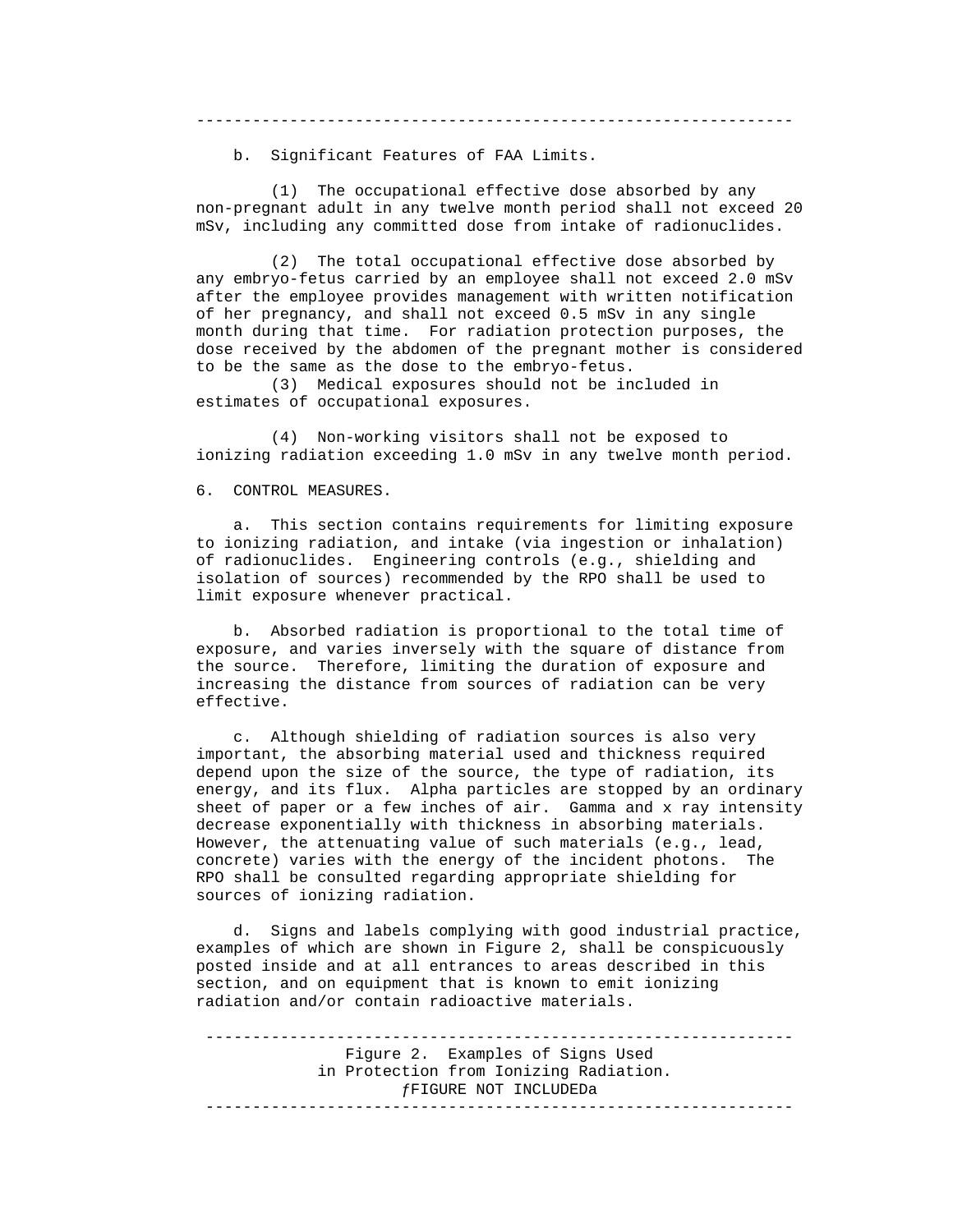b. Significant Features of FAA Limits.

(1) The occupational effective dose absorbed by any non-pregnant adult in any twelve month period shall not exceed 20 mSv, including any committed dose from intake of radionuclides.

(2) The total occupational effective dose absorbed by any embryo-fetus carried by an employee shall not exceed 2.0 mSv after the employee provides management with written notification of her pregnancy, and shall not exceed 0.5 mSv in any single month during that time. For radiation protection purposes, the dose received by the abdomen of the pregnant mother is considered to be the same as the dose to the embryo-fetus.

(3) Medical exposures should not be included in estimates of occupational exposures.

(4) Non-working visitors shall not be exposed to ionizing radiation exceeding 1.0 mSv in any twelve month period.

## 6. CONTROL MEASURES.

a. This section contains requirements for limiting exposure to ionizing radiation, and intake (via ingestion or inhalation) of radionuclides. Engineering controls (e.g., shielding and isolation of sources) recommended by the RPO shall be used to limit exposure whenever practical.

b. Absorbed radiation is proportional to the total time of exposure, and varies inversely with the square of distance from the source. Therefore, limiting the duration of exposure and increasing the distance from sources of radiation can be very effective.

c. Although shielding of radiation sources is also very important, the absorbing material used and thickness required depend upon the size of the source, the type of radiation, its energy, and its flux. Alpha particles are stopped by an ordinary sheet of paper or a few inches of air. Gamma and x ray intensity decrease exponentially with thickness in absorbing materials. However, the attenuating value of such materials (e.g., lead, concrete) varies with the energy of the incident photons. The RPO shall be consulted regarding appropriate shielding for sources of ionizing radiation.

d. Signs and labels complying with good industrial practice, examples of which are shown in Figure 2, shall be conspicuously posted inside and at all entrances to areas described in this section, and on equipment that is known to emit ionizing radiation and/or contain radioactive materials.

Figure 2. Examples of Signs Used in Protection from Ionizing Radiation.
ƒFIGURE NOT INCLUDEDa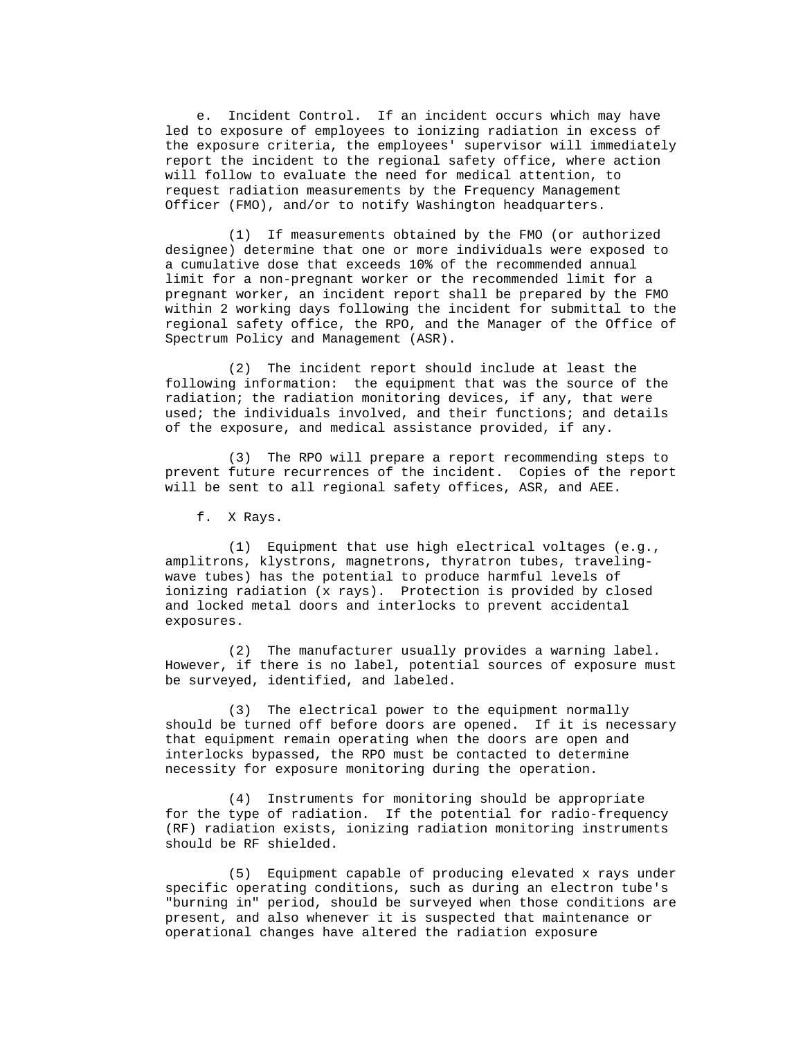e. Incident Control. If an incident occurs which may have led to exposure of employees to ionizing radiation in excess of the exposure criteria, the employees' supervisor will immediately report the incident to the regional safety office, where action will follow to evaluate the need for medical attention, to request radiation measurements by the Frequency Management Officer (FMO), and/or to notify Washington headquarters.

(1) If measurements obtained by the FMO (or authorized designee) determine that one or more individuals were exposed to a cumulative dose that exceeds 10% of the recommended annual limit for a non-pregnant worker or the recommended limit for a pregnant worker, an incident report shall be prepared by the FMO within 2 working days following the incident for submittal to the regional safety office, the RPO, and the Manager of the Office of Spectrum Policy and Management (ASR).

(2) The incident report should include at least the following information: the equipment that was the source of the radiation; the radiation monitoring devices, if any, that were used; the individuals involved, and their functions; and details of the exposure, and medical assistance provided, if any.

(3) The RPO will prepare a report recommending steps to prevent future recurrences of the incident. Copies of the report will be sent to all regional safety offices, ASR, and AEE.

f. X Rays.

(1) Equipment that use high electrical voltages (e.g., amplitrons, klystrons, magnetrons, thyratron tubes, traveling-wave tubes) has the potential to produce harmful levels of ionizing radiation (x rays). Protection is provided by closed and locked metal doors and interlocks to prevent accidental exposures.

(2) The manufacturer usually provides a warning label. However, if there is no label, potential sources of exposure must be surveyed, identified, and labeled.

(3) The electrical power to the equipment normally should be turned off before doors are opened. If it is necessary that equipment remain operating when the doors are open and interlocks bypassed, the RPO must be contacted to determine necessity for exposure monitoring during the operation.

(4) Instruments for monitoring should be appropriate for the type of radiation. If the potential for radio-frequency (RF) radiation exists, ionizing radiation monitoring instruments should be RF shielded.

(5) Equipment capable of producing elevated x rays under specific operating conditions, such as during an electron tube's "burning in" period, should be surveyed when those conditions are present, and also whenever it is suspected that maintenance or operational changes have altered the radiation exposure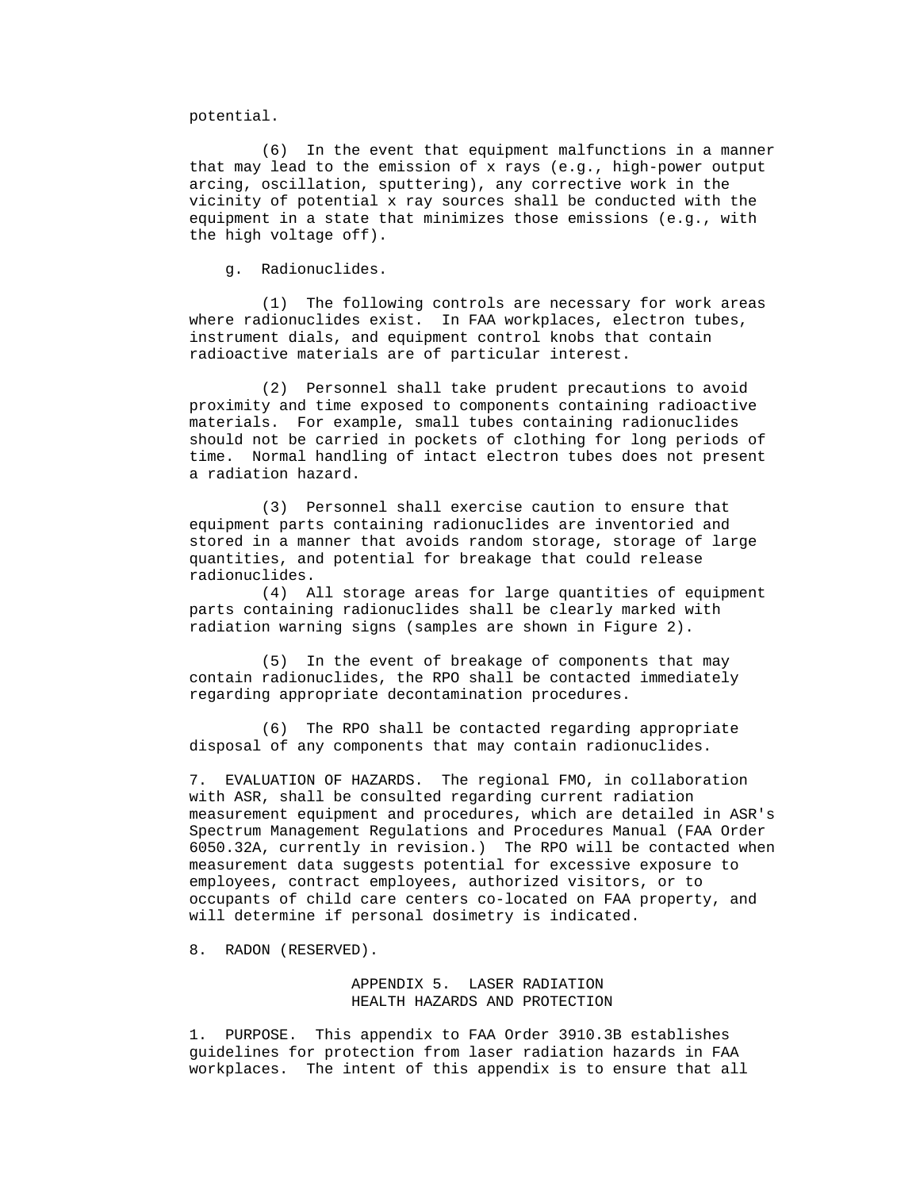potential.

(6) In the event that equipment malfunctions in a manner that may lead to the emission of x rays (e.g., high-power output arcing, oscillation, sputtering), any corrective work in the vicinity of potential x ray sources shall be conducted with the equipment in a state that minimizes those emissions (e.g., with the high voltage off).

g. Radionuclides.

(1) The following controls are necessary for work areas where radionuclides exist. In FAA workplaces, electron tubes, instrument dials, and equipment control knobs that contain radioactive materials are of particular interest.

(2) Personnel shall take prudent precautions to avoid proximity and time exposed to components containing radioactive materials. For example, small tubes containing radionuclides should not be carried in pockets of clothing for long periods of time. Normal handling of intact electron tubes does not present a radiation hazard.

(3) Personnel shall exercise caution to ensure that equipment parts containing radionuclides are inventoried and stored in a manner that avoids random storage, storage of large quantities, and potential for breakage that could release radionuclides.

(4) All storage areas for large quantities of equipment parts containing radionuclides shall be clearly marked with radiation warning signs (samples are shown in Figure 2).

(5) In the event of breakage of components that may contain radionuclides, the RPO shall be contacted immediately regarding appropriate decontamination procedures.

(6) The RPO shall be contacted regarding appropriate disposal of any components that may contain radionuclides.

7. EVALUATION OF HAZARDS. The regional FMO, in collaboration with ASR, shall be consulted regarding current radiation measurement equipment and procedures, which are detailed in ASR's Spectrum Management Regulations and Procedures Manual (FAA Order 6050.32A, currently in revision.) The RPO will be contacted when measurement data suggests potential for excessive exposure to employees, contract employees, authorized visitors, or to occupants of child care centers co-located on FAA property, and will determine if personal dosimetry is indicated.

8. RADON (RESERVED).

## APPENDIX 5. LASER RADIATION HEALTH HAZARDS AND PROTECTION

1. PURPOSE. This appendix to FAA Order 3910.3B establishes guidelines for protection from laser radiation hazards in FAA workplaces. The intent of this appendix is to ensure that all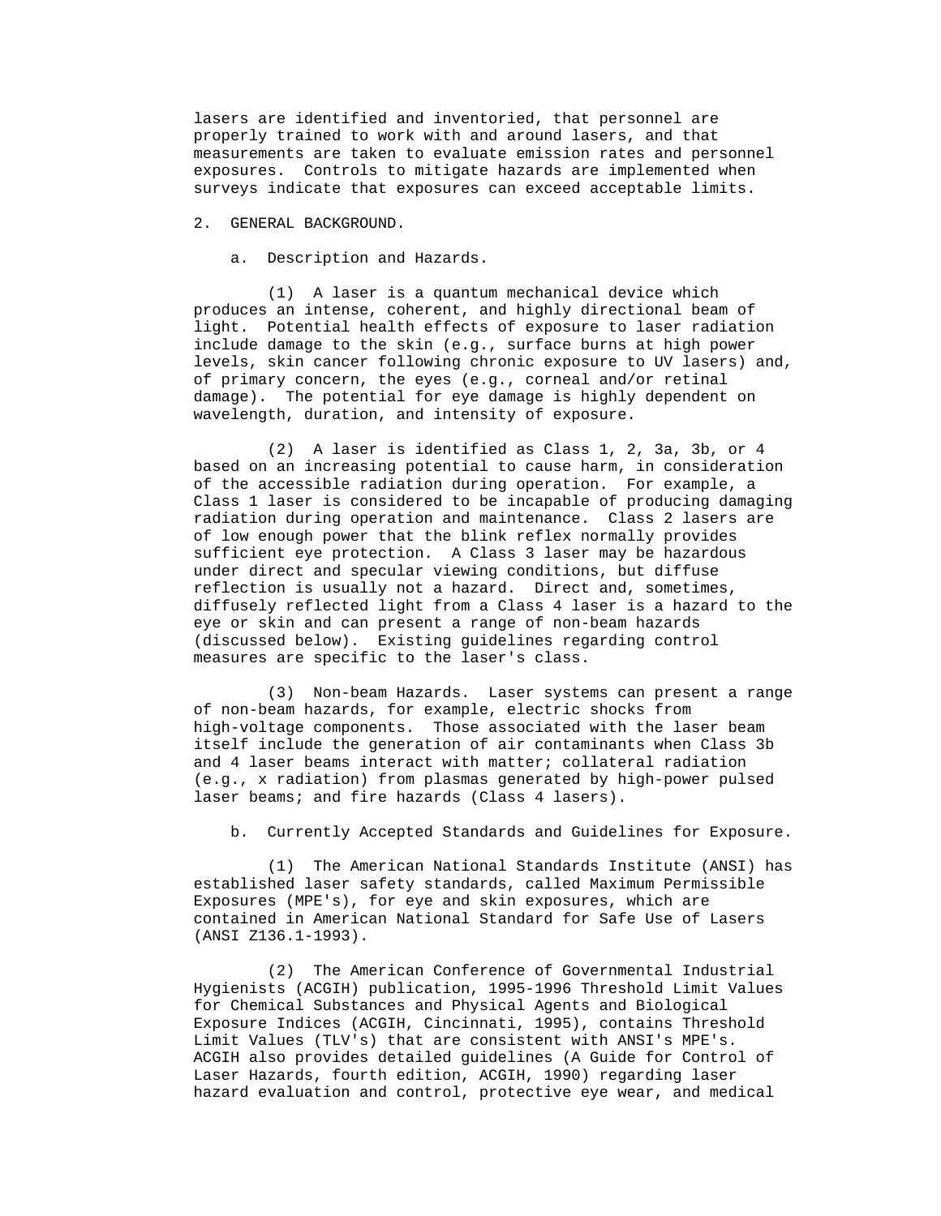lasers are identified and inventoried, that personnel are properly trained to work with and around lasers, and that measurements are taken to evaluate emission rates and personnel exposures. Controls to mitigate hazards are implemented when surveys indicate that exposures can exceed acceptable limits.

## 2. GENERAL BACKGROUND.

### a. Description and Hazards.

(1) A laser is a quantum mechanical device which produces an intense, coherent, and highly directional beam of light. Potential health effects of exposure to laser radiation include damage to the skin (e.g., surface burns at high power levels, skin cancer following chronic exposure to UV lasers) and, of primary concern, the eyes (e.g., corneal and/or retinal damage). The potential for eye damage is highly dependent on wavelength, duration, and intensity of exposure.

(2) A laser is identified as Class 1, 2, 3a, 3b, or 4 based on an increasing potential to cause harm, in consideration of the accessible radiation during operation. For example, a Class 1 laser is considered to be incapable of producing damaging radiation during operation and maintenance. Class 2 lasers are of low enough power that the blink reflex normally provides sufficient eye protection. A Class 3 laser may be hazardous under direct and specular viewing conditions, but diffuse reflection is usually not a hazard. Direct and, sometimes, diffusely reflected light from a Class 4 laser is a hazard to the eye or skin and can present a range of non-beam hazards (discussed below). Existing guidelines regarding control measures are specific to the laser's class.

(3) Non-beam Hazards. Laser systems can present a range of non-beam hazards, for example, electric shocks from high-voltage components. Those associated with the laser beam itself include the generation of air contaminants when Class 3b and 4 laser beams interact with matter; collateral radiation (e.g., x radiation) from plasmas generated by high-power pulsed laser beams; and fire hazards (Class 4 lasers).

### b. Currently Accepted Standards and Guidelines for Exposure.

(1) The American National Standards Institute (ANSI) has established laser safety standards, called Maximum Permissible Exposures (MPE's), for eye and skin exposures, which are contained in American National Standard for Safe Use of Lasers (ANSI Z136.1-1993).

(2) The American Conference of Governmental Industrial Hygienists (ACGIH) publication, 1995-1996 Threshold Limit Values for Chemical Substances and Physical Agents and Biological Exposure Indices (ACGIH, Cincinnati, 1995), contains Threshold Limit Values (TLV's) that are consistent with ANSI's MPE's. ACGIH also provides detailed guidelines (A Guide for Control of Laser Hazards, fourth edition, ACGIH, 1990) regarding laser hazard evaluation and control, protective eye wear, and medical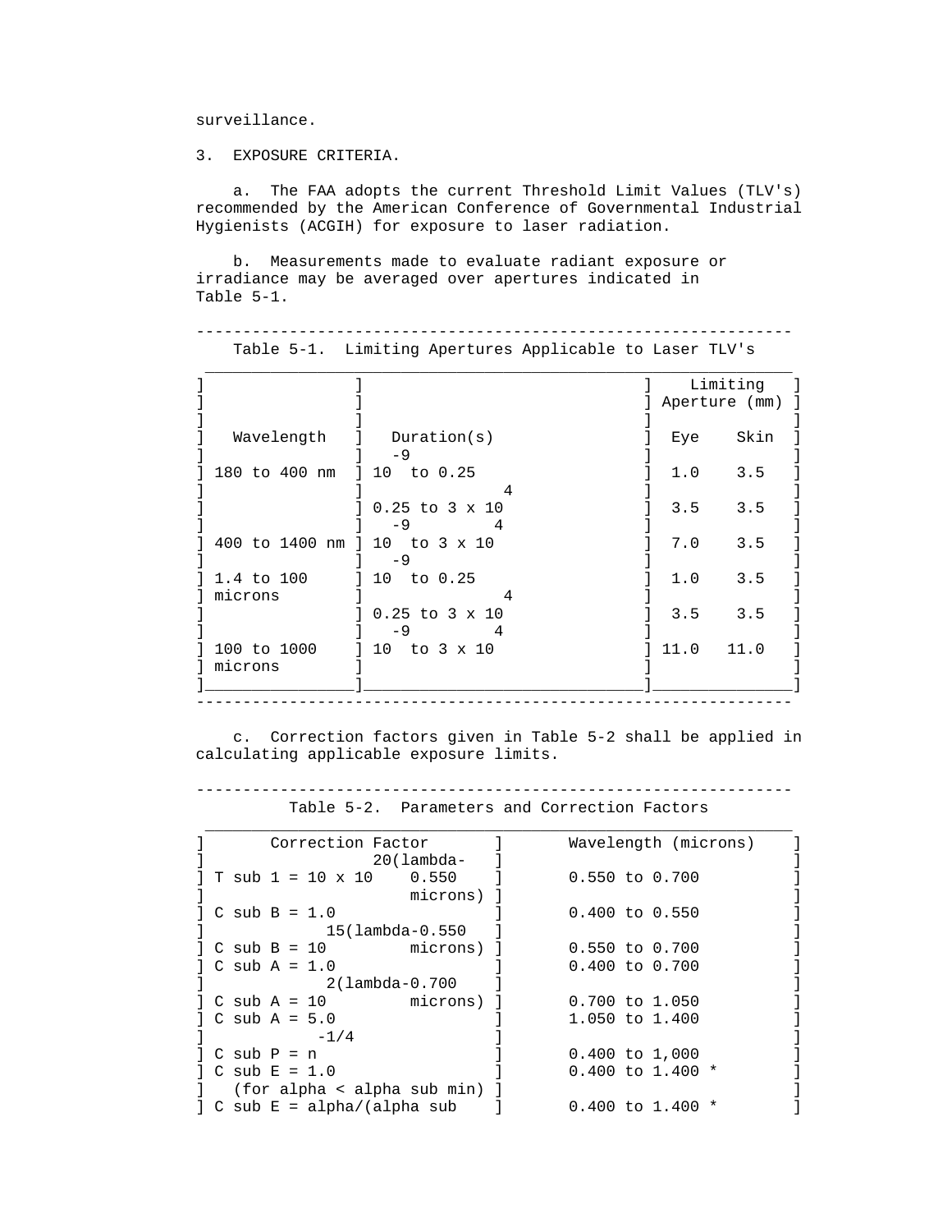surveillance.

3. EXPOSURE CRITERIA.

a. The FAA adopts the current Threshold Limit Values (TLV's) recommended by the American Conference of Governmental Industrial Hygienists (ACGIH) for exposure to laser radiation.

b. Measurements made to evaluate radiant exposure or irradiance may be averaged over apertures indicated in Table 5-1.

Table 5-1. Limiting Apertures Applicable to Laser TLV's

| Wavelength | Duration(s) | Limiting Aperture (mm) Eye | Limiting Aperture (mm) Skin |
|---|---|---|---|
| 180 to 400 nm | $10^{-9}$ to 0.25 | 1.0 | 3.5 |
| | 0.25 to $3 \times 10^{4}$ | 3.5 | 3.5 |
| 400 to 1400 nm | $10^{-9}$ to $3 \times 10^{4}$ | 7.0 | 3.5 |
| 1.4 to 100 microns | $10^{-9}$ to 0.25 | 1.0 | 3.5 |
| | 0.25 to $3 \times 10^{4}$ | 3.5 | 3.5 |
| 100 to 1000 microns | $10^{-9}$ to $3 \times 10^{4}$ | 11.0 | 11.0 |

c. Correction factors given in Table 5-2 shall be applied in calculating applicable exposure limits.

Table 5-2. Parameters and Correction Factors

| Correction Factor | Wavelength (microns) |
|---|---|
| $T_1 = 10 \times 10^{20(\lambda - 0.550\ \text{microns})}$ | 0.550 to 0.700 |
| $C_B = 1.0$ | 0.400 to 0.550 |
| $C_B = 10^{15(\lambda - 0.550\ \text{microns})}$ | 0.550 to 0.700 |
| $C_A = 1.0$ | 0.400 to 0.700 |
| $C_A = 10^{2(\lambda - 0.700\ \text{microns})}$ | 0.700 to 1.050 |
| $C_A = 5.0$ | 1.050 to 1.400 |
| $C_P = n^{-1/4}$ | 0.400 to 1,000 |
| $C_E = 1.0$ (for $\alpha < \alpha_{min}$) | 0.400 to 1.400 * |
| $C_E = \alpha/(\alpha_{sub}$ | 0.400 to 1.400 * |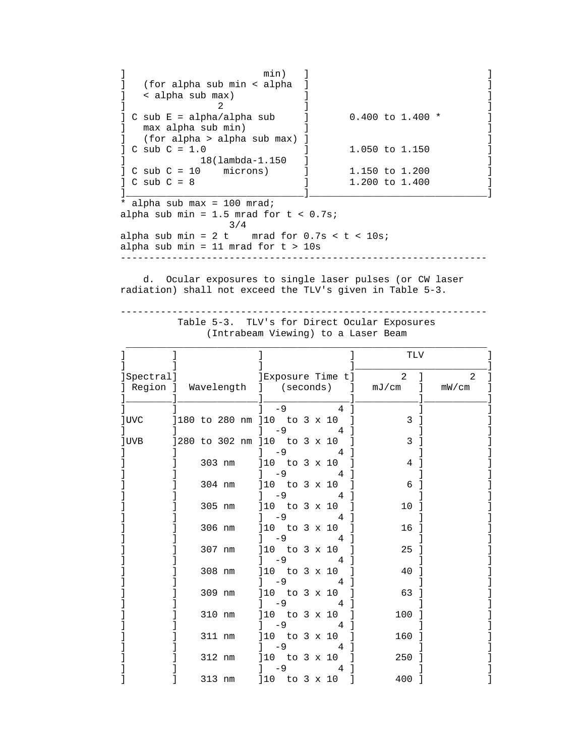| | |
|---|---|
| min) (for $\alpha_{min} < \alpha < \alpha_{max}$) | |
| $C_E = \alpha^2/\alpha_{max}\,\alpha_{min}$) (for $\alpha > \alpha_{max}$) | 0.400 to 1.400 * |
| $C_C = 1.0$ | 1.050 to 1.150 |
| $C_C = 10^{18(\lambda - 1.150\ \text{microns})}$ | 1.150 to 1.200 |
| $C_C = 8$ | 1.200 to 1.400 |

\* $\alpha_{max}$ = 100 mrad;
$\alpha_{min}$ = 1.5 mrad for t < 0.7s;
$\alpha_{min} = 2\ t^{3/4}$ mrad for 0.7s < t < 10s;
$\alpha_{min}$ = 11 mrad for t > 10s

d. Ocular exposures to single laser pulses (or CW laser radiation) shall not exceed the TLV's given in Table 5-3.

Table 5-3. TLV's for Direct Ocular Exposures (Intrabeam Viewing) to a Laser Beam

| Spectral Region | Wavelength | Exposure Time t (seconds) | TLV $mJ/cm^2$ | TLV $mW/cm^2$ |
|---|---|---|---|---|
| UVC | 180 to 280 nm | $10^{-9}$ to $3 \times 10^4$ | 3 | |
| UVB | 280 to 302 nm | $10^{-9}$ to $3 \times 10^4$ | 3 | |
| | 303 nm | $10^{-9}$ to $3 \times 10^4$ | 4 | |
| | 304 nm | $10^{-9}$ to $3 \times 10^4$ | 6 | |
| | 305 nm | $10^{-9}$ to $3 \times 10^4$ | 10 | |
| | 306 nm | $10^{-9}$ to $3 \times 10^4$ | 16 | |
| | 307 nm | $10^{-9}$ to $3 \times 10^4$ | 25 | |
| | 308 nm | $10^{-9}$ to $3 \times 10^4$ | 40 | |
| | 309 nm | $10^{-9}$ to $3 \times 10^4$ | 63 | |
| | 310 nm | $10^{-9}$ to $3 \times 10^4$ | 100 | |
| | 311 nm | $10^{-9}$ to $3 \times 10^4$ | 160 | |
| | 312 nm | $10^{-9}$ to $3 \times 10^4$ | 250 | |
| | 313 nm | $10^{-9}$ to $3 \times 10^4$ | 400 | |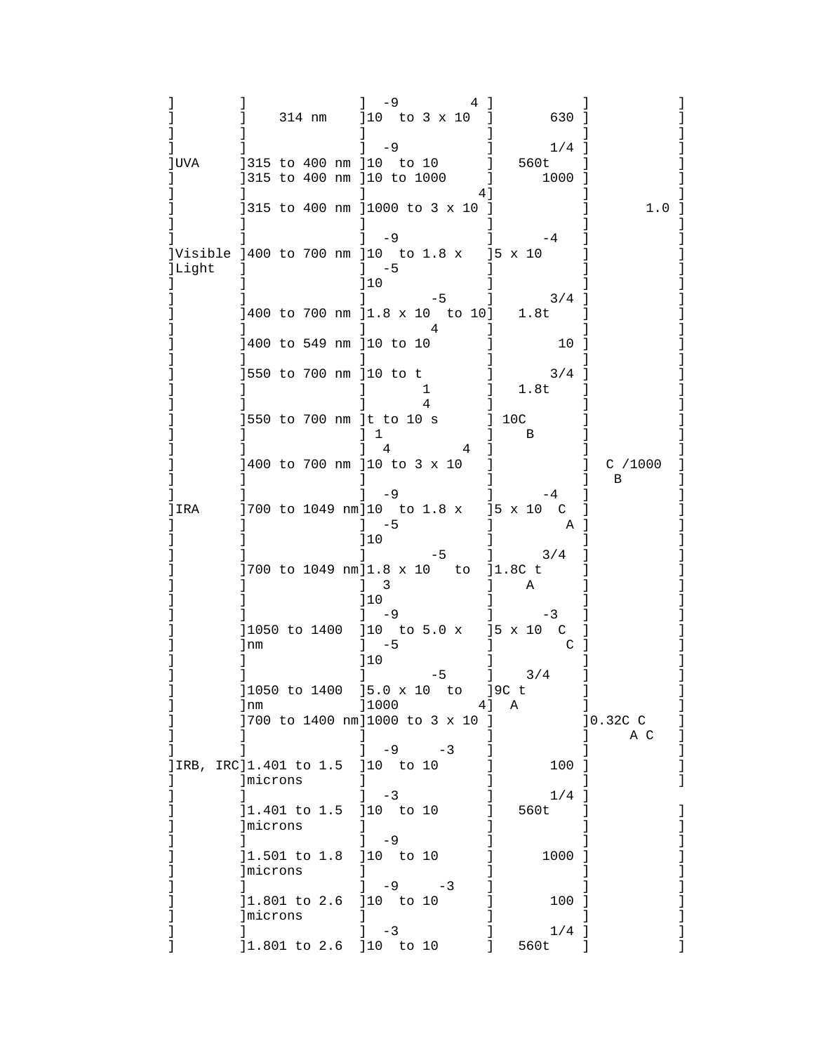| | | | | |
|---|---|---|---|---|
| | 314 nm | $10^{-9}$ to $3 \times 10^{4}$ | 630 | |
| UVA | 315 to 400 nm | $10^{-9}$ to 10 | $560t^{1/4}$ | |
| | 315 to 400 nm | 10 to 1000 | 1000 | |
| | 315 to 400 nm | 1000 to $3 \times 10^{4}$ | | 1.0 |
| Visible Light | 400 to 700 nm | $10^{-9}$ to $1.8 \times 10^{-5}$ | $5 \times 10^{-4}$ | |
| | 400 to 700 nm | $1.8 \times 10^{-5}$ to 10 | $1.8t^{3/4}$ | |
| | 400 to 549 nm | 10 to $10^{4}$ | 10 | |
| | 550 to 700 nm | 10 to $t_1$ | $1.8t^{3/4}$ | |
| | 550 to 700 nm | $t_1$ to $10^{4}$ s | $10C_B$ | |
| | 400 to 700 nm | $10^{4}$ to $3 \times 10^{4}$ | | $C_B/1000$ |
| IRA | 700 to 1049 nm | $10^{-9}$ to $1.8 \times 10^{-5}$ | $5 \times 10^{-4} C_A$ | |
| | 700 to 1049 nm | $1.8 \times 10^{-5}$ to $10^{3}$ | $1.8C_A t^{3/4}$ | |
| | 1050 to 1400 nm | $10^{-9}$ to $5.0 \times 10^{-5}$ | $5 \times 10^{-3} C_C$ | |
| | 1050 to 1400 nm | $5.0 \times 10^{-5}$ to 1000 | $9C_A t^{3/4}$ | |
| | 700 to 1400 nm | 1000 to $3 \times 10^{4}$ | | $0.32C_A C_C$ |
| IRB, IRC | 1.401 to 1.5 microns | $10^{-9}$ to $10^{-3}$ | 100 | |
| | 1.401 to 1.5 microns | $10^{-3}$ to 10 | $560t^{1/4}$ | |
| | 1.501 to 1.8 microns | $10^{-9}$ to 10 | 1000 | |
| | 1.801 to 2.6 microns | $10^{-9}$ to $10^{-3}$ | 100 | |
| | 1.801 to 2.6 microns | $10^{-3}$ to 10 | $560t^{1/4}$ | |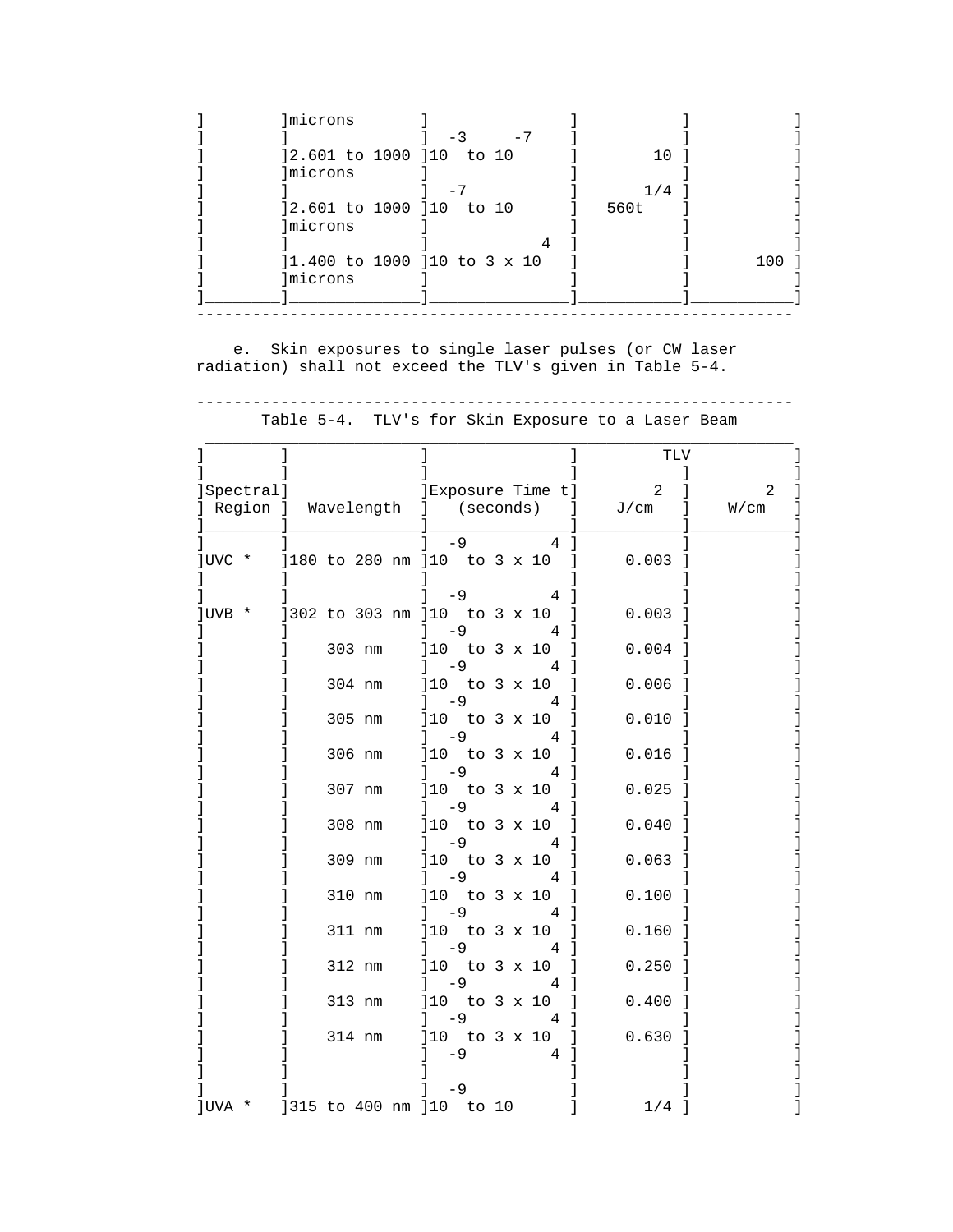| | | | | |
|---|---|---|---|---|
| | microns | | | |
| | 2.601 to 1000 microns | $10^{-3}$ to $10^{-7}$ | 10 | |
| | 2.601 to 1000 microns | $10^{-7}$ to 10 | $560t^{1/4}$ | |
| | 1.400 to 1000 microns | 10 to $3 \times 10^{4}$ | | 100 |

e. Skin exposures to single laser pulses (or CW laser radiation) shall not exceed the TLV's given in Table 5-4.

Table 5-4. TLV's for Skin Exposure to a Laser Beam

| Spectral Region | Wavelength | Exposure Time t (seconds) | TLV $J/cm^2$ | TLV $W/cm^2$ |
|---|---|---|---|---|
| UVC * | 180 to 280 nm | $10^{-9}$ to $3 \times 10^{4}$ | 0.003 | |
| UVB * | 302 to 303 nm | $10^{-9}$ to $3 \times 10^{4}$ | 0.003 | |
| | 303 nm | $10^{-9}$ to $3 \times 10^{4}$ | 0.004 | |
| | 304 nm | $10^{-9}$ to $3 \times 10^{4}$ | 0.006 | |
| | 305 nm | $10^{-9}$ to $3 \times 10^{4}$ | 0.010 | |
| | 306 nm | $10^{-9}$ to $3 \times 10^{4}$ | 0.016 | |
| | 307 nm | $10^{-9}$ to $3 \times 10^{4}$ | 0.025 | |
| | 308 nm | $10^{-9}$ to $3 \times 10^{4}$ | 0.040 | |
| | 309 nm | $10^{-9}$ to $3 \times 10^{4}$ | 0.063 | |
| | 310 nm | $10^{-9}$ to $3 \times 10^{4}$ | 0.100 | |
| | 311 nm | $10^{-9}$ to $3 \times 10^{4}$ | 0.160 | |
| | 312 nm | $10^{-9}$ to $3 \times 10^{4}$ | 0.250 | |
| | 313 nm | $10^{-9}$ to $3 \times 10^{4}$ | 0.400 | |
| | 314 nm | $10^{-9}$ to $3 \times 10^{4}$ | 0.630 | |
| UVA * | 315 to 400 nm | $10^{-9}$ to 10 | $0.56t^{1/4}$ | |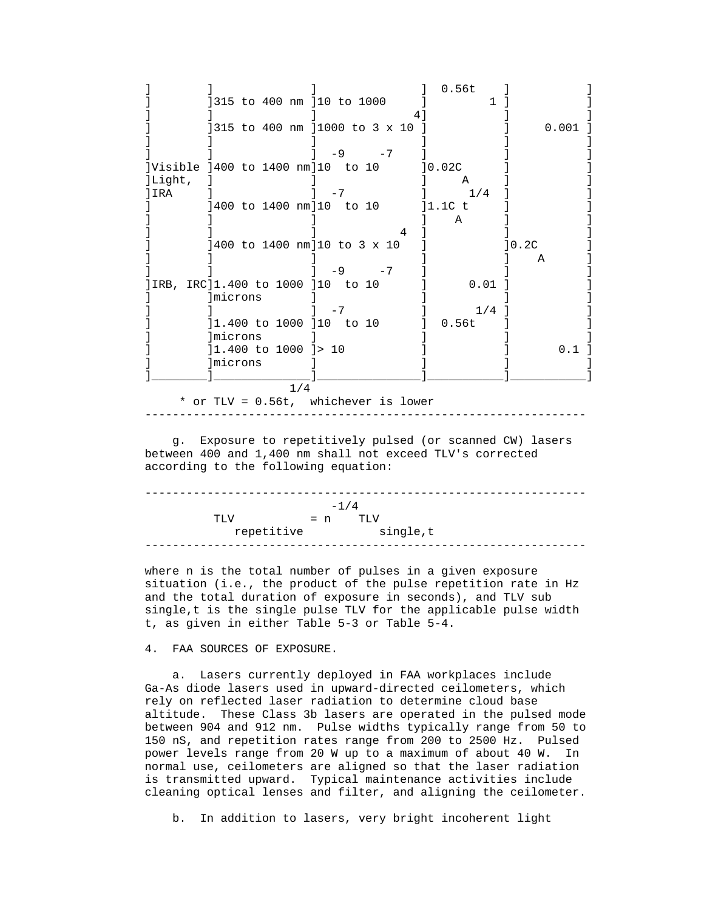| | | | | | |
|---|---|---|---|---|---|
| | 315 to 400 nm | 10 to 1000 | $0.56t^{1/4}$ | | |
| | 315 to 400 nm | 1000 to $3 \times 10^4$ | | | 0.001 |
| Visible Light, IRA | 400 to 1400 nm | $10^{-9}$ to $10^{-7}$ | $0.02C_A$ | | |
| | 400 to 1400 nm | $10^{-7}$ to 10 | $1.1C_A t^{1/4}$ | | |
| | 400 to 1400 nm | 10 to $3 \times 10^4$ | | $0.2C_A$ | |
| IRB, IRC | 1.400 to 1000 microns | $10^{-9}$ to $10^{-7}$ | 0.01 | | |
| | 1.400 to 1000 microns | $10^{-7}$ to 10 | $0.56t^{1/4}$ | | |
| | 1.400 to 1000 microns | > 10 | | | 0.1 |

\* or TLV = $0.56t^{1/4}$, whichever is lower

g. Exposure to repetitively pulsed (or scanned CW) lasers between 400 and 1,400 nm shall not exceed TLV's corrected according to the following equation:

$$TLV_{repetitive} = n^{-1/4} \; TLV_{single,t}$$

where n is the total number of pulses in a given exposure situation (i.e., the product of the pulse repetition rate in Hz and the total duration of exposure in seconds), and TLV sub single,t is the single pulse TLV for the applicable pulse width t, as given in either Table 5-3 or Table 5-4.

4. FAA SOURCES OF EXPOSURE.

a. Lasers currently deployed in FAA workplaces include Ga-As diode lasers used in upward-directed ceilometers, which rely on reflected laser radiation to determine cloud base altitude. These Class 3b lasers are operated in the pulsed mode between 904 and 912 nm. Pulse widths typically range from 50 to 150 nS, and repetition rates range from 200 to 2500 Hz. Pulsed power levels range from 20 W up to a maximum of about 40 W. In normal use, ceilometers are aligned so that the laser radiation is transmitted upward. Typical maintenance activities include cleaning optical lenses and filter, and aligning the ceilometer.

b. In addition to lasers, very bright incoherent light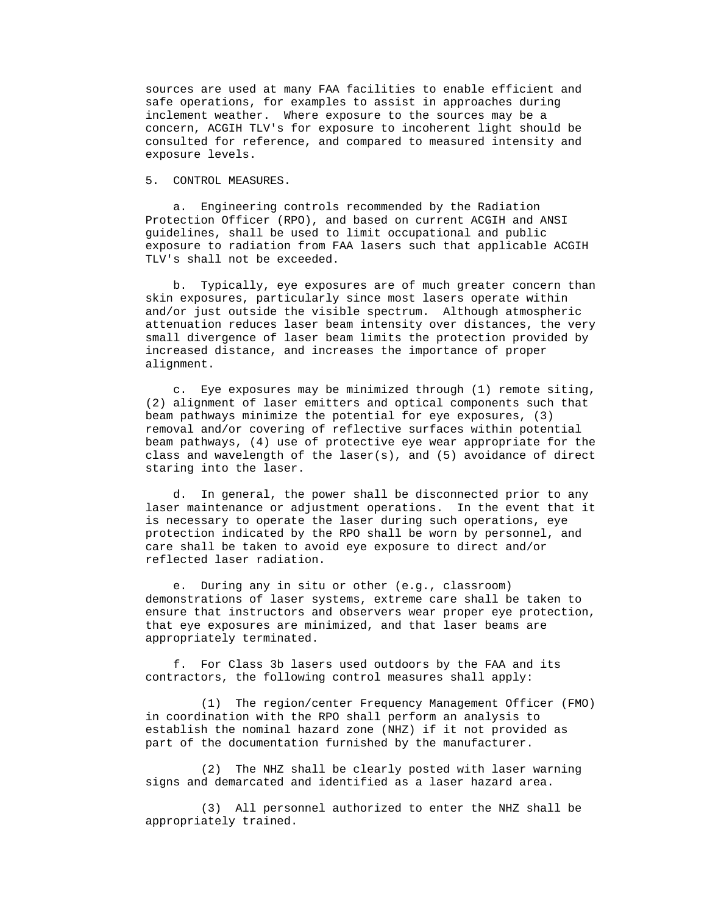sources are used at many FAA facilities to enable efficient and safe operations, for examples to assist in approaches during inclement weather. Where exposure to the sources may be a concern, ACGIH TLV's for exposure to incoherent light should be consulted for reference, and compared to measured intensity and exposure levels.

5. CONTROL MEASURES.

a. Engineering controls recommended by the Radiation Protection Officer (RPO), and based on current ACGIH and ANSI guidelines, shall be used to limit occupational and public exposure to radiation from FAA lasers such that applicable ACGIH TLV's shall not be exceeded.

b. Typically, eye exposures are of much greater concern than skin exposures, particularly since most lasers operate within and/or just outside the visible spectrum. Although atmospheric attenuation reduces laser beam intensity over distances, the very small divergence of laser beam limits the protection provided by increased distance, and increases the importance of proper alignment.

c. Eye exposures may be minimized through (1) remote siting, (2) alignment of laser emitters and optical components such that beam pathways minimize the potential for eye exposures, (3) removal and/or covering of reflective surfaces within potential beam pathways, (4) use of protective eye wear appropriate for the class and wavelength of the laser(s), and (5) avoidance of direct staring into the laser.

d. In general, the power shall be disconnected prior to any laser maintenance or adjustment operations. In the event that it is necessary to operate the laser during such operations, eye protection indicated by the RPO shall be worn by personnel, and care shall be taken to avoid eye exposure to direct and/or reflected laser radiation.

e. During any in situ or other (e.g., classroom) demonstrations of laser systems, extreme care shall be taken to ensure that instructors and observers wear proper eye protection, that eye exposures are minimized, and that laser beams are appropriately terminated.

f. For Class 3b lasers used outdoors by the FAA and its contractors, the following control measures shall apply:

(1) The region/center Frequency Management Officer (FMO) in coordination with the RPO shall perform an analysis to establish the nominal hazard zone (NHZ) if it not provided as part of the documentation furnished by the manufacturer.

(2) The NHZ shall be clearly posted with laser warning signs and demarcated and identified as a laser hazard area.

(3) All personnel authorized to enter the NHZ shall be appropriately trained.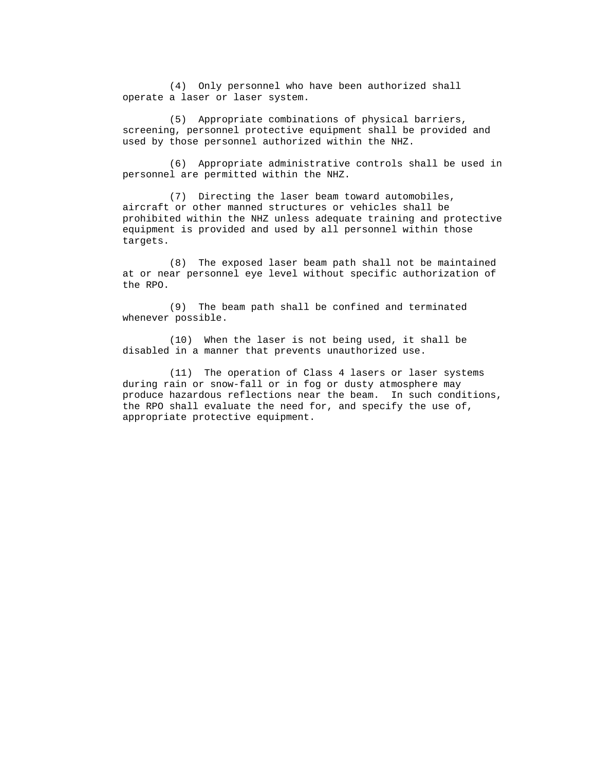(4) Only personnel who have been authorized shall operate a laser or laser system.

(5) Appropriate combinations of physical barriers, screening, personnel protective equipment shall be provided and used by those personnel authorized within the NHZ.

(6) Appropriate administrative controls shall be used in personnel are permitted within the NHZ.

(7) Directing the laser beam toward automobiles, aircraft or other manned structures or vehicles shall be prohibited within the NHZ unless adequate training and protective equipment is provided and used by all personnel within those targets.

(8) The exposed laser beam path shall not be maintained at or near personnel eye level without specific authorization of the RPO.

(9) The beam path shall be confined and terminated whenever possible.

(10) When the laser is not being used, it shall be disabled in a manner that prevents unauthorized use.

(11) The operation of Class 4 lasers or laser systems during rain or snow-fall or in fog or dusty atmosphere may produce hazardous reflections near the beam. In such conditions, the RPO shall evaluate the need for, and specify the use of, appropriate protective equipment.